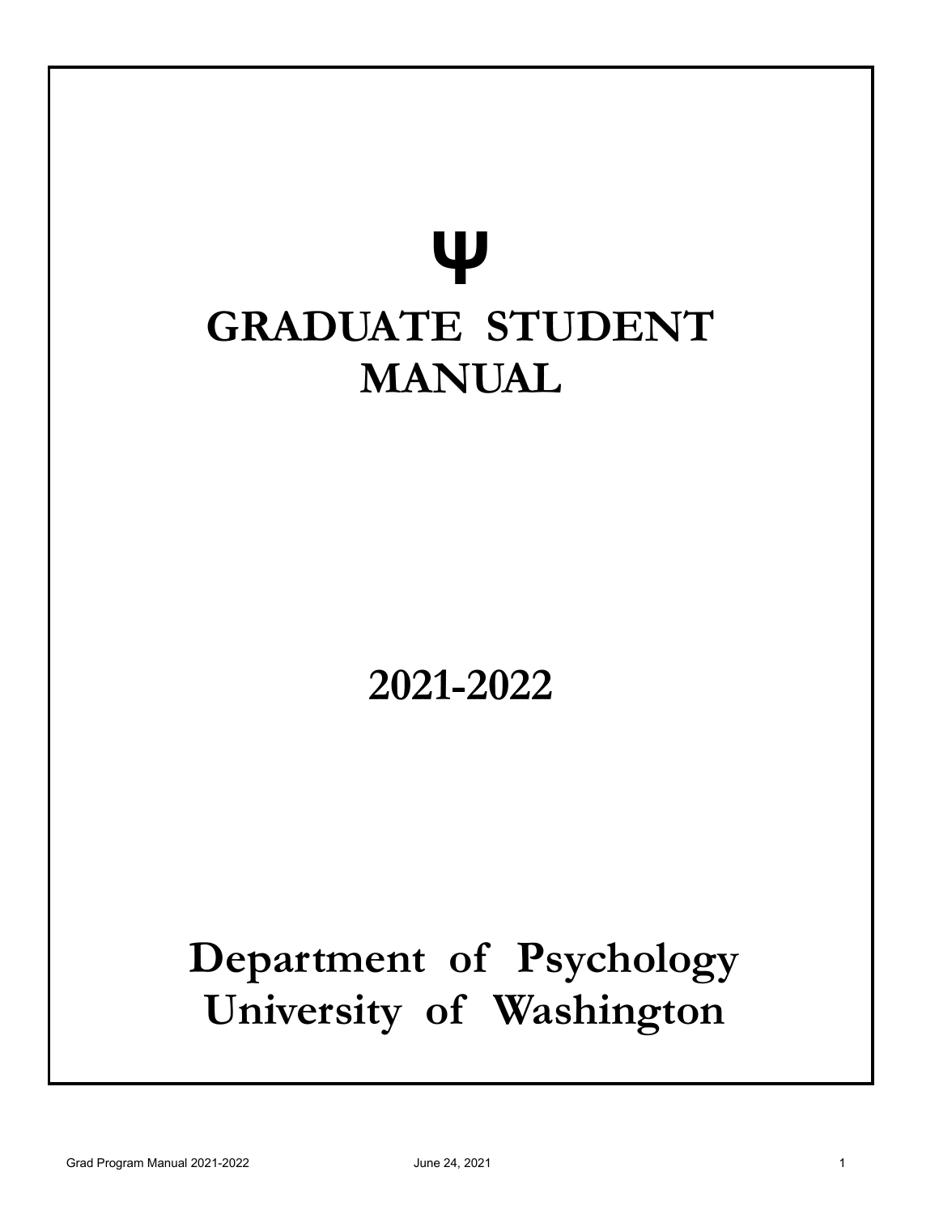Ψ

# GRADUATE STUDENT MANUAL

## 2021-2022

# Department of Psychology
# University of Washington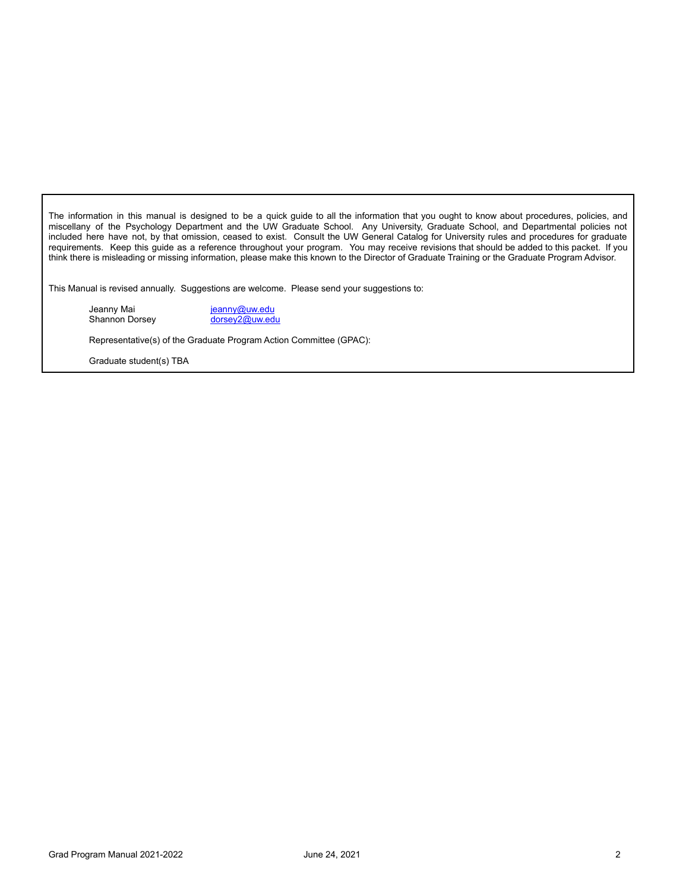The information in this manual is designed to be a quick guide to all the information that you ought to know about procedures, policies, and miscellany of the Psychology Department and the UW Graduate School. Any University, Graduate School, and Departmental policies not included here have not, by that omission, ceased to exist. Consult the UW General Catalog for University rules and procedures for graduate requirements. Keep this guide as a reference throughout your program. You may receive revisions that should be added to this packet. If you think there is misleading or missing information, please make this known to the Director of Graduate Training or the Graduate Program Advisor.

This Manual is revised annually. Suggestions are welcome. Please send your suggestions to:

Jeanny Mai [jeanny@uw.edu](mailto:jeanny@uw.edu)
Shannon Dorsey [dorsey2@uw.edu](mailto:dorsey2@uw.edu)

Representative(s) of the Graduate Program Action Committee (GPAC):

Graduate student(s) TBA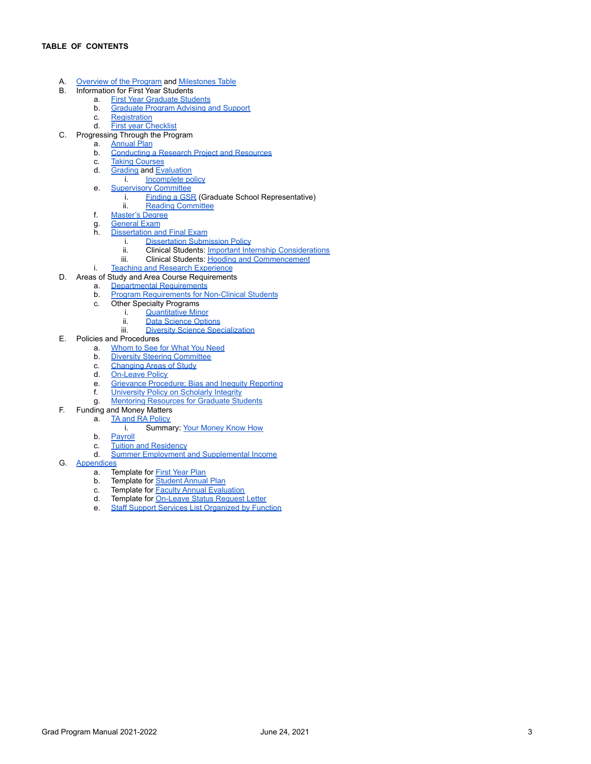# TABLE OF CONTENTS

A. Overview of the Program and Milestones Table
B. Information for First Year Students
    a. First Year Graduate Students
    b. Graduate Program Advising and Support
    c. Registration
    d. First year Checklist
C. Progressing Through the Program
    a. Annual Plan
    b. Conducting a Research Project and Resources
    c. Taking Courses
    d. Grading and Evaluation
        i. Incomplete policy
    e. Supervisory Committee
        i. Finding a GSR (Graduate School Representative)
        ii. Reading Committee
    f. Master's Degree
    g. General Exam
    h. Dissertation and Final Exam
        i. Dissertation Submission Policy
        ii. Clinical Students: Important Internship Considerations
        iii. Clinical Students: Hooding and Commencement
    i. Teaching and Research Experience
D. Areas of Study and Area Course Requirements
    a. Departmental Requirements
    b. Program Requirements for Non-Clinical Students
    c. Other Specialty Programs
        i. Quantitative Minor
        ii. Data Science Options
        iii. Diversity Science Specialization
E. Policies and Procedures
    a. Whom to See for What You Need
    b. Diversity Steering Committee
    c. Changing Areas of Study
    d. On-Leave Policy
    e. Grievance Procedure: Bias and Inequity Reporting
    f. University Policy on Scholarly Integrity
    g. Mentoring Resources for Graduate Students
F. Funding and Money Matters
    a. TA and RA Policy
        i. Summary: Your Money Know How
    b. Payroll
    c. Tuition and Residency
    d. Summer Employment and Supplemental Income
G. Appendices
    a. Template for First Year Plan
    b. Template for Student Annual Plan
    c. Template for Faculty Annual Evaluation
    d. Template for On-Leave Status Request Letter
    e. Staff Support Services List Organized by Function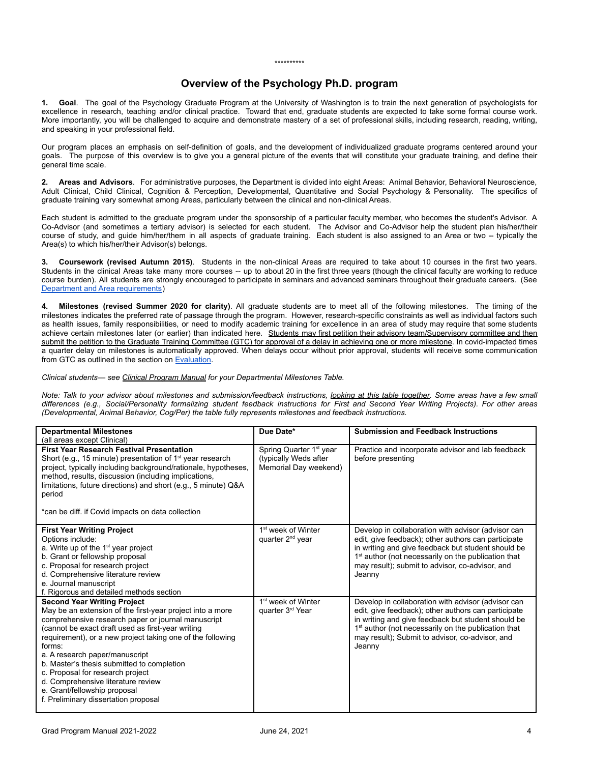\*\*\*\*\*\*\*\*\*\*

## Overview of the Psychology Ph.D. program

**1. Goal**. The goal of the Psychology Graduate Program at the University of Washington is to train the next generation of psychologists for excellence in research, teaching and/or clinical practice. Toward that end, graduate students are expected to take some formal course work. More importantly, you will be challenged to acquire and demonstrate mastery of a set of professional skills, including research, reading, writing, and speaking in your professional field.

Our program places an emphasis on self-definition of goals, and the development of individualized graduate programs centered around your goals. The purpose of this overview is to give you a general picture of the events that will constitute your graduate training, and define their general time scale.

**2. Areas and Advisors**. For administrative purposes, the Department is divided into eight Areas: Animal Behavior, Behavioral Neuroscience, Adult Clinical, Child Clinical, Cognition & Perception, Developmental, Quantitative and Social Psychology & Personality. The specifics of graduate training vary somewhat among Areas, particularly between the clinical and non-clinical Areas.

Each student is admitted to the graduate program under the sponsorship of a particular faculty member, who becomes the student's Advisor. A Co-Advisor (and sometimes a tertiary advisor) is selected for each student. The Advisor and Co-Advisor help the student plan his/her/their course of study, and guide him/her/them in all aspects of graduate training. Each student is also assigned to an Area or two -- typically the Area(s) to which his/her/their Advisor(s) belongs.

**3. Coursework (revised Autumn 2015)**. Students in the non-clinical Areas are required to take about 10 courses in the first two years. Students in the clinical Areas take many more courses -- up to about 20 in the first three years (though the clinical faculty are working to reduce course burden). All students are strongly encouraged to participate in seminars and advanced seminars throughout their graduate careers. (See Department and Area requirements)

**4. Milestones (revised Summer 2020 for clarity)**. All graduate students are to meet all of the following milestones. The timing of the milestones indicates the preferred rate of passage through the program. However, research-specific constraints as well as individual factors such as health issues, family responsibilities, or need to modify academic training for excellence in an area of study may require that some students achieve certain milestones later (or earlier) than indicated here. Students may first petition their advisory team/Supervisory committee and then submit the petition to the Graduate Training Committee (GTC) for approval of a delay in achieving one or more milestone. In covid-impacted times a quarter delay on milestones is automatically approved. When delays occur without prior approval, students will receive some communication from GTC as outlined in the section on Evaluation.

*Clinical students— see Clinical Program Manual for your Departmental Milestones Table.*

*Note: Talk to your advisor about milestones and submission/feedback instructions, looking at this table together. Some areas have a few small differences (e.g., Social/Personality formalizing student feedback instructions for First and Second Year Writing Projects). For other areas (Developmental, Animal Behavior, Cog/Per) the table fully represents milestones and feedback instructions.*

| **Departmental Milestones** (all areas except Clinical) | **Due Date\*** | **Submission and Feedback Instructions** |
|---|---|---|
| **First Year Research Festival Presentation**<br>Short (e.g., 15 minute) presentation of 1st year research project, typically including background/rationale, hypotheses, method, results, discussion (including implications, limitations, future directions) and short (e.g., 5 minute) Q&A period<br><br>\*can be diff. if Covid impacts on data collection | Spring Quarter 1st year (typically Weds after Memorial Day weekend) | Practice and incorporate advisor and lab feedback before presenting |
| **First Year Writing Project**<br>Options include:<br>a. Write up of the 1st year project<br>b. Grant or fellowship proposal<br>c. Proposal for research project<br>d. Comprehensive literature review<br>e. Journal manuscript<br>f. Rigorous and detailed methods section | 1st week of Winter quarter 2nd year | Develop in collaboration with advisor (advisor can edit, give feedback); other authors can participate in writing and give feedback but student should be 1st author (not necessarily on the publication that may result); submit to advisor, co-advisor, and Jeanny |
| **Second Year Writing Project**<br>May be an extension of the first-year project into a more comprehensive research paper or journal manuscript (cannot be exact draft used as first-year writing requirement), or a new project taking one of the following forms:<br>a. A research paper/manuscript<br>b. Master's thesis submitted to completion<br>c. Proposal for research project<br>d. Comprehensive literature review<br>e. Grant/fellowship proposal<br>f. Preliminary dissertation proposal | 1st week of Winter quarter 3rd Year | Develop in collaboration with advisor (advisor can edit, give feedback); other authors can participate in writing and give feedback but student should be 1st author (not necessarily on the publication that may result); Submit to advisor, co-advisor, and Jeanny |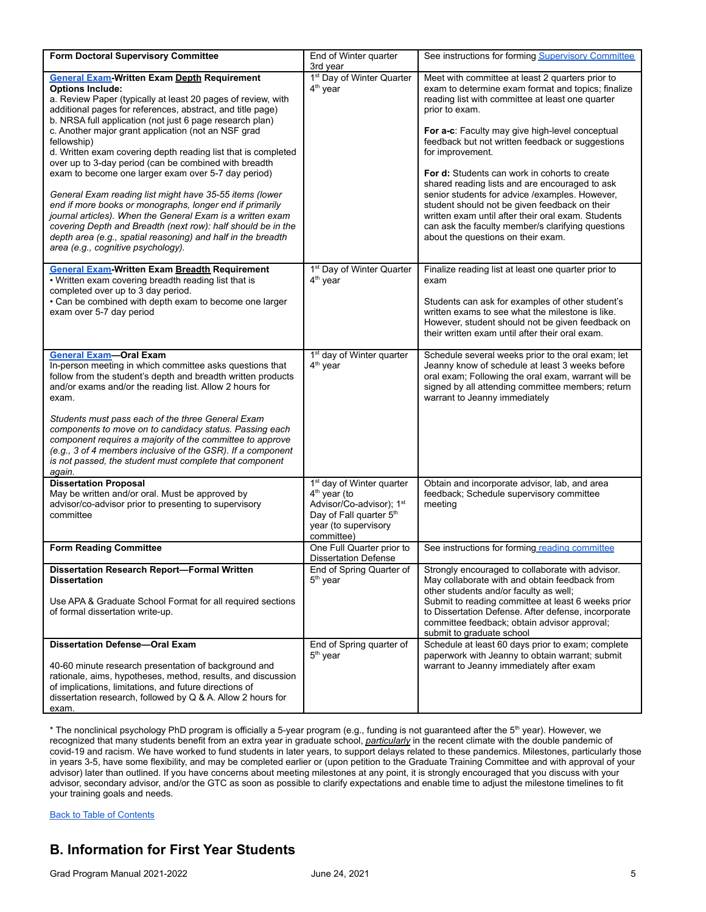| Form Doctoral Supervisory Committee | End of Winter quarter 3rd year | See instructions for forming Supervisory Committee |
|---|---|---|
| **General Exam-Written Exam Depth Requirement**<br>**Options Include:**<br>a. Review Paper (typically at least 20 pages of review, with additional pages for references, abstract, and title page)<br>b. NRSA full application (not just 6 page research plan)<br>c. Another major grant application (not an NSF grad fellowship)<br>d. Written exam covering depth reading list that is completed over up to 3-day period (can be combined with breadth exam to become one larger exam over 5-7 day period)<br><br>*General Exam reading list might have 35-55 items (lower end if more books or monographs, longer end if primarily journal articles). When the General Exam is a written exam covering Depth and Breadth (next row): half should be in the depth area (e.g., spatial reasoning) and half in the breadth area (e.g., cognitive psychology).* | 1st Day of Winter Quarter 4th year | Meet with committee at least 2 quarters prior to exam to determine exam format and topics; finalize reading list with committee at least one quarter prior to exam.<br><br>**For a-c**: Faculty may give high-level conceptual feedback but not written feedback or suggestions for improvement.<br><br>**For d:** Students can work in cohorts to create shared reading lists and are encouraged to ask senior students for advice /examples. However, student should not be given feedback on their written exam until after their oral exam. Students can ask the faculty member/s clarifying questions about the questions on their exam. |
| **General Exam-Written Exam Breadth Requirement**<br>• Written exam covering breadth reading list that is completed over up to 3 day period.<br>• Can be combined with depth exam to become one larger exam over 5-7 day period | 1st Day of Winter Quarter 4th year | Finalize reading list at least one quarter prior to exam<br><br>Students can ask for examples of other student's written exams to see what the milestone is like. However, student should not be given feedback on their written exam until after their oral exam. |
| **General Exam—Oral Exam**<br>In-person meeting in which committee asks questions that follow from the student's depth and breadth written products and/or exams and/or the reading list. Allow 2 hours for exam.<br><br>*Students must pass each of the three General Exam components to move on to candidacy status. Passing each component requires a majority of the committee to approve (e.g., 3 of 4 members inclusive of the GSR). If a component is not passed, the student must complete that component again.* | 1st day of Winter quarter 4th year | Schedule several weeks prior to the oral exam; let Jeanny know of schedule at least 3 weeks before oral exam; Following the oral exam, warrant will be signed by all attending committee members; return warrant to Jeanny immediately |
| **Dissertation Proposal**<br>May be written and/or oral. Must be approved by advisor/co-advisor prior to presenting to supervisory committee | 1st day of Winter quarter 4th year (to Advisor/Co-advisor); 1st Day of Fall quarter 5th year (to supervisory committee) | Obtain and incorporate advisor, lab, and area feedback; Schedule supervisory committee meeting |
| **Form Reading Committee** | One Full Quarter prior to Dissertation Defense | See instructions for forming reading committee |
| **Dissertation Research Report—Formal Written Dissertation**<br><br>Use APA & Graduate School Format for all required sections of formal dissertation write-up. | End of Spring Quarter of 5th year | Strongly encouraged to collaborate with advisor. May collaborate with and obtain feedback from other students and/or faculty as well;<br>Submit to reading committee at least 6 weeks prior to Dissertation Defense. After defense, incorporate committee feedback; obtain advisor approval; submit to graduate school |
| **Dissertation Defense—Oral Exam**<br><br>40-60 minute research presentation of background and rationale, aims, hypotheses, method, results, and discussion of implications, limitations, and future directions of dissertation research, followed by Q & A. Allow 2 hours for exam. | End of Spring quarter of 5th year | Schedule at least 60 days prior to exam; complete paperwork with Jeanny to obtain warrant; submit warrant to Jeanny immediately after exam |

* The nonclinical psychology PhD program is officially a 5-year program (e.g., funding is not guaranteed after the 5th year). However, we recognized that many students benefit from an extra year in graduate school, *particularly* in the recent climate with the double pandemic of covid-19 and racism. We have worked to fund students in later years, to support delays related to these pandemics. Milestones, particularly those in years 3-5, have some flexibility, and may be completed earlier or (upon petition to the Graduate Training Committee and with approval of your advisor) later than outlined. If you have concerns about meeting milestones at any point, it is strongly encouraged that you discuss with your advisor, secondary advisor, and/or the GTC as soon as possible to clarify expectations and enable time to adjust the milestone timelines to fit your training goals and needs.

Back to Table of Contents

## B. Information for First Year Students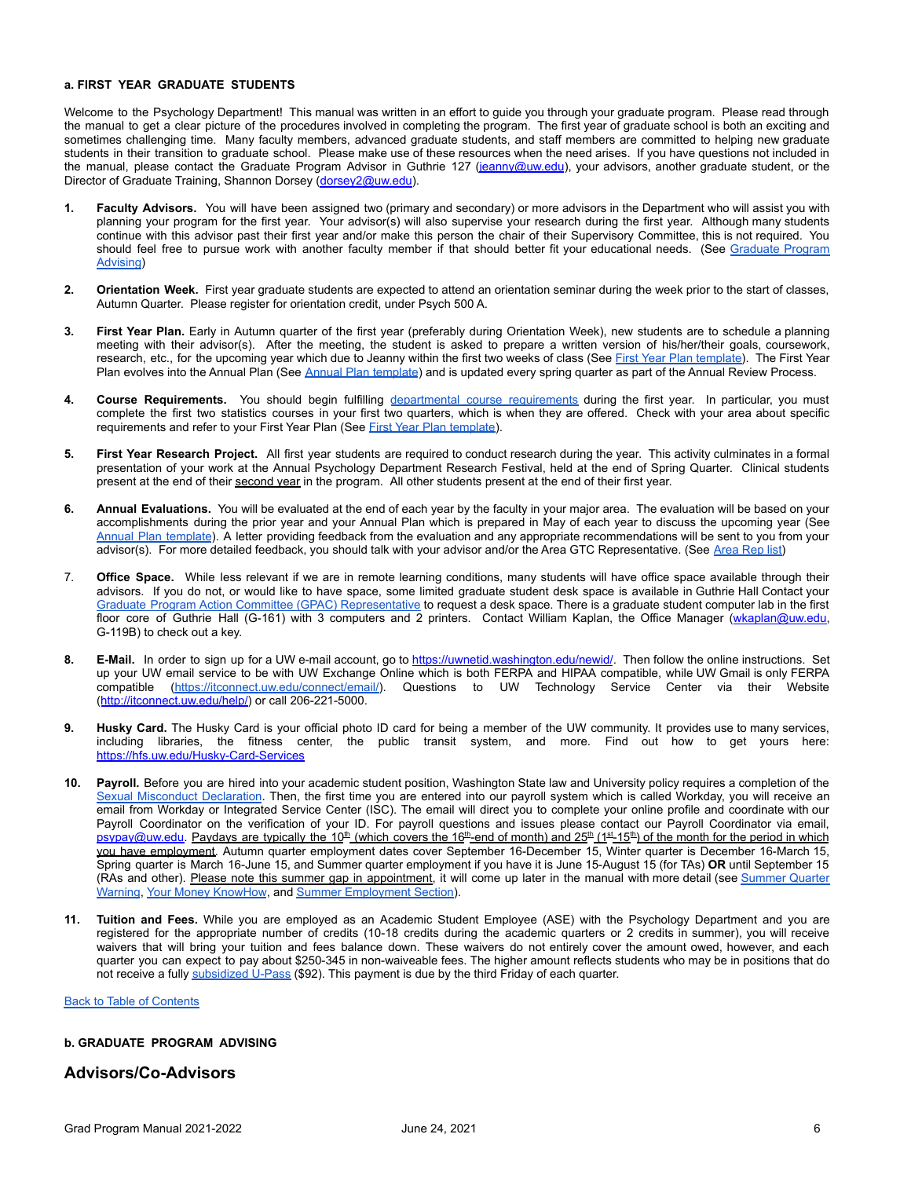**a. FIRST YEAR GRADUATE STUDENTS**

Welcome to the Psychology Department! This manual was written in an effort to guide you through your graduate program. Please read through the manual to get a clear picture of the procedures involved in completing the program. The first year of graduate school is both an exciting and sometimes challenging time. Many faculty members, advanced graduate students, and staff members are committed to helping new graduate students in their transition to graduate school. Please make use of these resources when the need arises. If you have questions not included in the manual, please contact the Graduate Program Advisor in Guthrie 127 (jeanny@uw.edu), your advisors, another graduate student, or the Director of Graduate Training, Shannon Dorsey (dorsey2@uw.edu).

1. **Faculty Advisors.** You will have been assigned two (primary and secondary) or more advisors in the Department who will assist you with planning your program for the first year. Your advisor(s) will also supervise your research during the first year. Although many students continue with this advisor past their first year and/or make this person the chair of their Supervisory Committee, this is not required. You should feel free to pursue work with another faculty member if that should better fit your educational needs. (See Graduate Program Advising)

2. **Orientation Week.** First year graduate students are expected to attend an orientation seminar during the week prior to the start of classes, Autumn Quarter. Please register for orientation credit, under Psych 500 A.

3. **First Year Plan.** Early in Autumn quarter of the first year (preferably during Orientation Week), new students are to schedule a planning meeting with their advisor(s). After the meeting, the student is asked to prepare a written version of his/her/their goals, coursework, research, etc., for the upcoming year which due to Jeanny within the first two weeks of class (See First Year Plan template). The First Year Plan evolves into the Annual Plan (See Annual Plan template) and is updated every spring quarter as part of the Annual Review Process.

4. **Course Requirements.** You should begin fulfilling departmental course requirements during the first year. In particular, you must complete the first two statistics courses in your first two quarters, which is when they are offered. Check with your area about specific requirements and refer to your First Year Plan (See First Year Plan template).

5. **First Year Research Project.** All first year students are required to conduct research during the year. This activity culminates in a formal presentation of your work at the Annual Psychology Department Research Festival, held at the end of Spring Quarter. Clinical students present at the end of their second year in the program. All other students present at the end of their first year.

6. **Annual Evaluations.** You will be evaluated at the end of each year by the faculty in your major area. The evaluation will be based on your accomplishments during the prior year and your Annual Plan which is prepared in May of each year to discuss the upcoming year (See Annual Plan template). A letter providing feedback from the evaluation and any appropriate recommendations will be sent to you from your advisor(s). For more detailed feedback, you should talk with your advisor and/or the Area GTC Representative. (See Area Rep list)

7. **Office Space.** While less relevant if we are in remote learning conditions, many students will have office space available through their advisors. If you do not, or would like to have space, some limited graduate student desk space is available in Guthrie Hall Contact your Graduate Program Action Committee (GPAC) Representative to request a desk space. There is a graduate student computer lab in the first floor core of Guthrie Hall (G-161) with 3 computers and 2 printers. Contact William Kaplan, the Office Manager (wkaplan@uw.edu, G-119B) to check out a key.

8. **E-Mail.** In order to sign up for a UW e-mail account, go to https://uwnetid.washington.edu/newid/. Then follow the online instructions. Set up your UW email service to be with UW Exchange Online which is both FERPA and HIPAA compatible, while UW Gmail is only FERPA compatible (https://itconnect.uw.edu/connect/email/). Questions to UW Technology Service Center via their Website (http://itconnect.uw.edu/help/) or call 206-221-5000.

9. **Husky Card.** The Husky Card is your official photo ID card for being a member of the UW community. It provides use to many services, including libraries, the fitness center, the public transit system, and more. Find out how to get yours here: https://hfs.uw.edu/Husky-Card-Services

10. **Payroll.** Before you are hired into your academic student position, Washington State law and University policy requires a completion of the Sexual Misconduct Declaration. Then, the first time you are entered into our payroll system which is called Workday, you will receive an email from Workday or Integrated Service Center (ISC). The email will direct you to complete your online profile and coordinate with our Payroll Coordinator on the verification of your ID. For payroll questions and issues please contact our Payroll Coordinator via email, psypay@uw.edu. Paydays are typically the 10th (which covers the 16th-end of month) and 25th (1st-15th) of the month for the period in which you have employment. Autumn quarter employment dates cover September 16-December 15, Winter quarter is December 16-March 15, Spring quarter is March 16-June 15, and Summer quarter employment if you have it is June 15-August 15 (for TAs) **OR** until September 15 (RAs and other). Please note this summer gap in appointment, it will come up later in the manual with more detail (see Summer Quarter Warning, Your Money KnowHow, and Summer Employment Section).

11. **Tuition and Fees.** While you are employed as an Academic Student Employee (ASE) with the Psychology Department and you are registered for the appropriate number of credits (10-18 credits during the academic quarters or 2 credits in summer), you will receive waivers that will bring your tuition and fees balance down. These waivers do not entirely cover the amount owed, however, and each quarter you can expect to pay about $250-345 in non-waiveable fees. The higher amount reflects students who may be in positions that do not receive a fully subsidized U-Pass ($92). This payment is due by the third Friday of each quarter.

Back to Table of Contents

**b. GRADUATE PROGRAM ADVISING**

## Advisors/Co-Advisors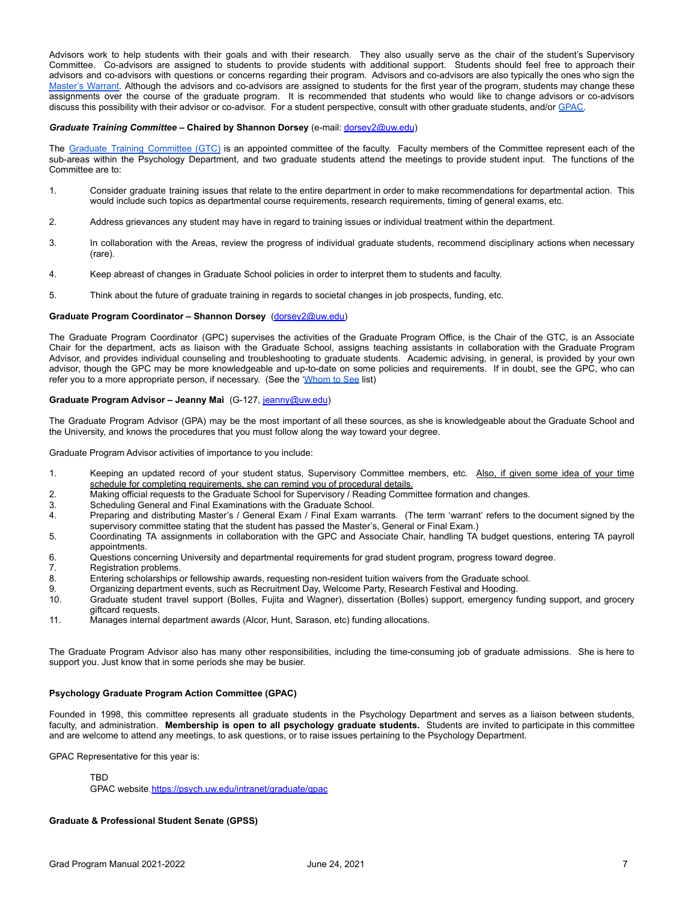Advisors work to help students with their goals and with their research. They also usually serve as the chair of the student's Supervisory Committee. Co-advisors are assigned to students to provide students with additional support. Students should feel free to approach their advisors and co-advisors with questions or concerns regarding their program. Advisors and co-advisors are also typically the ones who sign the Master's Warrant. Although the advisors and co-advisors are assigned to students for the first year of the program, students may change these assignments over the course of the graduate program. It is recommended that students who would like to change advisors or co-advisors discuss this possibility with their advisor or co-advisor. For a student perspective, consult with other graduate students, and/or GPAC.

***Graduate Training Committee* – Chaired by Shannon Dorsey** (e-mail: dorsey2@uw.edu)

The Graduate Training Committee (GTC) is an appointed committee of the faculty. Faculty members of the Committee represent each of the sub-areas within the Psychology Department, and two graduate students attend the meetings to provide student input. The functions of the Committee are to:

1. Consider graduate training issues that relate to the entire department in order to make recommendations for departmental action. This would include such topics as departmental course requirements, research requirements, timing of general exams, etc.

2. Address grievances any student may have in regard to training issues or individual treatment within the department.

3. In collaboration with the Areas, review the progress of individual graduate students, recommend disciplinary actions when necessary (rare).

4. Keep abreast of changes in Graduate School policies in order to interpret them to students and faculty.

5. Think about the future of graduate training in regards to societal changes in job prospects, funding, etc.

**Graduate Program Coordinator – Shannon Dorsey** (dorsey2@uw.edu)

The Graduate Program Coordinator (GPC) supervises the activities of the Graduate Program Office, is the Chair of the GTC, is an Associate Chair for the department, acts as liaison with the Graduate School, assigns teaching assistants in collaboration with the Graduate Program Advisor, and provides individual counseling and troubleshooting to graduate students. Academic advising, in general, is provided by your own advisor, though the GPC may be more knowledgeable and up-to-date on some policies and requirements. If in doubt, see the GPC, who can refer you to a more appropriate person, if necessary. (See the 'Whom to See list)

**Graduate Program Advisor – Jeanny Mai** (G-127, jeanny@uw.edu)

The Graduate Program Advisor (GPA) may be the most important of all these sources, as she is knowledgeable about the Graduate School and the University, and knows the procedures that you must follow along the way toward your degree.

Graduate Program Advisor activities of importance to you include:

1. Keeping an updated record of your student status, Supervisory Committee members, etc. <u>Also, if given some idea of your time schedule for completing requirements, she can remind you of procedural details.</u>
2. Making official requests to the Graduate School for Supervisory / Reading Committee formation and changes.
3. Scheduling General and Final Examinations with the Graduate School.
4. Preparing and distributing Master's / General Exam / Final Exam warrants. (The term 'warrant' refers to the document signed by the supervisory committee stating that the student has passed the Master's, General or Final Exam.)
5. Coordinating TA assignments in collaboration with the GPC and Associate Chair, handling TA budget questions, entering TA payroll appointments.
6. Questions concerning University and departmental requirements for grad student program, progress toward degree.
7. Registration problems.
8. Entering scholarships or fellowship awards, requesting non-resident tuition waivers from the Graduate school.
9. Organizing department events, such as Recruitment Day, Welcome Party, Research Festival and Hooding.
10. Graduate student travel support (Bolles, Fujita and Wagner), dissertation (Bolles) support, emergency funding support, and grocery giftcard requests.
11. Manages internal department awards (Alcor, Hunt, Sarason, etc) funding allocations.

The Graduate Program Advisor also has many other responsibilities, including the time-consuming job of graduate admissions. She is here to support you. Just know that in some periods she may be busier.

**Psychology Graduate Program Action Committee (GPAC)**

Founded in 1998, this committee represents all graduate students in the Psychology Department and serves as a liaison between students, faculty, and administration. **Membership is open to all psychology graduate students.** Students are invited to participate in this committee and are welcome to attend any meetings, to ask questions, or to raise issues pertaining to the Psychology Department.

GPAC Representative for this year is:

TBD
GPAC website, https://psych.uw.edu/intranet/graduate/gpac

**Graduate & Professional Student Senate (GPSS)**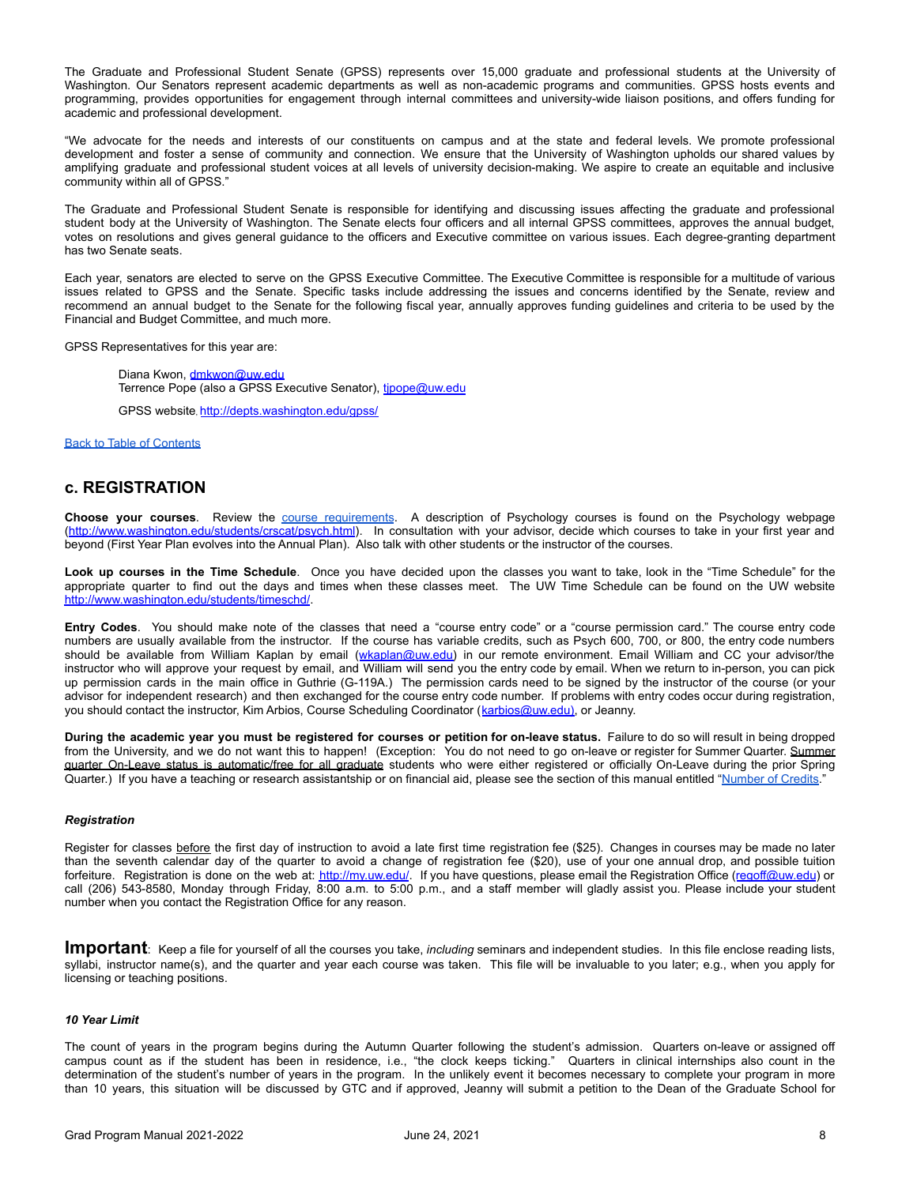The Graduate and Professional Student Senate (GPSS) represents over 15,000 graduate and professional students at the University of Washington. Our Senators represent academic departments as well as non-academic programs and communities. GPSS hosts events and programming, provides opportunities for engagement through internal committees and university-wide liaison positions, and offers funding for academic and professional development.

"We advocate for the needs and interests of our constituents on campus and at the state and federal levels. We promote professional development and foster a sense of community and connection. We ensure that the University of Washington upholds our shared values by amplifying graduate and professional student voices at all levels of university decision-making. We aspire to create an equitable and inclusive community within all of GPSS."

The Graduate and Professional Student Senate is responsible for identifying and discussing issues affecting the graduate and professional student body at the University of Washington. The Senate elects four officers and all internal GPSS committees, approves the annual budget, votes on resolutions and gives general guidance to the officers and Executive committee on various issues. Each degree-granting department has two Senate seats.

Each year, senators are elected to serve on the GPSS Executive Committee. The Executive Committee is responsible for a multitude of various issues related to GPSS and the Senate. Specific tasks include addressing the issues and concerns identified by the Senate, review and recommend an annual budget to the Senate for the following fiscal year, annually approves funding guidelines and criteria to be used by the Financial and Budget Committee, and much more.

GPSS Representatives for this year are:

> Diana Kwon, dmkwon@uw.edu
> Terrence Pope (also a GPSS Executive Senator), tjpope@uw.edu
>
> GPSS website: http://depts.washington.edu/gpss/

Back to Table of Contents

## c. REGISTRATION

**Choose your courses**. Review the course requirements. A description of Psychology courses is found on the Psychology webpage (http://www.washington.edu/students/crscat/psych.html). In consultation with your advisor, decide which courses to take in your first year and beyond (First Year Plan evolves into the Annual Plan). Also talk with other students or the instructor of the courses.

**Look up courses in the Time Schedule**. Once you have decided upon the classes you want to take, look in the "Time Schedule" for the appropriate quarter to find out the days and times when these classes meet. The UW Time Schedule can be found on the UW website http://www.washington.edu/students/timeschd/.

**Entry Codes**. You should make note of the classes that need a "course entry code" or a "course permission card." The course entry code numbers are usually available from the instructor. If the course has variable credits, such as Psych 600, 700, or 800, the entry code numbers should be available from William Kaplan by email (wkaplan@uw.edu) in our remote environment. Email William and CC your advisor/the instructor who will approve your request by email, and William will send you the entry code by email. When we return to in-person, you can pick up permission cards in the main office in Guthrie (G-119A.) The permission cards need to be signed by the instructor of the course (or your advisor for independent research) and then exchanged for the course entry code number. If problems with entry codes occur during registration, you should contact the instructor, Kim Arbios, Course Scheduling Coordinator (karbios@uw.edu), or Jeanny.

**During the academic year you must be registered for courses or petition for on-leave status.** Failure to do so will result in being dropped from the University, and we do not want this to happen! (Exception: You do not need to go on-leave or register for Summer Quarter. Summer quarter On-Leave status is automatic/free for all graduate students who were either registered or officially On-Leave during the prior Spring Quarter.) If you have a teaching or research assistantship or on financial aid, please see the section of this manual entitled "Number of Credits."

### *Registration*

Register for classes before the first day of instruction to avoid a late first time registration fee ($25). Changes in courses may be made no later than the seventh calendar day of the quarter to avoid a change of registration fee ($20), use of your one annual drop, and possible tuition forfeiture. Registration is done on the web at: http://my.uw.edu/. If you have questions, please email the Registration Office (regoff@uw.edu) or call (206) 543-8580, Monday through Friday, 8:00 a.m. to 5:00 p.m., and a staff member will gladly assist you. Please include your student number when you contact the Registration Office for any reason.

**Important**: Keep a file for yourself of all the courses you take, *including* seminars and independent studies. In this file enclose reading lists, syllabi, instructor name(s), and the quarter and year each course was taken. This file will be invaluable to you later; e.g., when you apply for licensing or teaching positions.

### *10 Year Limit*

The count of years in the program begins during the Autumn Quarter following the student's admission. Quarters on-leave or assigned off campus count as if the student has been in residence, i.e., "the clock keeps ticking." Quarters in clinical internships also count in the determination of the student's number of years in the program. In the unlikely event it becomes necessary to complete your program in more than 10 years, this situation will be discussed by GTC and if approved, Jeanny will submit a petition to the Dean of the Graduate School for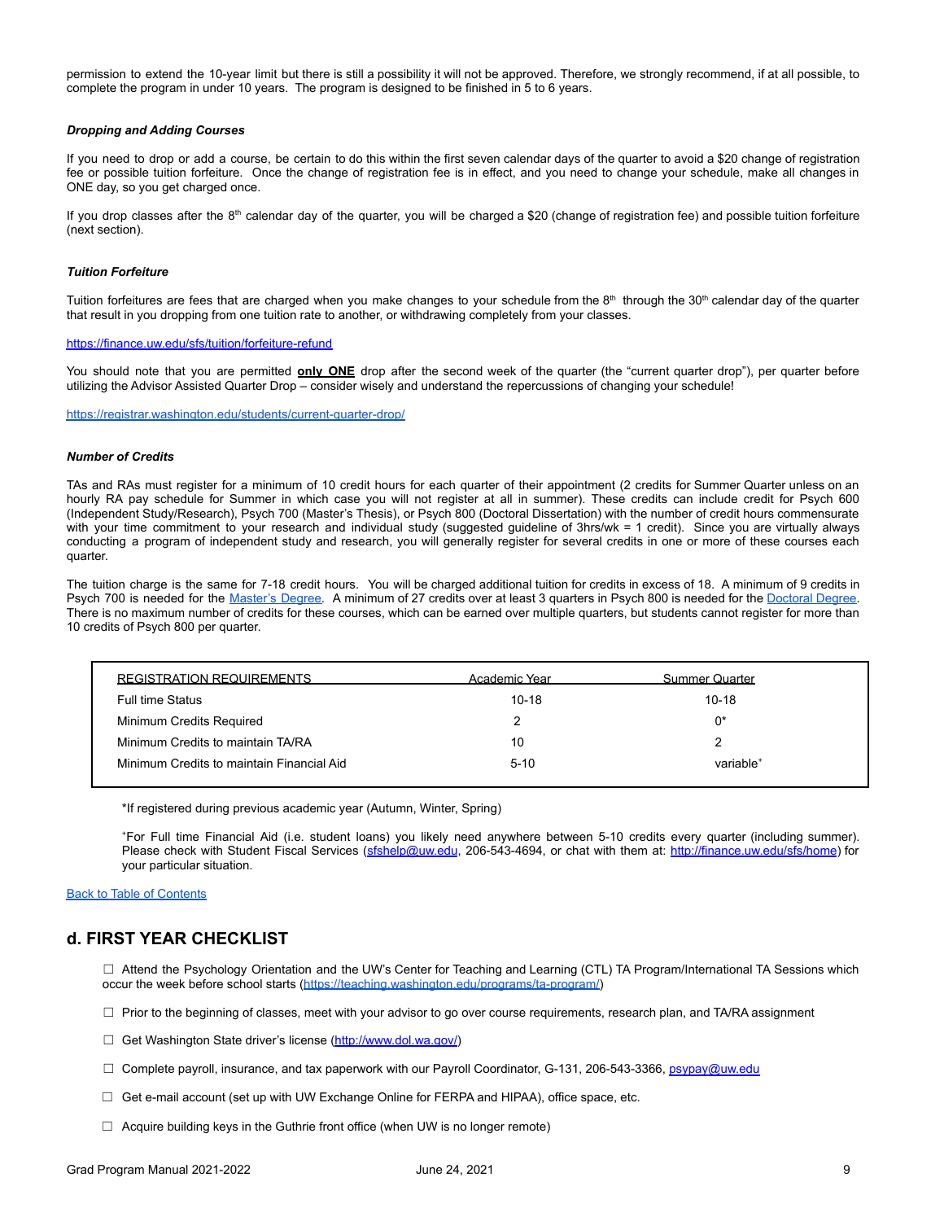permission to extend the 10-year limit but there is still a possibility it will not be approved. Therefore, we strongly recommend, if at all possible, to complete the program in under 10 years. The program is designed to be finished in 5 to 6 years.

***Dropping and Adding Courses***

If you need to drop or add a course, be certain to do this within the first seven calendar days of the quarter to avoid a $20 change of registration fee or possible tuition forfeiture. Once the change of registration fee is in effect, and you need to change your schedule, make all changes in ONE day, so you get charged once.

If you drop classes after the 8th calendar day of the quarter, you will be charged a $20 (change of registration fee) and possible tuition forfeiture (next section).

***Tuition Forfeiture***

Tuition forfeitures are fees that are charged when you make changes to your schedule from the 8th through the 30th calendar day of the quarter that result in you dropping from one tuition rate to another, or withdrawing completely from your classes.

https://finance.uw.edu/sfs/tuition/forfeiture-refund

You should note that you are permitted **only ONE** drop after the second week of the quarter (the "current quarter drop"), per quarter before utilizing the Advisor Assisted Quarter Drop – consider wisely and understand the repercussions of changing your schedule!

https://registrar.washington.edu/students/current-quarter-drop/

***Number of Credits***

TAs and RAs must register for a minimum of 10 credit hours for each quarter of their appointment (2 credits for Summer Quarter unless on an hourly RA pay schedule for Summer in which case you will not register at all in summer). These credits can include credit for Psych 600 (Independent Study/Research), Psych 700 (Master's Thesis), or Psych 800 (Doctoral Dissertation) with the number of credit hours commensurate with your time commitment to your research and individual study (suggested guideline of 3hrs/wk = 1 credit). Since you are virtually always conducting a program of independent study and research, you will generally register for several credits in one or more of these courses each quarter.

The tuition charge is the same for 7-18 credit hours. You will be charged additional tuition for credits in excess of 18. A minimum of 9 credits in Psych 700 is needed for the Master's Degree. A minimum of 27 credits over at least 3 quarters in Psych 800 is needed for the Doctoral Degree. There is no maximum number of credits for these courses, which can be earned over multiple quarters, but students cannot register for more than 10 credits of Psych 800 per quarter.

| REGISTRATION REQUIREMENTS | Academic Year | Summer Quarter |
|---|---|---|
| Full time Status | 10-18 | 10-18 |
| Minimum Credits Required | 2 | 0* |
| Minimum Credits to maintain TA/RA | 10 | 2 |
| Minimum Credits to maintain Financial Aid | 5-10 | variable+ |

*If registered during previous academic year (Autumn, Winter, Spring)

+For Full time Financial Aid (i.e. student loans) you likely need anywhere between 5-10 credits every quarter (including summer). Please check with Student Fiscal Services (sfshelp@uw.edu, 206-543-4694, or chat with them at: http://finance.uw.edu/sfs/home) for your particular situation.

Back to Table of Contents

## d. FIRST YEAR CHECKLIST

- ☐ Attend the Psychology Orientation and the UW's Center for Teaching and Learning (CTL) TA Program/International TA Sessions which occur the week before school starts (https://teaching.washington.edu/programs/ta-program/)
- ☐ Prior to the beginning of classes, meet with your advisor to go over course requirements, research plan, and TA/RA assignment
- ☐ Get Washington State driver's license (http://www.dol.wa.gov/)
- ☐ Complete payroll, insurance, and tax paperwork with our Payroll Coordinator, G-131, 206-543-3366, psypay@uw.edu
- ☐ Get e-mail account (set up with UW Exchange Online for FERPA and HIPAA), office space, etc.
- ☐ Acquire building keys in the Guthrie front office (when UW is no longer remote)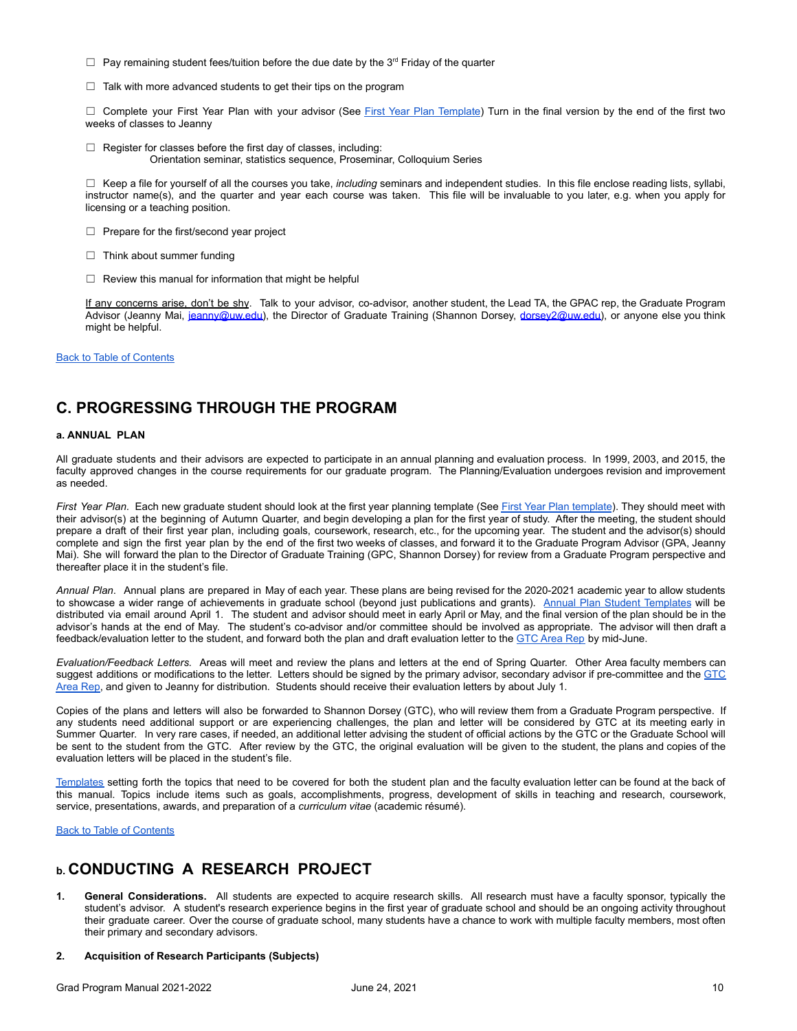☐ Pay remaining student fees/tuition before the due date by the 3rd Friday of the quarter

☐ Talk with more advanced students to get their tips on the program

☐ Complete your First Year Plan with your advisor (See [First Year Plan Template](#)) Turn in the final version by the end of the first two weeks of classes to Jeanny

☐ Register for classes before the first day of classes, including:
Orientation seminar, statistics sequence, Proseminar, Colloquium Series

☐ Keep a file for yourself of all the courses you take, *including* seminars and independent studies. In this file enclose reading lists, syllabi, instructor name(s), and the quarter and year each course was taken. This file will be invaluable to you later, e.g. when you apply for licensing or a teaching position.

☐ Prepare for the first/second year project

☐ Think about summer funding

☐ Review this manual for information that might be helpful

If any concerns arise, don't be shy. Talk to your advisor, co-advisor, another student, the Lead TA, the GPAC rep, the Graduate Program Advisor (Jeanny Mai, jeanny@uw.edu), the Director of Graduate Training (Shannon Dorsey, dorsey2@uw.edu), or anyone else you think might be helpful.

[Back to Table of Contents](#)

## C. PROGRESSING THROUGH THE PROGRAM

### a. ANNUAL PLAN

All graduate students and their advisors are expected to participate in an annual planning and evaluation process. In 1999, 2003, and 2015, the faculty approved changes in the course requirements for our graduate program. The Planning/Evaluation undergoes revision and improvement as needed.

*First Year Plan*. Each new graduate student should look at the first year planning template (See [First Year Plan template](#)). They should meet with their advisor(s) at the beginning of Autumn Quarter, and begin developing a plan for the first year of study. After the meeting, the student should prepare a draft of their first year plan, including goals, coursework, research, etc., for the upcoming year. The student and the advisor(s) should complete and sign the first year plan by the end of the first two weeks of classes, and forward it to the Graduate Program Advisor (GPA, Jeanny Mai). She will forward the plan to the Director of Graduate Training (GPC, Shannon Dorsey) for review from a Graduate Program perspective and thereafter place it in the student's file.

*Annual Plan*. Annual plans are prepared in May of each year. These plans are being revised for the 2020-2021 academic year to allow students to showcase a wider range of achievements in graduate school (beyond just publications and grants). [Annual Plan Student Templates](#) will be distributed via email around April 1. The student and advisor should meet in early April or May, and the final version of the plan should be in the advisor's hands at the end of May. The student's co-advisor and/or committee should be involved as appropriate. The advisor will then draft a feedback/evaluation letter to the student, and forward both the plan and draft evaluation letter to the [GTC Area Rep](#) by mid-June.

*Evaluation/Feedback Letters.* Areas will meet and review the plans and letters at the end of Spring Quarter. Other Area faculty members can suggest additions or modifications to the letter. Letters should be signed by the primary advisor, secondary advisor if pre-committee and the [GTC Area Rep](#), and given to Jeanny for distribution. Students should receive their evaluation letters by about July 1.

Copies of the plans and letters will also be forwarded to Shannon Dorsey (GTC), who will review them from a Graduate Program perspective. If any students need additional support or are experiencing challenges, the plan and letter will be considered by GTC at its meeting early in Summer Quarter. In very rare cases, if needed, an additional letter advising the student of official actions by the GTC or the Graduate School will be sent to the student from the GTC. After review by the GTC, the original evaluation will be given to the student, the plans and copies of the evaluation letters will be placed in the student's file.

[Templates](#) setting forth the topics that need to be covered for both the student plan and the faculty evaluation letter can be found at the back of this manual. Topics include items such as goals, accomplishments, progress, development of skills in teaching and research, coursework, service, presentations, awards, and preparation of a *curriculum vitae* (academic résumé).

[Back to Table of Contents](#)

### b. CONDUCTING A RESEARCH PROJECT

1. **General Considerations.** All students are expected to acquire research skills. All research must have a faculty sponsor, typically the student's advisor. A student's research experience begins in the first year of graduate school and should be an ongoing activity throughout their graduate career. Over the course of graduate school, many students have a chance to work with multiple faculty members, most often their primary and secondary advisors.

2. **Acquisition of Research Participants (Subjects)**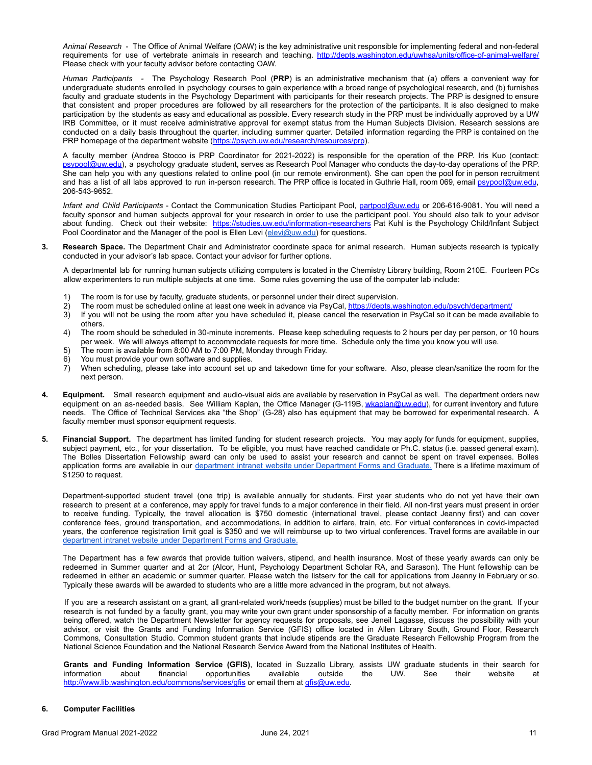*Animal Research* - The Office of Animal Welfare (OAW) is the key administrative unit responsible for implementing federal and non-federal requirements for use of vertebrate animals in research and teaching. http://depts.washington.edu/uwhsa/units/office-of-animal-welfare/ Please check with your faculty advisor before contacting OAW.

*Human Participants* - The Psychology Research Pool (**PRP**) is an administrative mechanism that (a) offers a convenient way for undergraduate students enrolled in psychology courses to gain experience with a broad range of psychological research, and (b) furnishes faculty and graduate students in the Psychology Department with participants for their research projects. The PRP is designed to ensure that consistent and proper procedures are followed by all researchers for the protection of the participants. It is also designed to make participation by the students as easy and educational as possible. Every research study in the PRP must be individually approved by a UW IRB Committee, or it must receive administrative approval for exempt status from the Human Subjects Division. Research sessions are conducted on a daily basis throughout the quarter, including summer quarter. Detailed information regarding the PRP is contained on the PRP homepage of the department website (https://psych.uw.edu/research/resources/prp).

A faculty member (Andrea Stocco is PRP Coordinator for 2021-2022) is responsible for the operation of the PRP. Iris Kuo (contact: psypool@uw.edu), a psychology graduate student, serves as Research Pool Manager who conducts the day-to-day operations of the PRP. She can help you with any questions related to online pool (in our remote environment). She can open the pool for in person recruitment and has a list of all labs approved to run in-person research. The PRP office is located in Guthrie Hall, room 069, email psypool@uw.edu, 206-543-9652.

*Infant and Child Participants* - Contact the Communication Studies Participant Pool, partpool@uw.edu or 206-616-9081. You will need a faculty sponsor and human subjects approval for your research in order to use the participant pool. You should also talk to your advisor about funding. Check out their website: https://studies.uw.edu/information-researchers Pat Kuhl is the Psychology Child/Infant Subject Pool Coordinator and the Manager of the pool is Ellen Levi (elevi@uw.edu) for questions.

3. **Research Space.** The Department Chair and Administrator coordinate space for animal research. Human subjects research is typically conducted in your advisor's lab space. Contact your advisor for further options.

   A departmental lab for running human subjects utilizing computers is located in the Chemistry Library building, Room 210E. Fourteen PCs allow experimenters to run multiple subjects at one time. Some rules governing the use of the computer lab include:

   1) The room is for use by faculty, graduate students, or personnel under their direct supervision.
   2) The room must be scheduled online at least one week in advance via PsyCal, https://depts.washington.edu/psych/department/
   3) If you will not be using the room after you have scheduled it, please cancel the reservation in PsyCal so it can be made available to others.
   4) The room should be scheduled in 30-minute increments. Please keep scheduling requests to 2 hours per day per person, or 10 hours per week. We will always attempt to accommodate requests for more time. Schedule only the time you know you will use.
   5) The room is available from 8:00 AM to 7:00 PM, Monday through Friday.
   6) You must provide your own software and supplies.
   7) When scheduling, please take into account set up and takedown time for your software. Also, please clean/sanitize the room for the next person.

4. **Equipment.** Small research equipment and audio-visual aids are available by reservation in PsyCal as well. The department orders new equipment on an as-needed basis. See William Kaplan, the Office Manager (G-119B, wkaplan@uw.edu), for current inventory and future needs. The Office of Technical Services aka "the Shop" (G-28) also has equipment that may be borrowed for experimental research. A faculty member must sponsor equipment requests.

5. **Financial Support.** The department has limited funding for student research projects. You may apply for funds for equipment, supplies, subject payment, etc., for your dissertation. To be eligible, you must have reached candidate or Ph.C. status (i.e. passed general exam). The Bolles Dissertation Fellowship award can only be used to assist your research and cannot be spent on travel expenses. Bolles application forms are available in our department intranet website under Department Forms and Graduate. There is a lifetime maximum of $1250 to request.

   Department-supported student travel (one trip) is available annually for students. First year students who do not yet have their own research to present at a conference, may apply for travel funds to a major conference in their field. All non-first years must present in order to receive funding. Typically, the travel allocation is $750 domestic (international travel, please contact Jeanny first) and can cover conference fees, ground transportation, and accommodations, in addition to airfare, train, etc. For virtual conferences in covid-impacted years, the conference registration limit goal is $350 and we will reimburse up to two virtual conferences. Travel forms are available in our department intranet website under Department Forms and Graduate.

   The Department has a few awards that provide tuition waivers, stipend, and health insurance. Most of these yearly awards can only be redeemed in Summer quarter and at 2cr (Alcor, Hunt, Psychology Department Scholar RA, and Sarason). The Hunt fellowship can be redeemed in either an academic or summer quarter. Please watch the listserv for the call for applications from Jeanny in February or so. Typically these awards will be awarded to students who are a little more advanced in the program, but not always.

   If you are a research assistant on a grant, all grant-related work/needs (supplies) must be billed to the budget number on the grant. If your research is not funded by a faculty grant, you may write your own grant under sponsorship of a faculty member. For information on grants being offered, watch the Department Newsletter for agency requests for proposals, see Jeneil Lagasse, discuss the possibility with your advisor, or visit the Grants and Funding Information Service (GFIS) office located in Allen Library South, Ground Floor, Research Commons, Consultation Studio. Common student grants that include stipends are the Graduate Research Fellowship Program from the National Science Foundation and the National Research Service Award from the National Institutes of Health.

   **Grants and Funding Information Service (GFIS)**, located in Suzzallo Library, assists UW graduate students in their search for information about financial opportunities available outside the UW. See their website at http://www.lib.washington.edu/commons/services/gfis or email them at gfis@uw.edu.

6. **Computer Facilities**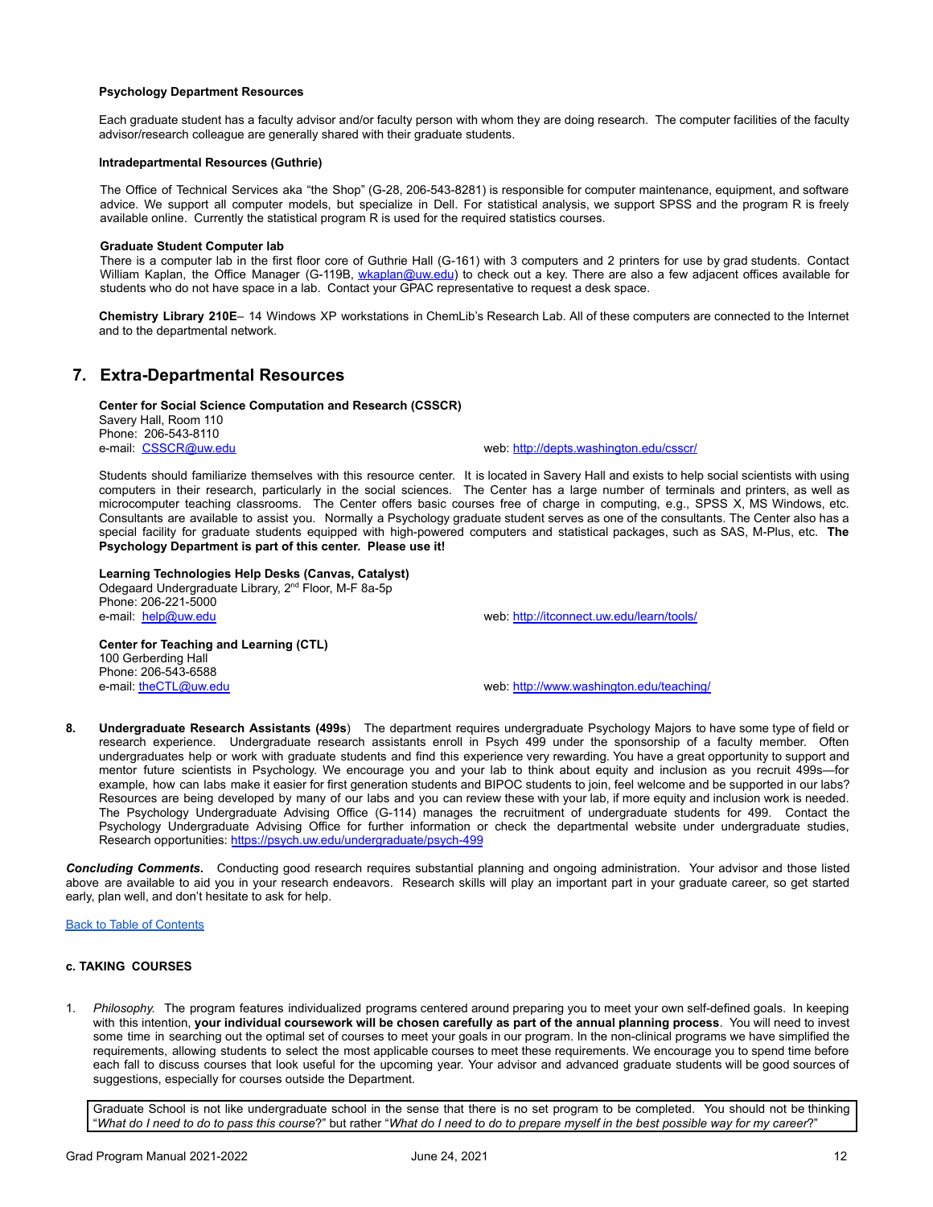**Psychology Department Resources**

Each graduate student has a faculty advisor and/or faculty person with whom they are doing research. The computer facilities of the faculty advisor/research colleague are generally shared with their graduate students.

**Intradepartmental Resources (Guthrie)**

The Office of Technical Services aka "the Shop" (G-28, 206-543-8281) is responsible for computer maintenance, equipment, and software advice. We support all computer models, but specialize in Dell. For statistical analysis, we support SPSS and the program R is freely available online. Currently the statistical program R is used for the required statistics courses.

**Graduate Student Computer lab**

There is a computer lab in the first floor core of Guthrie Hall (G-161) with 3 computers and 2 printers for use by grad students. Contact William Kaplan, the Office Manager (G-119B, wkaplan@uw.edu) to check out a key. There are also a few adjacent offices available for students who do not have space in a lab. Contact your GPAC representative to request a desk space.

**Chemistry Library 210E**– 14 Windows XP workstations in ChemLib's Research Lab. All of these computers are connected to the Internet and to the departmental network.

## 7. Extra-Departmental Resources

**Center for Social Science Computation and Research (CSSCR)**
Savery Hall, Room 110
Phone: 206-543-8110
e-mail: CSSCR@uw.edu web: http://depts.washington.edu/csscr/

Students should familiarize themselves with this resource center. It is located in Savery Hall and exists to help social scientists with using computers in their research, particularly in the social sciences. The Center has a large number of terminals and printers, as well as microcomputer teaching classrooms. The Center offers basic courses free of charge in computing, e.g., SPSS X, MS Windows, etc. Consultants are available to assist you. Normally a Psychology graduate student serves as one of the consultants. The Center also has a special facility for graduate students equipped with high-powered computers and statistical packages, such as SAS, M-Plus, etc. **The Psychology Department is part of this center. Please use it!**

**Learning Technologies Help Desks (Canvas, Catalyst)**
Odegaard Undergraduate Library, 2nd Floor, M-F 8a-5p
Phone: 206-221-5000
e-mail: help@uw.edu web: http://itconnect.uw.edu/learn/tools/

**Center for Teaching and Learning (CTL)**
100 Gerberding Hall
Phone: 206-543-6588
e-mail: theCTL@uw.edu web: http://www.washington.edu/teaching/

8. **Undergraduate Research Assistants (499s**) The department requires undergraduate Psychology Majors to have some type of field or research experience. Undergraduate research assistants enroll in Psych 499 under the sponsorship of a faculty member. Often undergraduates help or work with graduate students and find this experience very rewarding. You have a great opportunity to support and mentor future scientists in Psychology. We encourage you and your lab to think about equity and inclusion as you recruit 499s—for example, how can labs make it easier for first generation students and BIPOC students to join, feel welcome and be supported in our labs? Resources are being developed by many of our labs and you can review these with your lab, if more equity and inclusion work is needed. The Psychology Undergraduate Advising Office (G-114) manages the recruitment of undergraduate students for 499. Contact the Psychology Undergraduate Advising Office for further information or check the departmental website under undergraduate studies, Research opportunities: https://psych.uw.edu/undergraduate/psych-499

***Concluding Comments.*** Conducting good research requires substantial planning and ongoing administration. Your advisor and those listed above are available to aid you in your research endeavors. Research skills will play an important part in your graduate career, so get started early, plan well, and don't hesitate to ask for help.

Back to Table of Contents

### c. TAKING COURSES

1. *Philosophy.* The program features individualized programs centered around preparing you to meet your own self-defined goals. In keeping with this intention, **your individual coursework will be chosen carefully as part of the annual planning process**. You will need to invest some time in searching out the optimal set of courses to meet your goals in our program. In the non-clinical programs we have simplified the requirements, allowing students to select the most applicable courses to meet these requirements. We encourage you to spend time before each fall to discuss courses that look useful for the upcoming year. Your advisor and advanced graduate students will be good sources of suggestions, especially for courses outside the Department.

> Graduate School is not like undergraduate school in the sense that there is no set program to be completed. You should not be thinking "*What do I need to do to pass this course*?" but rather "*What do I need to do to prepare myself in the best possible way for my career*?"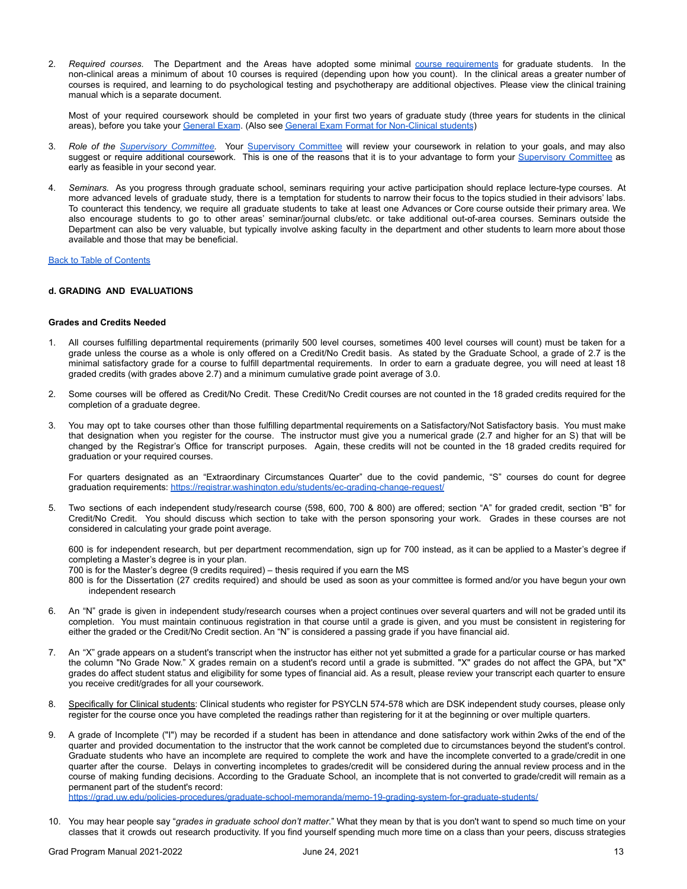2. *Required courses.* The Department and the Areas have adopted some minimal [course requirements]() for graduate students. In the non-clinical areas a minimum of about 10 courses is required (depending upon how you count). In the clinical areas a greater number of courses is required, and learning to do psychological testing and psychotherapy are additional objectives. Please view the clinical training manual which is a separate document.

   Most of your required coursework should be completed in your first two years of graduate study (three years for students in the clinical areas), before you take your [General Exam](). (Also see [General Exam Format for Non-Clinical students]())

3. *Role of the [Supervisory Committee]().* Your [Supervisory Committee]() will review your coursework in relation to your goals, and may also suggest or require additional coursework. This is one of the reasons that it is to your advantage to form your [Supervisory Committee]() as early as feasible in your second year.

4. *Seminars.* As you progress through graduate school, seminars requiring your active participation should replace lecture-type courses. At more advanced levels of graduate study, there is a temptation for students to narrow their focus to the topics studied in their advisors' labs. To counteract this tendency, we require all graduate students to take at least one Advances or Core course outside their primary area. We also encourage students to go to other areas' seminar/journal clubs/etc. or take additional out-of-area courses. Seminars outside the Department can also be very valuable, but typically involve asking faculty in the department and other students to learn more about those available and those that may be beneficial.

[Back to Table of Contents]()

### d. GRADING AND EVALUATIONS

#### Grades and Credits Needed

1. All courses fulfilling departmental requirements (primarily 500 level courses, sometimes 400 level courses will count) must be taken for a grade unless the course as a whole is only offered on a Credit/No Credit basis. As stated by the Graduate School, a grade of 2.7 is the minimal satisfactory grade for a course to fulfill departmental requirements. In order to earn a graduate degree, you will need at least 18 graded credits (with grades above 2.7) and a minimum cumulative grade point average of 3.0.

2. Some courses will be offered as Credit/No Credit. These Credit/No Credit courses are not counted in the 18 graded credits required for the completion of a graduate degree.

3. You may opt to take courses other than those fulfilling departmental requirements on a Satisfactory/Not Satisfactory basis. You must make that designation when you register for the course. The instructor must give you a numerical grade (2.7 and higher for an S) that will be changed by the Registrar's Office for transcript purposes. Again, these credits will not be counted in the 18 graded credits required for graduation or your required courses.

   For quarters designated as an "Extraordinary Circumstances Quarter" due to the covid pandemic, "S" courses do count for degree graduation requirements: [https://registrar.washington.edu/students/ec-grading-change-request/](https://registrar.washington.edu/students/ec-grading-change-request/)

5. Two sections of each independent study/research course (598, 600, 700 & 800) are offered; section "A" for graded credit, section "B" for Credit/No Credit. You should discuss which section to take with the person sponsoring your work. Grades in these courses are not considered in calculating your grade point average.

   600 is for independent research, but per department recommendation, sign up for 700 instead, as it can be applied to a Master's degree if completing a Master's degree is in your plan.
   700 is for the Master's degree (9 credits required) – thesis required if you earn the MS
   800 is for the Dissertation (27 credits required) and should be used as soon as your committee is formed and/or you have begun your own independent research

6. An "N" grade is given in independent study/research courses when a project continues over several quarters and will not be graded until its completion. You must maintain continuous registration in that course until a grade is given, and you must be consistent in registering for either the graded or the Credit/No Credit section. An "N" is considered a passing grade if you have financial aid.

7. An "X" grade appears on a student's transcript when the instructor has either not yet submitted a grade for a particular course or has marked the column "No Grade Now." X grades remain on a student's record until a grade is submitted. "X" grades do not affect the GPA, but "X" grades do affect student status and eligibility for some types of financial aid. As a result, please review your transcript each quarter to ensure you receive credit/grades for all your coursework.

8. <u>Specifically for Clinical students</u>: Clinical students who register for PSYCLN 574-578 which are DSK independent study courses, please only register for the course once you have completed the readings rather than registering for it at the beginning or over multiple quarters.

9. A grade of Incomplete ("I") may be recorded if a student has been in attendance and done satisfactory work within 2wks of the end of the quarter and provided documentation to the instructor that the work cannot be completed due to circumstances beyond the student's control. Graduate students who have an incomplete are required to complete the work and have the incomplete converted to a grade/credit in one quarter after the course. Delays in converting incompletes to grades/credit will be considered during the annual review process and in the course of making funding decisions. According to the Graduate School, an incomplete that is not converted to grade/credit will remain as a permanent part of the student's record:
   [https://grad.uw.edu/policies-procedures/graduate-school-memoranda/memo-19-grading-system-for-graduate-students/](https://grad.uw.edu/policies-procedures/graduate-school-memoranda/memo-19-grading-system-for-graduate-students/)

10. You may hear people say "*grades in graduate school don't matter.*" What they mean by that is you don't want to spend so much time on your classes that it crowds out research productivity. If you find yourself spending much more time on a class than your peers, discuss strategies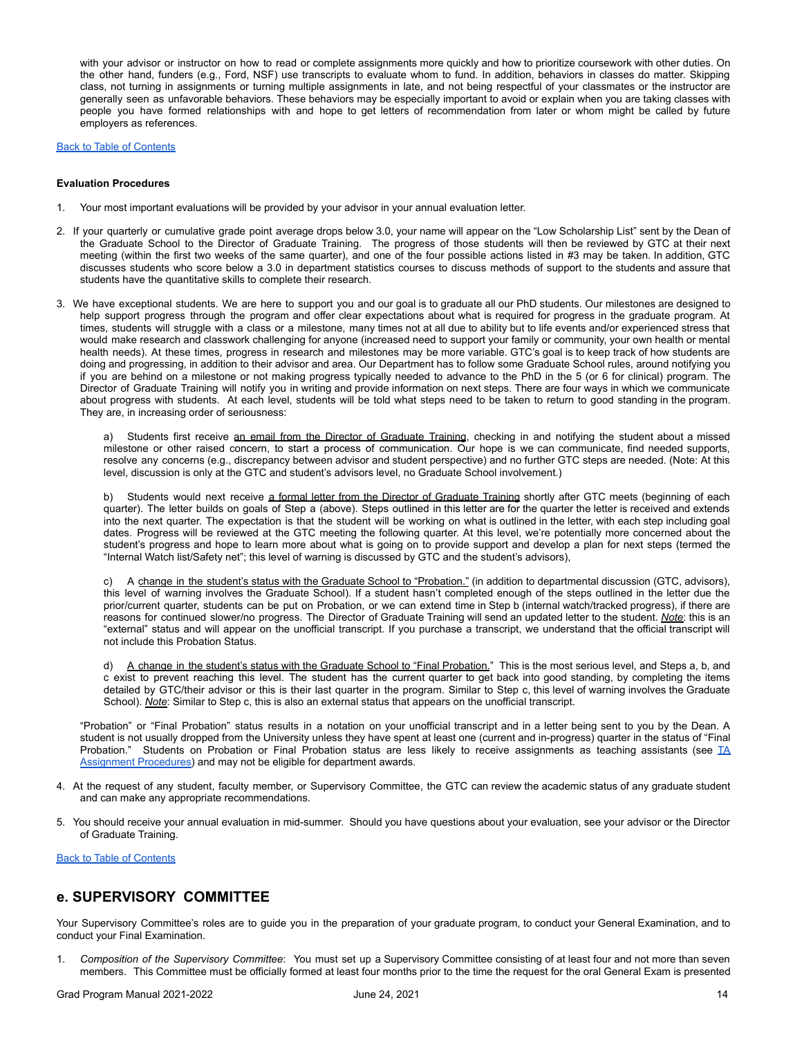with your advisor or instructor on how to read or complete assignments more quickly and how to prioritize coursework with other duties. On the other hand, funders (e.g., Ford, NSF) use transcripts to evaluate whom to fund. In addition, behaviors in classes do matter. Skipping class, not turning in assignments or turning multiple assignments in late, and not being respectful of your classmates or the instructor are generally seen as unfavorable behaviors. These behaviors may be especially important to avoid or explain when you are taking classes with people you have formed relationships with and hope to get letters of recommendation from later or whom might be called by future employers as references.

Back to Table of Contents

**Evaluation Procedures**

1. Your most important evaluations will be provided by your advisor in your annual evaluation letter.

2. If your quarterly or cumulative grade point average drops below 3.0, your name will appear on the "Low Scholarship List" sent by the Dean of the Graduate School to the Director of Graduate Training. The progress of those students will then be reviewed by GTC at their next meeting (within the first two weeks of the same quarter), and one of the four possible actions listed in #3 may be taken. In addition, GTC discusses students who score below a 3.0 in department statistics courses to discuss methods of support to the students and assure that students have the quantitative skills to complete their research.

3. We have exceptional students. We are here to support you and our goal is to graduate all our PhD students. Our milestones are designed to help support progress through the program and offer clear expectations about what is required for progress in the graduate program. At times, students will struggle with a class or a milestone, many times not at all due to ability but to life events and/or experienced stress that would make research and classwork challenging for anyone (increased need to support your family or community, your own health or mental health needs). At these times, progress in research and milestones may be more variable. GTC's goal is to keep track of how students are doing and progressing, in addition to their advisor and area. Our Department has to follow some Graduate School rules, around notifying you if you are behind on a milestone or not making progress typically needed to advance to the PhD in the 5 (or 6 for clinical) program. The Director of Graduate Training will notify you in writing and provide information on next steps. There are four ways in which we communicate about progress with students. At each level, students will be told what steps need to be taken to return to good standing in the program. They are, in increasing order of seriousness:

   a) Students first receive an email from the Director of Graduate Training, checking in and notifying the student about a missed milestone or other raised concern, to start a process of communication. Our hope is we can communicate, find needed supports, resolve any concerns (e.g., discrepancy between advisor and student perspective) and no further GTC steps are needed. (Note: At this level, discussion is only at the GTC and student's advisors level, no Graduate School involvement.)

   b) Students would next receive a formal letter from the Director of Graduate Training shortly after GTC meets (beginning of each quarter). The letter builds on goals of Step a (above). Steps outlined in this letter are for the quarter the letter is received and extends into the next quarter. The expectation is that the student will be working on what is outlined in the letter, with each step including goal dates. Progress will be reviewed at the GTC meeting the following quarter. At this level, we're potentially more concerned about the student's progress and hope to learn more about what is going on to provide support and develop a plan for next steps (termed the "Internal Watch list/Safety net"; this level of warning is discussed by GTC and the student's advisors),

   c) A change in the student's status with the Graduate School to "Probation." (in addition to departmental discussion (GTC, advisors), this level of warning involves the Graduate School). If a student hasn't completed enough of the steps outlined in the letter due the prior/current quarter, students can be put on Probation, or we can extend time in Step b (internal watch/tracked progress), if there are reasons for continued slower/no progress. The Director of Graduate Training will send an updated letter to the student. ***Note***: this is an "external" status and will appear on the unofficial transcript. If you purchase a transcript, we understand that the official transcript will not include this Probation Status.

   d) A change in the student's status with the Graduate School to "Final Probation." This is the most serious level, and Steps a, b, and c exist to prevent reaching this level. The student has the current quarter to get back into good standing, by completing the items detailed by GTC/their advisor or this is their last quarter in the program. Similar to Step c, this level of warning involves the Graduate School). ***Note***: Similar to Step c, this is also an external status that appears on the unofficial transcript.

   "Probation" or "Final Probation" status results in a notation on your unofficial transcript and in a letter being sent to you by the Dean. A student is not usually dropped from the University unless they have spent at least one (current and in-progress) quarter in the status of "Final Probation." Students on Probation or Final Probation status are less likely to receive assignments as teaching assistants (see TA Assignment Procedures) and may not be eligible for department awards.

4. At the request of any student, faculty member, or Supervisory Committee, the GTC can review the academic status of any graduate student and can make any appropriate recommendations.

5. You should receive your annual evaluation in mid-summer. Should you have questions about your evaluation, see your advisor or the Director of Graduate Training.

Back to Table of Contents

## e. SUPERVISORY COMMITTEE

Your Supervisory Committee's roles are to guide you in the preparation of your graduate program, to conduct your General Examination, and to conduct your Final Examination.

1. *Composition of the Supervisory Committee*: You must set up a Supervisory Committee consisting of at least four and not more than seven members. This Committee must be officially formed at least four months prior to the time the request for the oral General Exam is presented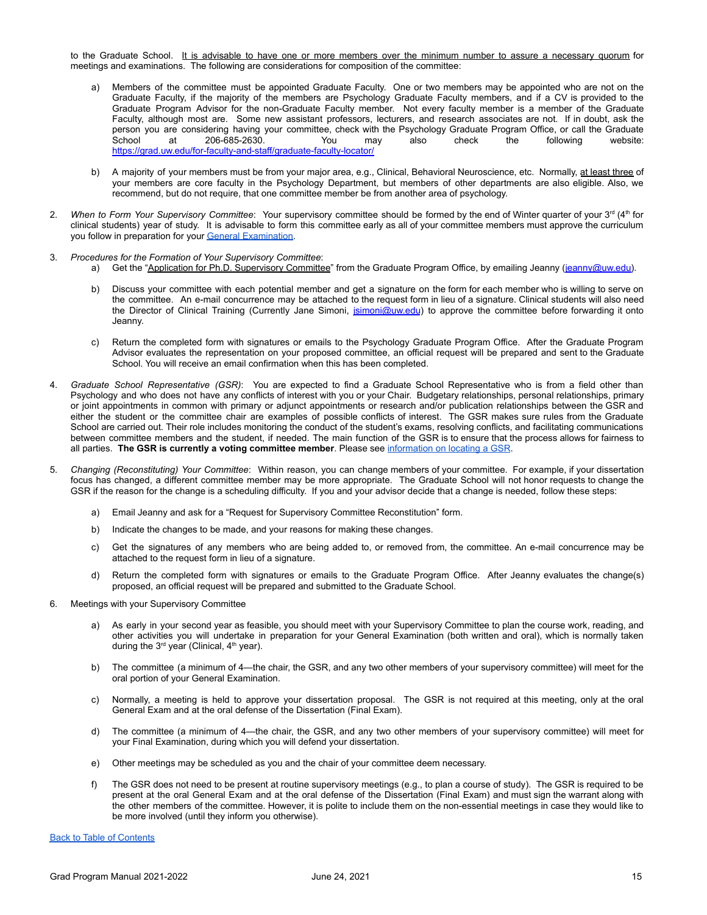to the Graduate School. It is advisable to have one or more members over the minimum number to assure a necessary quorum for meetings and examinations. The following are considerations for composition of the committee:

a) Members of the committee must be appointed Graduate Faculty. One or two members may be appointed who are not on the Graduate Faculty, if the majority of the members are Psychology Graduate Faculty members, and if a CV is provided to the Graduate Program Advisor for the non-Graduate Faculty member. Not every faculty member is a member of the Graduate Faculty, although most are. Some new assistant professors, lecturers, and research associates are not. If in doubt, ask the person you are considering having your committee, check with the Psychology Graduate Program Office, or call the Graduate School at 206-685-2630. You may also check the following website: [https://grad.uw.edu/for-faculty-and-staff/graduate-faculty-locator/](https://grad.uw.edu/for-faculty-and-staff/graduate-faculty-locator/)

b) A majority of your members must be from your major area, e.g., Clinical, Behavioral Neuroscience, etc. Normally, at least three of your members are core faculty in the Psychology Department, but members of other departments are also eligible. Also, we recommend, but do not require, that one committee member be from another area of psychology.

2. *When to Form Your Supervisory Committee*: Your supervisory committee should be formed by the end of Winter quarter of your 3rd (4th for clinical students) year of study. It is advisable to form this committee early as all of your committee members must approve the curriculum you follow in preparation for your General Examination.

3. *Procedures for the Formation of Your Supervisory Committee*:
   a) Get the "Application for Ph.D. Supervisory Committee" from the Graduate Program Office, by emailing Jeanny (jeanny@uw.edu).

   b) Discuss your committee with each potential member and get a signature on the form for each member who is willing to serve on the committee. An e-mail concurrence may be attached to the request form in lieu of a signature. Clinical students will also need the Director of Clinical Training (Currently Jane Simoni, jsimoni@uw.edu) to approve the committee before forwarding it onto Jeanny.

   c) Return the completed form with signatures or emails to the Psychology Graduate Program Office. After the Graduate Program Advisor evaluates the representation on your proposed committee, an official request will be prepared and sent to the Graduate School. You will receive an email confirmation when this has been completed.

4. *Graduate School Representative (GSR)*: You are expected to find a Graduate School Representative who is from a field other than Psychology and who does not have any conflicts of interest with you or your Chair. Budgetary relationships, personal relationships, primary or joint appointments in common with primary or adjunct appointments or research and/or publication relationships between the GSR and either the student or the committee chair are examples of possible conflicts of interest. The GSR makes sure rules from the Graduate School are carried out. Their role includes monitoring the conduct of the student's exams, resolving conflicts, and facilitating communications between committee members and the student, if needed. The main function of the GSR is to ensure that the process allows for fairness to all parties. **The GSR is currently a voting committee member**. Please see information on locating a GSR.

5. *Changing (Reconstituting) Your Committee*: Within reason, you can change members of your committee. For example, if your dissertation focus has changed, a different committee member may be more appropriate. The Graduate School will not honor requests to change the GSR if the reason for the change is a scheduling difficulty. If you and your advisor decide that a change is needed, follow these steps:

   a) Email Jeanny and ask for a "Request for Supervisory Committee Reconstitution" form.

   b) Indicate the changes to be made, and your reasons for making these changes.

   c) Get the signatures of any members who are being added to, or removed from, the committee. An e-mail concurrence may be attached to the request form in lieu of a signature.

   d) Return the completed form with signatures or emails to the Graduate Program Office. After Jeanny evaluates the change(s) proposed, an official request will be prepared and submitted to the Graduate School.

6. Meetings with your Supervisory Committee

   a) As early in your second year as feasible, you should meet with your Supervisory Committee to plan the course work, reading, and other activities you will undertake in preparation for your General Examination (both written and oral), which is normally taken during the 3rd year (Clinical, 4th year).

   b) The committee (a minimum of 4—the chair, the GSR, and any two other members of your supervisory committee) will meet for the oral portion of your General Examination.

   c) Normally, a meeting is held to approve your dissertation proposal. The GSR is not required at this meeting, only at the oral General Exam and at the oral defense of the Dissertation (Final Exam).

   d) The committee (a minimum of 4—the chair, the GSR, and any two other members of your supervisory committee) will meet for your Final Examination, during which you will defend your dissertation.

   e) Other meetings may be scheduled as you and the chair of your committee deem necessary.

   f) The GSR does not need to be present at routine supervisory meetings (e.g., to plan a course of study). The GSR is required to be present at the oral General Exam and at the oral defense of the Dissertation (Final Exam) and must sign the warrant along with the other members of the committee. However, it is polite to include them on the non-essential meetings in case they would like to be more involved (until they inform you otherwise).

Back to Table of Contents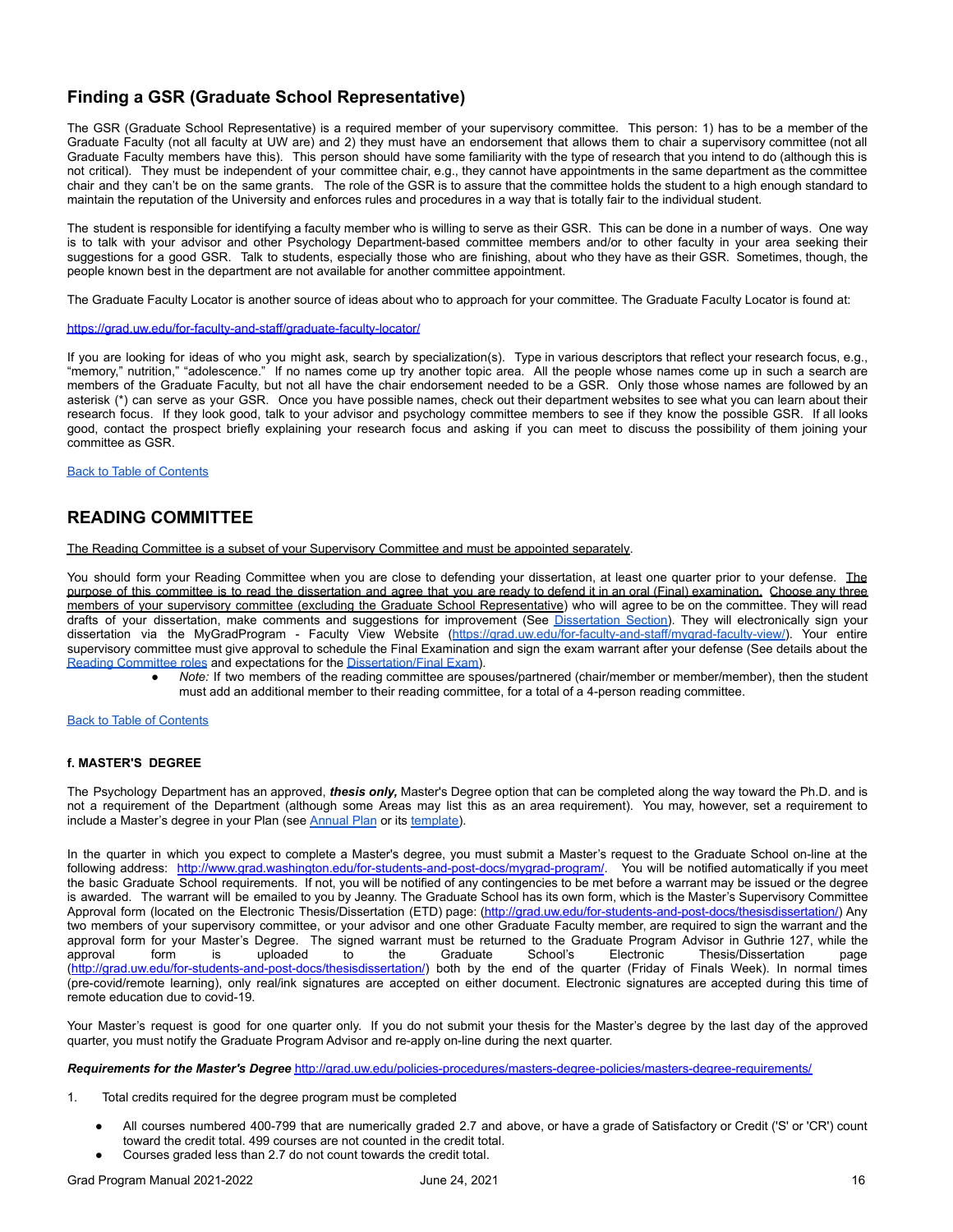## Finding a GSR (Graduate School Representative)

The GSR (Graduate School Representative) is a required member of your supervisory committee. This person: 1) has to be a member of the Graduate Faculty (not all faculty at UW are) and 2) they must have an endorsement that allows them to chair a supervisory committee (not all Graduate Faculty members have this). This person should have some familiarity with the type of research that you intend to do (although this is not critical). They must be independent of your committee chair, e.g., they cannot have appointments in the same department as the committee chair and they can't be on the same grants. The role of the GSR is to assure that the committee holds the student to a high enough standard to maintain the reputation of the University and enforces rules and procedures in a way that is totally fair to the individual student.

The student is responsible for identifying a faculty member who is willing to serve as their GSR. This can be done in a number of ways. One way is to talk with your advisor and other Psychology Department-based committee members and/or to other faculty in your area seeking their suggestions for a good GSR. Talk to students, especially those who are finishing, about who they have as their GSR. Sometimes, though, the people known best in the department are not available for another committee appointment.

The Graduate Faculty Locator is another source of ideas about who to approach for your committee. The Graduate Faculty Locator is found at:

https://grad.uw.edu/for-faculty-and-staff/graduate-faculty-locator/

If you are looking for ideas of who you might ask, search by specialization(s). Type in various descriptors that reflect your research focus, e.g., "memory," nutrition," "adolescence." If no names come up try another topic area. All the people whose names come up in such a search are members of the Graduate Faculty, but not all have the chair endorsement needed to be a GSR. Only those whose names are followed by an asterisk (*) can serve as your GSR. Once you have possible names, check out their department websites to see what you can learn about their research focus. If they look good, talk to your advisor and psychology committee members to see if they know the possible GSR. If all looks good, contact the prospect briefly explaining your research focus and asking if you can meet to discuss the possibility of them joining your committee as GSR.

Back to Table of Contents

## READING COMMITTEE

The Reading Committee is a subset of your Supervisory Committee and must be appointed separately.

You should form your Reading Committee when you are close to defending your dissertation, at least one quarter prior to your defense. The purpose of this committee is to read the dissertation and agree that you are ready to defend it in an oral (Final) examination. Choose any three members of your supervisory committee (excluding the Graduate School Representative) who will agree to be on the committee. They will read drafts of your dissertation, make comments and suggestions for improvement (See Dissertation Section). They will electronically sign your dissertation via the MyGradProgram - Faculty View Website (https://grad.uw.edu/for-faculty-and-staff/mygrad-faculty-view/). Your entire supervisory committee must give approval to schedule the Final Examination and sign the exam warrant after your defense (See details about the Reading Committee roles and expectations for the Dissertation/Final Exam).

- *Note:* If two members of the reading committee are spouses/partnered (chair/member or member/member), then the student must add an additional member to their reading committee, for a total of a 4-person reading committee.

Back to Table of Contents

#### f. MASTER'S DEGREE

The Psychology Department has an approved, ***thesis only,*** Master's Degree option that can be completed along the way toward the Ph.D. and is not a requirement of the Department (although some Areas may list this as an area requirement). You may, however, set a requirement to include a Master's degree in your Plan (see Annual Plan or its template).

In the quarter in which you expect to complete a Master's degree, you must submit a Master's request to the Graduate School on-line at the following address: http://www.grad.washington.edu/for-students-and-post-docs/mygrad-program/. You will be notified automatically if you meet the basic Graduate School requirements. If not, you will be notified of any contingencies to be met before a warrant may be issued or the degree is awarded. The warrant will be emailed to you by Jeanny. The Graduate School has its own form, which is the Master's Supervisory Committee Approval form (located on the Electronic Thesis/Dissertation (ETD) page: (http://grad.uw.edu/for-students-and-post-docs/thesisdissertation/) Any two members of your supervisory committee, or your advisor and one other Graduate Faculty member, are required to sign the warrant and the approval form for your Master's Degree. The signed warrant must be returned to the Graduate Program Advisor in Guthrie 127, while the approval form is uploaded to the Graduate School's Electronic Thesis/Dissertation page (http://grad.uw.edu/for-students-and-post-docs/thesisdissertation/) both by the end of the quarter (Friday of Finals Week). In normal times (pre-covid/remote learning), only real/ink signatures are accepted on either document. Electronic signatures are accepted during this time of remote education due to covid-19.

Your Master's request is good for one quarter only. If you do not submit your thesis for the Master's degree by the last day of the approved quarter, you must notify the Graduate Program Advisor and re-apply on-line during the next quarter.

***Requirements for the Master's Degree*** http://grad.uw.edu/policies-procedures/masters-degree-policies/masters-degree-requirements/

1. Total credits required for the degree program must be completed
   - All courses numbered 400-799 that are numerically graded 2.7 and above, or have a grade of Satisfactory or Credit ('S' or 'CR') count toward the credit total. 499 courses are not counted in the credit total.
   - Courses graded less than 2.7 do not count towards the credit total.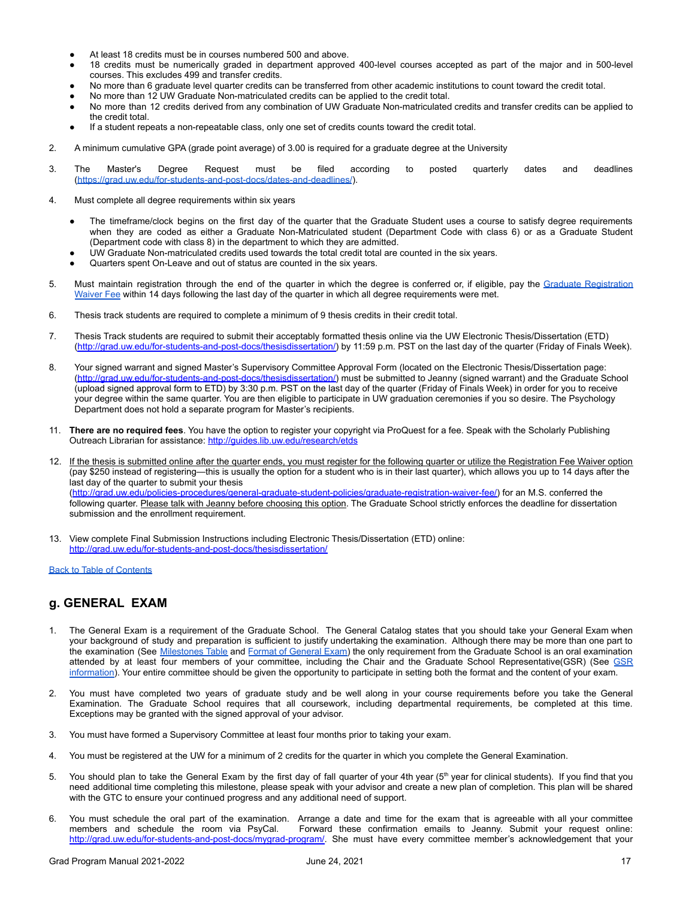- At least 18 credits must be in courses numbered 500 and above.
- 18 credits must be numerically graded in department approved 400-level courses accepted as part of the major and in 500-level courses. This excludes 499 and transfer credits.
- No more than 6 graduate level quarter credits can be transferred from other academic institutions to count toward the credit total.
- No more than 12 UW Graduate Non-matriculated credits can be applied to the credit total.
- No more than 12 credits derived from any combination of UW Graduate Non-matriculated credits and transfer credits can be applied to the credit total.
- If a student repeats a non-repeatable class, only one set of credits counts toward the credit total.

2. A minimum cumulative GPA (grade point average) of 3.00 is required for a graduate degree at the University

3. The Master's Degree Request must be filed according to posted quarterly dates and deadlines (https://grad.uw.edu/for-students-and-post-docs/dates-and-deadlines/).

4. Must complete all degree requirements within six years

   - The timeframe/clock begins on the first day of the quarter that the Graduate Student uses a course to satisfy degree requirements when they are coded as either a Graduate Non-Matriculated student (Department Code with class 6) or as a Graduate Student (Department code with class 8) in the department to which they are admitted.
   - UW Graduate Non-matriculated credits used towards the total credit total are counted in the six years.
   - Quarters spent On-Leave and out of status are counted in the six years.

5. Must maintain registration through the end of the quarter in which the degree is conferred or, if eligible, pay the Graduate Registration Waiver Fee within 14 days following the last day of the quarter in which all degree requirements were met.

6. Thesis track students are required to complete a minimum of 9 thesis credits in their credit total.

7. Thesis Track students are required to submit their acceptably formatted thesis online via the UW Electronic Thesis/Dissertation (ETD) (http://grad.uw.edu/for-students-and-post-docs/thesisdissertation/) by 11:59 p.m. PST on the last day of the quarter (Friday of Finals Week).

8. Your signed warrant and signed Master's Supervisory Committee Approval Form (located on the Electronic Thesis/Dissertation page: (http://grad.uw.edu/for-students-and-post-docs/thesisdissertation/) must be submitted to Jeanny (signed warrant) and the Graduate School (upload signed approval form to ETD) by 3:30 p.m. PST on the last day of the quarter (Friday of Finals Week) in order for you to receive your degree within the same quarter. You are then eligible to participate in UW graduation ceremonies if you so desire. The Psychology Department does not hold a separate program for Master's recipients.

11. **There are no required fees**. You have the option to register your copyright via ProQuest for a fee. Speak with the Scholarly Publishing Outreach Librarian for assistance: http://guides.lib.uw.edu/research/etds

12. If the thesis is submitted online after the quarter ends, you must register for the following quarter or utilize the Registration Fee Waiver option (pay $250 instead of registering—this is usually the option for a student who is in their last quarter), which allows you up to 14 days after the last day of the quarter to submit your thesis (http://grad.uw.edu/policies-procedures/general-graduate-student-policies/graduate-registration-waiver-fee/) for an M.S. conferred the following quarter. Please talk with Jeanny before choosing this option. The Graduate School strictly enforces the deadline for dissertation submission and the enrollment requirement.

13. View complete Final Submission Instructions including Electronic Thesis/Dissertation (ETD) online: http://grad.uw.edu/for-students-and-post-docs/thesisdissertation/

Back to Table of Contents

## g. GENERAL EXAM

1. The General Exam is a requirement of the Graduate School. The General Catalog states that you should take your General Exam when your background of study and preparation is sufficient to justify undertaking the examination. Although there may be more than one part to the examination (See Milestones Table and Format of General Exam) the only requirement from the Graduate School is an oral examination attended by at least four members of your committee, including the Chair and the Graduate School Representative(GSR) (See GSR information). Your entire committee should be given the opportunity to participate in setting both the format and the content of your exam.

2. You must have completed two years of graduate study and be well along in your course requirements before you take the General Examination. The Graduate School requires that all coursework, including departmental requirements, be completed at this time. Exceptions may be granted with the signed approval of your advisor.

3. You must have formed a Supervisory Committee at least four months prior to taking your exam.

4. You must be registered at the UW for a minimum of 2 credits for the quarter in which you complete the General Examination.

5. You should plan to take the General Exam by the first day of fall quarter of your 4th year (5th year for clinical students). If you find that you need additional time completing this milestone, please speak with your advisor and create a new plan of completion. This plan will be shared with the GTC to ensure your continued progress and any additional need of support.

6. You must schedule the oral part of the examination. Arrange a date and time for the exam that is agreeable with all your committee members and schedule the room via PsyCal. Forward these confirmation emails to Jeanny. Submit your request online: http://grad.uw.edu/for-students-and-post-docs/mygrad-program/. She must have every committee member's acknowledgement that your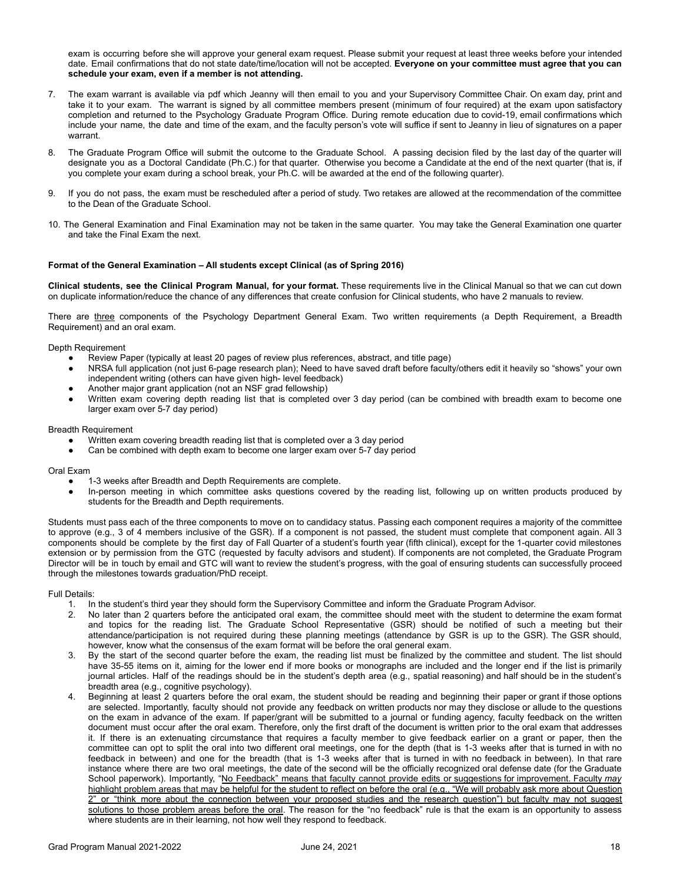exam is occurring before she will approve your general exam request. Please submit your request at least three weeks before your intended date. Email confirmations that do not state date/time/location will not be accepted. **Everyone on your committee must agree that you can schedule your exam, even if a member is not attending.**

7. The exam warrant is available via pdf which Jeanny will then email to you and your Supervisory Committee Chair. On exam day, print and take it to your exam. The warrant is signed by all committee members present (minimum of four required) at the exam upon satisfactory completion and returned to the Psychology Graduate Program Office. During remote education due to covid-19, email confirmations which include your name, the date and time of the exam, and the faculty person's vote will suffice if sent to Jeanny in lieu of signatures on a paper warrant.
8. The Graduate Program Office will submit the outcome to the Graduate School. A passing decision filed by the last day of the quarter will designate you as a Doctoral Candidate (Ph.C.) for that quarter. Otherwise you become a Candidate at the end of the next quarter (that is, if you complete your exam during a school break, your Ph.C. will be awarded at the end of the following quarter).
9. If you do not pass, the exam must be rescheduled after a period of study. Two retakes are allowed at the recommendation of the committee to the Dean of the Graduate School.
10. The General Examination and Final Examination may not be taken in the same quarter. You may take the General Examination one quarter and take the Final Exam the next.

**Format of the General Examination – All students except Clinical (as of Spring 2016)**

**Clinical students, see the Clinical Program Manual, for your format.** These requirements live in the Clinical Manual so that we can cut down on duplicate information/reduce the chance of any differences that create confusion for Clinical students, who have 2 manuals to review.

There are <u>three</u> components of the Psychology Department General Exam. Two written requirements (a Depth Requirement, a Breadth Requirement) and an oral exam.

Depth Requirement

- Review Paper (typically at least 20 pages of review plus references, abstract, and title page)
- NRSA full application (not just 6-page research plan); Need to have saved draft before faculty/others edit it heavily so "shows" your own independent writing (others can have given high- level feedback)
- Another major grant application (not an NSF grad fellowship)
- Written exam covering depth reading list that is completed over 3 day period (can be combined with breadth exam to become one larger exam over 5-7 day period)

Breadth Requirement

- Written exam covering breadth reading list that is completed over a 3 day period
- Can be combined with depth exam to become one larger exam over 5-7 day period

Oral Exam

- 1-3 weeks after Breadth and Depth Requirements are complete.
- In-person meeting in which committee asks questions covered by the reading list, following up on written products produced by students for the Breadth and Depth requirements.

Students must pass each of the three components to move on to candidacy status. Passing each component requires a majority of the committee to approve (e.g., 3 of 4 members inclusive of the GSR). If a component is not passed, the student must complete that component again. All 3 components should be complete by the first day of Fall Quarter of a student's fourth year (fifth clinical), except for the 1-quarter covid milestones extension or by permission from the GTC (requested by faculty advisors and student). If components are not completed, the Graduate Program Director will be in touch by email and GTC will want to review the student's progress, with the goal of ensuring students can successfully proceed through the milestones towards graduation/PhD receipt.

Full Details:

1. In the student's third year they should form the Supervisory Committee and inform the Graduate Program Advisor.
2. No later than 2 quarters before the anticipated oral exam, the committee should meet with the student to determine the exam format and topics for the reading list. The Graduate School Representative (GSR) should be notified of such a meeting but their attendance/participation is not required during these planning meetings (attendance by GSR is up to the GSR). The GSR should, however, know what the consensus of the exam format will be before the oral general exam.
3. By the start of the second quarter before the exam, the reading list must be finalized by the committee and student. The list should have 35-55 items on it, aiming for the lower end if more books or monographs are included and the longer end if the list is primarily journal articles. Half of the readings should be in the student's depth area (e.g., spatial reasoning) and half should be in the student's breadth area (e.g., cognitive psychology).
4. Beginning at least 2 quarters before the oral exam, the student should be reading and beginning their paper or grant if those options are selected. Importantly, faculty should not provide any feedback on written products nor may they disclose or allude to the questions on the exam in advance of the exam. If paper/grant will be submitted to a journal or funding agency, faculty feedback on the written document must occur after the oral exam. Therefore, only the first draft of the document is written prior to the oral exam that addresses it. If there is an extenuating circumstance that requires a faculty member to give feedback earlier on a grant or paper, then the committee can opt to split the oral into two different oral meetings, one for the depth (that is 1-3 weeks after that is turned in with no feedback in between) and one for the breadth (that is 1-3 weeks after that is turned in with no feedback in between). In that rare instance where there are two oral meetings, the date of the second will be the officially recognized oral defense date (for the Graduate School paperwork). Importantly, <u>"No Feedback" means that faculty cannot provide edits or suggestions for improvement. Faculty *may* highlight problem areas that may be helpful for the student to reflect on before the oral (e.g., "We will probably ask more about Question 2" or "think more about the connection between your proposed studies and the research question") but faculty may not suggest solutions to those problem areas before the oral</u>. The reason for the "no feedback" rule is that the exam is an opportunity to assess where students are in their learning, not how well they respond to feedback.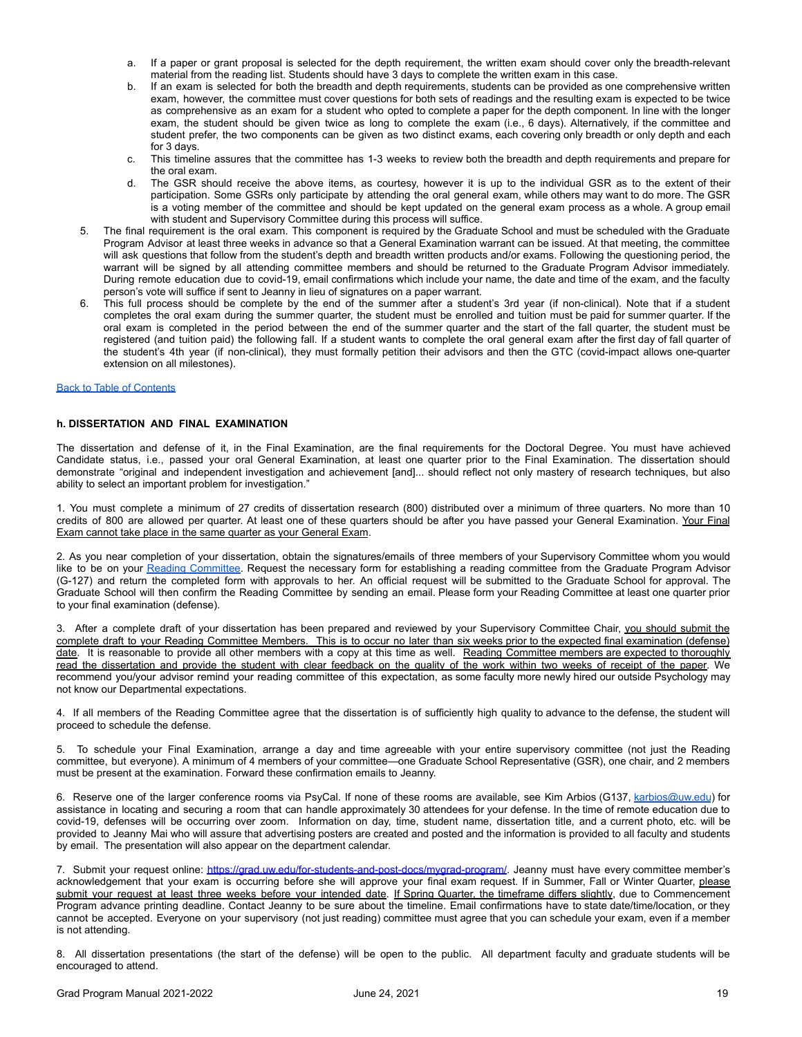a. If a paper or grant proposal is selected for the depth requirement, the written exam should cover only the breadth-relevant material from the reading list. Students should have 3 days to complete the written exam in this case.
   b. If an exam is selected for both the breadth and depth requirements, students can be provided as one comprehensive written exam, however, the committee must cover questions for both sets of readings and the resulting exam is expected to be twice as comprehensive as an exam for a student who opted to complete a paper for the depth component. In line with the longer exam, the student should be given twice as long to complete the exam (i.e., 6 days). Alternatively, if the committee and student prefer, the two components can be given as two distinct exams, each covering only breadth or only depth and each for 3 days.
   c. This timeline assures that the committee has 1-3 weeks to review both the breadth and depth requirements and prepare for the oral exam.
   d. The GSR should receive the above items, as courtesy, however it is up to the individual GSR as to the extent of their participation. Some GSRs only participate by attending the oral general exam, while others may want to do more. The GSR is a voting member of the committee and should be kept updated on the general exam process as a whole. A group email with student and Supervisory Committee during this process will suffice.
5. The final requirement is the oral exam. This component is required by the Graduate School and must be scheduled with the Graduate Program Advisor at least three weeks in advance so that a General Examination warrant can be issued. At that meeting, the committee will ask questions that follow from the student's depth and breadth written products and/or exams. Following the questioning period, the warrant will be signed by all attending committee members and should be returned to the Graduate Program Advisor immediately. During remote education due to covid-19, email confirmations which include your name, the date and time of the exam, and the faculty person's vote will suffice if sent to Jeanny in lieu of signatures on a paper warrant.
6. This full process should be complete by the end of the summer after a student's 3rd year (if non-clinical). Note that if a student completes the oral exam during the summer quarter, the student must be enrolled and tuition must be paid for summer quarter. If the oral exam is completed in the period between the end of the summer quarter and the start of the fall quarter, the student must be registered (and tuition paid) the following fall. If a student wants to complete the oral general exam after the first day of fall quarter of the student's 4th year (if non-clinical), they must formally petition their advisors and then the GTC (covid-impact allows one-quarter extension on all milestones).

Back to Table of Contents

#### h. DISSERTATION AND FINAL EXAMINATION

The dissertation and defense of it, in the Final Examination, are the final requirements for the Doctoral Degree. You must have achieved Candidate status, i.e., passed your oral General Examination, at least one quarter prior to the Final Examination. The dissertation should demonstrate "original and independent investigation and achievement [and]... should reflect not only mastery of research techniques, but also ability to select an important problem for investigation."

1. You must complete a minimum of 27 credits of dissertation research (800) distributed over a minimum of three quarters. No more than 10 credits of 800 are allowed per quarter. At least one of these quarters should be after you have passed your General Examination. Your Final Exam cannot take place in the same quarter as your General Exam.

2. As you near completion of your dissertation, obtain the signatures/emails of three members of your Supervisory Committee whom you would like to be on your Reading Committee. Request the necessary form for establishing a reading committee from the Graduate Program Advisor (G-127) and return the completed form with approvals to her. An official request will be submitted to the Graduate School for approval. The Graduate School will then confirm the Reading Committee by sending an email. Please form your Reading Committee at least one quarter prior to your final examination (defense).

3. After a complete draft of your dissertation has been prepared and reviewed by your Supervisory Committee Chair, you should submit the complete draft to your Reading Committee Members. This is to occur no later than six weeks prior to the expected final examination (defense) date. It is reasonable to provide all other members with a copy at this time as well. Reading Committee members are expected to thoroughly read the dissertation and provide the student with clear feedback on the quality of the work within two weeks of receipt of the paper. We recommend you/your advisor remind your reading committee of this expectation, as some faculty more newly hired our outside Psychology may not know our Departmental expectations.

4. If all members of the Reading Committee agree that the dissertation is of sufficiently high quality to advance to the defense, the student will proceed to schedule the defense.

5. To schedule your Final Examination, arrange a day and time agreeable with your entire supervisory committee (not just the Reading committee, but everyone). A minimum of 4 members of your committee—one Graduate School Representative (GSR), one chair, and 2 members must be present at the examination. Forward these confirmation emails to Jeanny.

6. Reserve one of the larger conference rooms via PsyCal. If none of these rooms are available, see Kim Arbios (G137, karbios@uw.edu) for assistance in locating and securing a room that can handle approximately 30 attendees for your defense. In the time of remote education due to covid-19, defenses will be occurring over zoom. Information on day, time, student name, dissertation title, and a current photo, etc. will be provided to Jeanny Mai who will assure that advertising posters are created and posted and the information is provided to all faculty and students by email. The presentation will also appear on the department calendar.

7. Submit your request online: https://grad.uw.edu/for-students-and-post-docs/mygrad-program/. Jeanny must have every committee member's acknowledgement that your exam is occurring before she will approve your final exam request. If in Summer, Fall or Winter Quarter, please submit your request at least three weeks before your intended date. If Spring Quarter, the timeframe differs slightly, due to Commencement Program advance printing deadline. Contact Jeanny to be sure about the timeline. Email confirmations have to state date/time/location, or they cannot be accepted. Everyone on your supervisory (not just reading) committee must agree that you can schedule your exam, even if a member is not attending.

8. All dissertation presentations (the start of the defense) will be open to the public. All department faculty and graduate students will be encouraged to attend.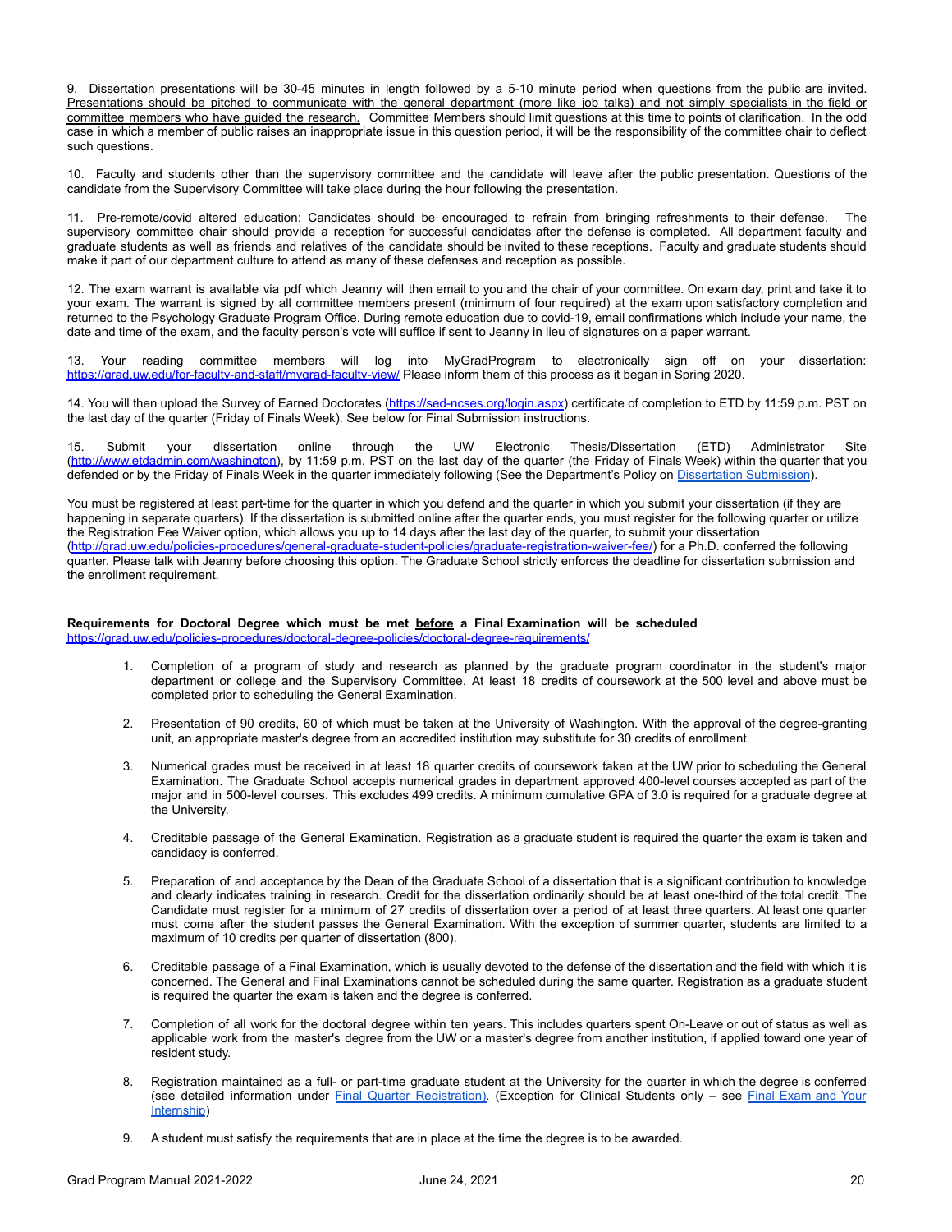9. Dissertation presentations will be 30-45 minutes in length followed by a 5-10 minute period when questions from the public are invited. Presentations should be pitched to communicate with the general department (more like job talks) and not simply specialists in the field or committee members who have guided the research. Committee Members should limit questions at this time to points of clarification. In the odd case in which a member of public raises an inappropriate issue in this question period, it will be the responsibility of the committee chair to deflect such questions.

10. Faculty and students other than the supervisory committee and the candidate will leave after the public presentation. Questions of the candidate from the Supervisory Committee will take place during the hour following the presentation.

11. Pre-remote/covid altered education: Candidates should be encouraged to refrain from bringing refreshments to their defense. The supervisory committee chair should provide a reception for successful candidates after the defense is completed. All department faculty and graduate students as well as friends and relatives of the candidate should be invited to these receptions. Faculty and graduate students should make it part of our department culture to attend as many of these defenses and reception as possible.

12. The exam warrant is available via pdf which Jeanny will then email to you and the chair of your committee. On exam day, print and take it to your exam. The warrant is signed by all committee members present (minimum of four required) at the exam upon satisfactory completion and returned to the Psychology Graduate Program Office. During remote education due to covid-19, email confirmations which include your name, the date and time of the exam, and the faculty person's vote will suffice if sent to Jeanny in lieu of signatures on a paper warrant.

13. Your reading committee members will log into MyGradProgram to electronically sign off on your dissertation: [https://grad.uw.edu/for-faculty-and-staff/mygrad-faculty-view/](https://grad.uw.edu/for-faculty-and-staff/mygrad-faculty-view/) Please inform them of this process as it began in Spring 2020.

14. You will then upload the Survey of Earned Doctorates ([https://sed-ncses.org/login.aspx](https://sed-ncses.org/login.aspx)) certificate of completion to ETD by 11:59 p.m. PST on the last day of the quarter (Friday of Finals Week). See below for Final Submission instructions.

15. Submit your dissertation online through the UW Electronic Thesis/Dissertation (ETD) Administrator Site ([http://www.etdadmin.com/washington](http://www.etdadmin.com/washington)), by 11:59 p.m. PST on the last day of the quarter (the Friday of Finals Week) within the quarter that you defended or by the Friday of Finals Week in the quarter immediately following (See the Department's Policy on Dissertation Submission).

You must be registered at least part-time for the quarter in which you defend and the quarter in which you submit your dissertation (if they are happening in separate quarters). If the dissertation is submitted online after the quarter ends, you must register for the following quarter or utilize the Registration Fee Waiver option, which allows you up to 14 days after the last day of the quarter, to submit your dissertation ([http://grad.uw.edu/policies-procedures/general-graduate-student-policies/graduate-registration-waiver-fee/](http://grad.uw.edu/policies-procedures/general-graduate-student-policies/graduate-registration-waiver-fee/)) for a Ph.D. conferred the following quarter. Please talk with Jeanny before choosing this option. The Graduate School strictly enforces the deadline for dissertation submission and the enrollment requirement.

**Requirements for Doctoral Degree which must be met before a Final Examination will be scheduled**
[https://grad.uw.edu/policies-procedures/doctoral-degree-policies/doctoral-degree-requirements/](https://grad.uw.edu/policies-procedures/doctoral-degree-policies/doctoral-degree-requirements/)

1. Completion of a program of study and research as planned by the graduate program coordinator in the student's major department or college and the Supervisory Committee. At least 18 credits of coursework at the 500 level and above must be completed prior to scheduling the General Examination.

2. Presentation of 90 credits, 60 of which must be taken at the University of Washington. With the approval of the degree-granting unit, an appropriate master's degree from an accredited institution may substitute for 30 credits of enrollment.

3. Numerical grades must be received in at least 18 quarter credits of coursework taken at the UW prior to scheduling the General Examination. The Graduate School accepts numerical grades in department approved 400-level courses accepted as part of the major and in 500-level courses. This excludes 499 credits. A minimum cumulative GPA of 3.0 is required for a graduate degree at the University.

4. Creditable passage of the General Examination. Registration as a graduate student is required the quarter the exam is taken and candidacy is conferred.

5. Preparation of and acceptance by the Dean of the Graduate School of a dissertation that is a significant contribution to knowledge and clearly indicates training in research. Credit for the dissertation ordinarily should be at least one-third of the total credit. The Candidate must register for a minimum of 27 credits of dissertation over a period of at least three quarters. At least one quarter must come after the student passes the General Examination. With the exception of summer quarter, students are limited to a maximum of 10 credits per quarter of dissertation (800).

6. Creditable passage of a Final Examination, which is usually devoted to the defense of the dissertation and the field with which it is concerned. The General and Final Examinations cannot be scheduled during the same quarter. Registration as a graduate student is required the quarter the exam is taken and the degree is conferred.

7. Completion of all work for the doctoral degree within ten years. This includes quarters spent On-Leave or out of status as well as applicable work from the master's degree from the UW or a master's degree from another institution, if applied toward one year of resident study.

8. Registration maintained as a full- or part-time graduate student at the University for the quarter in which the degree is conferred (see detailed information under Final Quarter Registration). (Exception for Clinical Students only – see Final Exam and Your Internship)

9. A student must satisfy the requirements that are in place at the time the degree is to be awarded.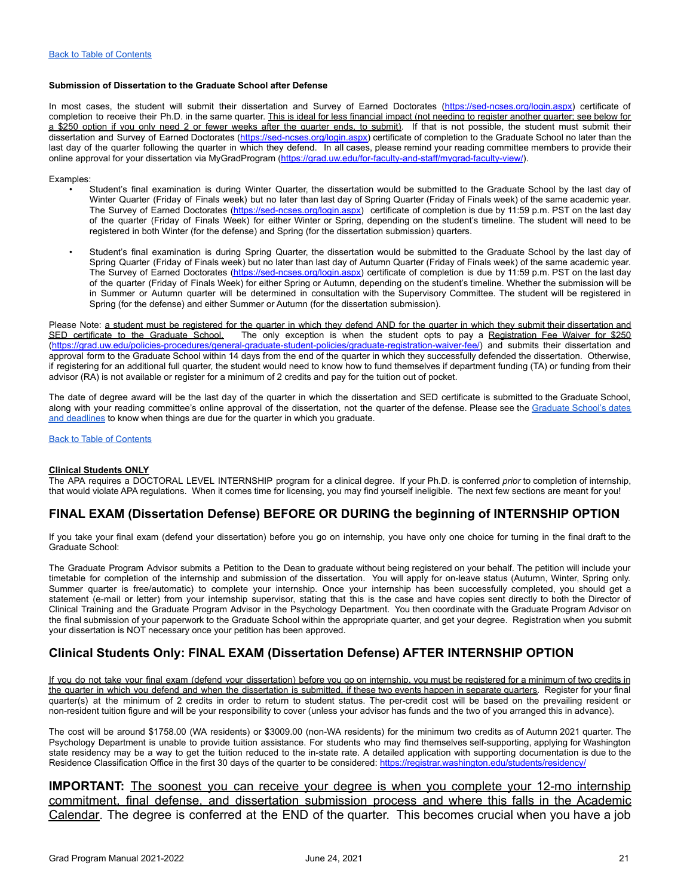[Back to Table of Contents](#)

**Submission of Dissertation to the Graduate School after Defense**

In most cases, the student will submit their dissertation and Survey of Earned Doctorates (https://sed-ncses.org/login.aspx) certificate of completion to receive their Ph.D. in the same quarter. This is ideal for less financial impact (not needing to register another quarter; see below for a $250 option if you only need 2 or fewer weeks after the quarter ends, to submit). If that is not possible, the student must submit their dissertation and Survey of Earned Doctorates (https://sed-ncses.org/login.aspx) certificate of completion to the Graduate School no later than the last day of the quarter following the quarter in which they defend. In all cases, please remind your reading committee members to provide their online approval for your dissertation via MyGradProgram (https://grad.uw.edu/for-faculty-and-staff/mygrad-faculty-view/).

Examples:

- Student's final examination is during Winter Quarter, the dissertation would be submitted to the Graduate School by the last day of Winter Quarter (Friday of Finals week) but no later than last day of Spring Quarter (Friday of Finals week) of the same academic year. The Survey of Earned Doctorates (https://sed-ncses.org/login.aspx) certificate of completion is due by 11:59 p.m. PST on the last day of the quarter (Friday of Finals Week) for either Winter or Spring, depending on the student's timeline. The student will need to be registered in both Winter (for the defense) and Spring (for the dissertation submission) quarters.

- Student's final examination is during Spring Quarter, the dissertation would be submitted to the Graduate School by the last day of Spring Quarter (Friday of Finals week) but no later than last day of Autumn Quarter (Friday of Finals week) of the same academic year. The Survey of Earned Doctorates (https://sed-ncses.org/login.aspx) certificate of completion is due by 11:59 p.m. PST on the last day of the quarter (Friday of Finals Week) for either Spring or Autumn, depending on the student's timeline. Whether the submission will be in Summer or Autumn quarter will be determined in consultation with the Supervisory Committee. The student will be registered in Spring (for the defense) and either Summer or Autumn (for the dissertation submission).

Please Note: a student must be registered for the quarter in which they defend AND for the quarter in which they submit their dissertation and SED certificate to the Graduate School. The only exception is when the student opts to pay a Registration Fee Waiver for $250 (https://grad.uw.edu/policies-procedures/general-graduate-student-policies/graduate-registration-waiver-fee/) and submits their dissertation and approval form to the Graduate School within 14 days from the end of the quarter in which they successfully defended the dissertation. Otherwise, if registering for an additional full quarter, the student would need to know how to fund themselves if department funding (TA) or funding from their advisor (RA) is not available or register for a minimum of 2 credits and pay for the tuition out of pocket.

The date of degree award will be the last day of the quarter in which the dissertation and SED certificate is submitted to the Graduate School, along with your reading committee's online approval of the dissertation, not the quarter of the defense. Please see the [Graduate School's dates and deadlines](#) to know when things are due for the quarter in which you graduate.

[Back to Table of Contents](#)

**Clinical Students ONLY**

The APA requires a DOCTORAL LEVEL INTERNSHIP program for a clinical degree. If your Ph.D. is conferred *prior* to completion of internship, that would violate APA regulations. When it comes time for licensing, you may find yourself ineligible. The next few sections are meant for you!

## FINAL EXAM (Dissertation Defense) BEFORE OR DURING the beginning of INTERNSHIP OPTION

If you take your final exam (defend your dissertation) before you go on internship, you have only one choice for turning in the final draft to the Graduate School:

The Graduate Program Advisor submits a Petition to the Dean to graduate without being registered on your behalf. The petition will include your timetable for completion of the internship and submission of the dissertation. You will apply for on-leave status (Autumn, Winter, Spring only. Summer quarter is free/automatic) to complete your internship. Once your internship has been successfully completed, you should get a statement (e-mail or letter) from your internship supervisor, stating that this is the case and have copies sent directly to both the Director of Clinical Training and the Graduate Program Advisor in the Psychology Department. You then coordinate with the Graduate Program Advisor on the final submission of your paperwork to the Graduate School within the appropriate quarter, and get your degree. Registration when you submit your dissertation is NOT necessary once your petition has been approved.

## Clinical Students Only: FINAL EXAM (Dissertation Defense) AFTER INTERNSHIP OPTION

If you do not take your final exam (defend your dissertation) before you go on internship, you must be registered for a minimum of two credits in the quarter in which you defend and when the dissertation is submitted, if these two events happen in separate quarters. Register for your final quarter(s) at the minimum of 2 credits in order to return to student status. The per-credit cost will be based on the prevailing resident or non-resident tuition figure and will be your responsibility to cover (unless your advisor has funds and the two of you arranged this in advance).

The cost will be around $1758.00 (WA residents) or $3009.00 (non-WA residents) for the minimum two credits as of Autumn 2021 quarter. The Psychology Department is unable to provide tuition assistance. For students who may find themselves self-supporting, applying for Washington state residency may be a way to get the tuition reduced to the in-state rate. A detailed application with supporting documentation is due to the Residence Classification Office in the first 30 days of the quarter to be considered: https://registrar.washington.edu/students/residency/

**IMPORTANT:** The soonest you can receive your degree is when you complete your 12-mo internship commitment, final defense, and dissertation submission process and where this falls in the Academic Calendar. The degree is conferred at the END of the quarter. This becomes crucial when you have a job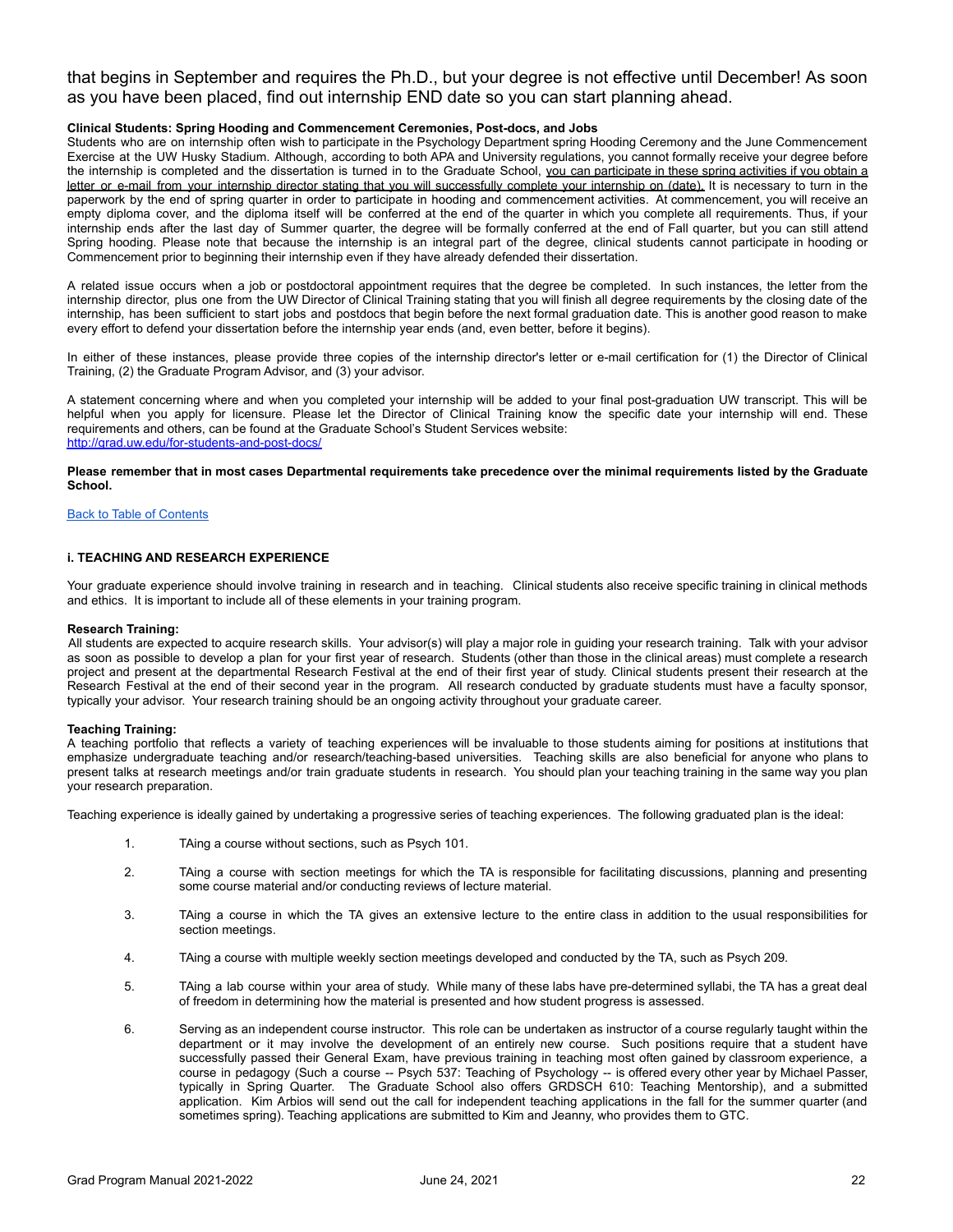that begins in September and requires the Ph.D., but your degree is not effective until December! As soon as you have been placed, find out internship END date so you can start planning ahead.

**Clinical Students: Spring Hooding and Commencement Ceremonies, Post-docs, and Jobs**

Students who are on internship often wish to participate in the Psychology Department spring Hooding Ceremony and the June Commencement Exercise at the UW Husky Stadium. Although, according to both APA and University regulations, you cannot formally receive your degree before the internship is completed and the dissertation is turned in to the Graduate School, <u>you can participate in these spring activities if you obtain a letter or e-mail from your internship director stating that you will successfully complete your internship on (date).</u> It is necessary to turn in the paperwork by the end of spring quarter in order to participate in hooding and commencement activities. At commencement, you will receive an empty diploma cover, and the diploma itself will be conferred at the end of the quarter in which you complete all requirements. Thus, if your internship ends after the last day of Summer quarter, the degree will be formally conferred at the end of Fall quarter, but you can still attend Spring hooding. Please note that because the internship is an integral part of the degree, clinical students cannot participate in hooding or Commencement prior to beginning their internship even if they have already defended their dissertation.

A related issue occurs when a job or postdoctoral appointment requires that the degree be completed. In such instances, the letter from the internship director, plus one from the UW Director of Clinical Training stating that you will finish all degree requirements by the closing date of the internship, has been sufficient to start jobs and postdocs that begin before the next formal graduation date. This is another good reason to make every effort to defend your dissertation before the internship year ends (and, even better, before it begins).

In either of these instances, please provide three copies of the internship director's letter or e-mail certification for (1) the Director of Clinical Training, (2) the Graduate Program Advisor, and (3) your advisor.

A statement concerning where and when you completed your internship will be added to your final post-graduation UW transcript. This will be helpful when you apply for licensure. Please let the Director of Clinical Training know the specific date your internship will end. These requirements and others, can be found at the Graduate School's Student Services website:
[http://grad.uw.edu/for-students-and-post-docs/](http://grad.uw.edu/for-students-and-post-docs/)

**Please remember that in most cases Departmental requirements take precedence over the minimal requirements listed by the Graduate School.**

[Back to Table of Contents]()

### i. TEACHING AND RESEARCH EXPERIENCE

Your graduate experience should involve training in research and in teaching. Clinical students also receive specific training in clinical methods and ethics. It is important to include all of these elements in your training program.

**Research Training:**

All students are expected to acquire research skills. Your advisor(s) will play a major role in guiding your research training. Talk with your advisor as soon as possible to develop a plan for your first year of research. Students (other than those in the clinical areas) must complete a research project and present at the departmental Research Festival at the end of their first year of study. Clinical students present their research at the Research Festival at the end of their second year in the program. All research conducted by graduate students must have a faculty sponsor, typically your advisor. Your research training should be an ongoing activity throughout your graduate career.

**Teaching Training:**

A teaching portfolio that reflects a variety of teaching experiences will be invaluable to those students aiming for positions at institutions that emphasize undergraduate teaching and/or research/teaching-based universities. Teaching skills are also beneficial for anyone who plans to present talks at research meetings and/or train graduate students in research. You should plan your teaching training in the same way you plan your research preparation.

Teaching experience is ideally gained by undertaking a progressive series of teaching experiences. The following graduated plan is the ideal:

1. TAing a course without sections, such as Psych 101.
2. TAing a course with section meetings for which the TA is responsible for facilitating discussions, planning and presenting some course material and/or conducting reviews of lecture material.
3. TAing a course in which the TA gives an extensive lecture to the entire class in addition to the usual responsibilities for section meetings.
4. TAing a course with multiple weekly section meetings developed and conducted by the TA, such as Psych 209.
5. TAing a lab course within your area of study. While many of these labs have pre-determined syllabi, the TA has a great deal of freedom in determining how the material is presented and how student progress is assessed.
6. Serving as an independent course instructor. This role can be undertaken as instructor of a course regularly taught within the department or it may involve the development of an entirely new course. Such positions require that a student have successfully passed their General Exam, have previous training in teaching most often gained by classroom experience, a course in pedagogy (Such a course -- Psych 537: Teaching of Psychology -- is offered every other year by Michael Passer, typically in Spring Quarter. The Graduate School also offers GRDSCH 610: Teaching Mentorship), and a submitted application. Kim Arbios will send out the call for independent teaching applications in the fall for the summer quarter (and sometimes spring). Teaching applications are submitted to Kim and Jeanny, who provides them to GTC.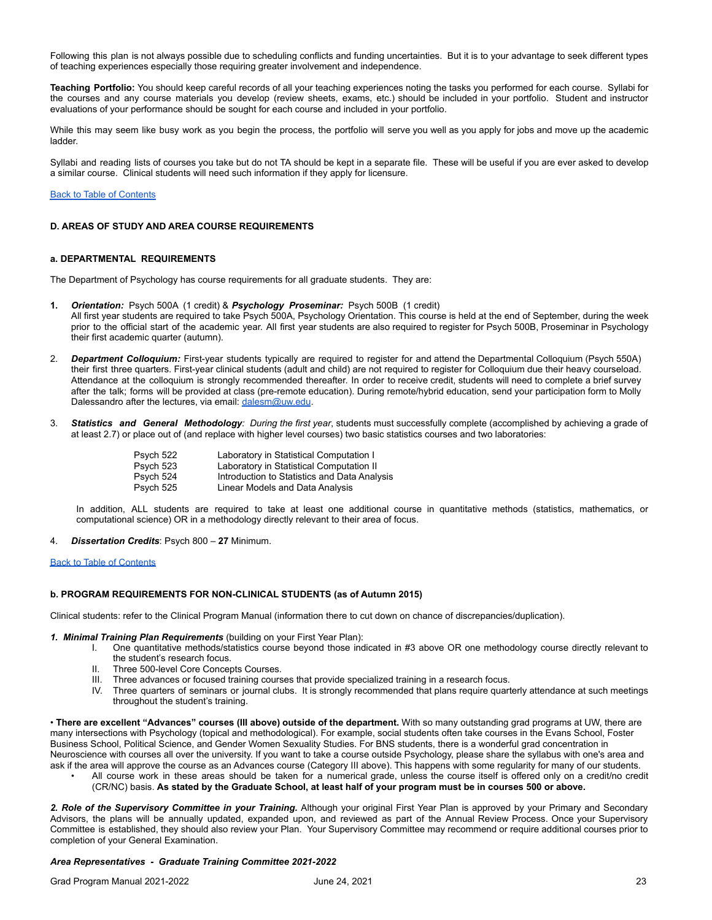Following this plan is not always possible due to scheduling conflicts and funding uncertainties. But it is to your advantage to seek different types of teaching experiences especially those requiring greater involvement and independence.

**Teaching Portfolio:** You should keep careful records of all your teaching experiences noting the tasks you performed for each course. Syllabi for the courses and any course materials you develop (review sheets, exams, etc.) should be included in your portfolio. Student and instructor evaluations of your performance should be sought for each course and included in your portfolio.

While this may seem like busy work as you begin the process, the portfolio will serve you well as you apply for jobs and move up the academic ladder.

Syllabi and reading lists of courses you take but do not TA should be kept in a separate file. These will be useful if you are ever asked to develop a similar course. Clinical students will need such information if they apply for licensure.

Back to Table of Contents

## D. AREAS OF STUDY AND AREA COURSE REQUIREMENTS

### a. DEPARTMENTAL REQUIREMENTS

The Department of Psychology has course requirements for all graduate students. They are:

1. ***Orientation:*** Psych 500A (1 credit) & ***Psychology Proseminar:*** Psych 500B (1 credit)
   All first year students are required to take Psych 500A, Psychology Orientation. This course is held at the end of September, during the week prior to the official start of the academic year. All first year students are also required to register for Psych 500B, Proseminar in Psychology their first academic quarter (autumn).

2. ***Department Colloquium:*** First-year students typically are required to register for and attend the Departmental Colloquium (Psych 550A) their first three quarters. First-year clinical students (adult and child) are not required to register for Colloquium due their heavy courseload. Attendance at the colloquium is strongly recommended thereafter. In order to receive credit, students will need to complete a brief survey after the talk; forms will be provided at class (pre-remote education). During remote/hybrid education, send your participation form to Molly Dalessandro after the lectures, via email: dalesm@uw.edu.

3. ***Statistics and General Methodology**: During the first year*, students must successfully complete (accomplished by achieving a grade of at least 2.7) or place out of (and replace with higher level courses) two basic statistics courses and two laboratories:

   | | |
   |---|---|
   | Psych 522 | Laboratory in Statistical Computation I |
   | Psych 523 | Laboratory in Statistical Computation II |
   | Psych 524 | Introduction to Statistics and Data Analysis |
   | Psych 525 | Linear Models and Data Analysis |

   In addition, ALL students are required to take at least one additional course in quantitative methods (statistics, mathematics, or computational science) OR in a methodology directly relevant to their area of focus.

4. ***Dissertation Credits***: Psych 800 – **27** Minimum.

Back to Table of Contents

### b. PROGRAM REQUIREMENTS FOR NON-CLINICAL STUDENTS (as of Autumn 2015)

Clinical students: refer to the Clinical Program Manual (information there to cut down on chance of discrepancies/duplication).

***1. Minimal Training Plan Requirements*** (building on your First Year Plan):

I. One quantitative methods/statistics course beyond those indicated in #3 above OR one methodology course directly relevant to the student's research focus.
II. Three 500-level Core Concepts Courses.
III. Three advances or focused training courses that provide specialized training in a research focus.
IV. Three quarters of seminars or journal clubs. It is strongly recommended that plans require quarterly attendance at such meetings throughout the student's training.

• **There are excellent "Advances" courses (III above) outside of the department.** With so many outstanding grad programs at UW, there are many intersections with Psychology (topical and methodological). For example, social students often take courses in the Evans School, Foster Business School, Political Science, and Gender Women Sexuality Studies. For BNS students, there is a wonderful grad concentration in Neuroscience with courses all over the university. If you want to take a course outside Psychology, please share the syllabus with one's area and ask if the area will approve the course as an Advances course (Category III above). This happens with some regularity for many of our students.

- All course work in these areas should be taken for a numerical grade, unless the course itself is offered only on a credit/no credit (CR/NC) basis. **As stated by the Graduate School, at least half of your program must be in courses 500 or above.**

***2. Role of the Supervisory Committee in your Training.*** Although your original First Year Plan is approved by your Primary and Secondary Advisors, the plans will be annually updated, expanded upon, and reviewed as part of the Annual Review Process. Once your Supervisory Committee is established, they should also review your Plan. Your Supervisory Committee may recommend or require additional courses prior to completion of your General Examination.

***Area Representatives - Graduate Training Committee 2021-2022***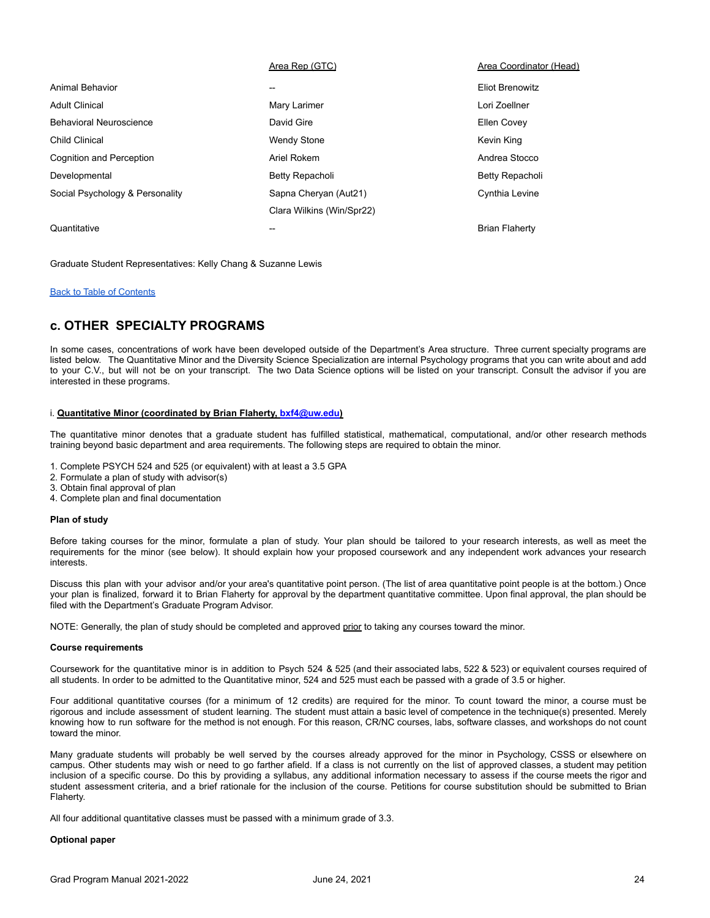| | Area Rep (GTC) | Area Coordinator (Head) |
|---|---|---|
| Animal Behavior | -- | Eliot Brenowitz |
| Adult Clinical | Mary Larimer | Lori Zoellner |
| Behavioral Neuroscience | David Gire | Ellen Covey |
| Child Clinical | Wendy Stone | Kevin King |
| Cognition and Perception | Ariel Rokem | Andrea Stocco |
| Developmental | Betty Repacholi | Betty Repacholi |
| Social Psychology & Personality | Sapna Cheryan (Aut21) | Cynthia Levine |
| | Clara Wilkins (Win/Spr22) | |
| Quantitative | -- | Brian Flaherty |

Graduate Student Representatives: Kelly Chang & Suzanne Lewis

Back to Table of Contents

## c. OTHER SPECIALTY PROGRAMS

In some cases, concentrations of work have been developed outside of the Department's Area structure. Three current specialty programs are listed below. The Quantitative Minor and the Diversity Science Specialization are internal Psychology programs that you can write about and add to your C.V., but will not be on your transcript. The two Data Science options will be listed on your transcript. Consult the advisor if you are interested in these programs.

### i. Quantitative Minor (coordinated by Brian Flaherty, bxf4@uw.edu)

The quantitative minor denotes that a graduate student has fulfilled statistical, mathematical, computational, and/or other research methods training beyond basic department and area requirements. The following steps are required to obtain the minor.

1. Complete PSYCH 524 and 525 (or equivalent) with at least a 3.5 GPA
2. Formulate a plan of study with advisor(s)
3. Obtain final approval of plan
4. Complete plan and final documentation

**Plan of study**

Before taking courses for the minor, formulate a plan of study. Your plan should be tailored to your research interests, as well as meet the requirements for the minor (see below). It should explain how your proposed coursework and any independent work advances your research interests.

Discuss this plan with your advisor and/or your area's quantitative point person. (The list of area quantitative point people is at the bottom.) Once your plan is finalized, forward it to Brian Flaherty for approval by the department quantitative committee. Upon final approval, the plan should be filed with the Department's Graduate Program Advisor.

NOTE: Generally, the plan of study should be completed and approved prior to taking any courses toward the minor.

**Course requirements**

Coursework for the quantitative minor is in addition to Psych 524 & 525 (and their associated labs, 522 & 523) or equivalent courses required of all students. In order to be admitted to the Quantitative minor, 524 and 525 must each be passed with a grade of 3.5 or higher.

Four additional quantitative courses (for a minimum of 12 credits) are required for the minor. To count toward the minor, a course must be rigorous and include assessment of student learning. The student must attain a basic level of competence in the technique(s) presented. Merely knowing how to run software for the method is not enough. For this reason, CR/NC courses, labs, software classes, and workshops do not count toward the minor.

Many graduate students will probably be well served by the courses already approved for the minor in Psychology, CSSS or elsewhere on campus. Other students may wish or need to go farther afield. If a class is not currently on the list of approved classes, a student may petition inclusion of a specific course. Do this by providing a syllabus, any additional information necessary to assess if the course meets the rigor and student assessment criteria, and a brief rationale for the inclusion of the course. Petitions for course substitution should be submitted to Brian Flaherty.

All four additional quantitative classes must be passed with a minimum grade of 3.3.

**Optional paper**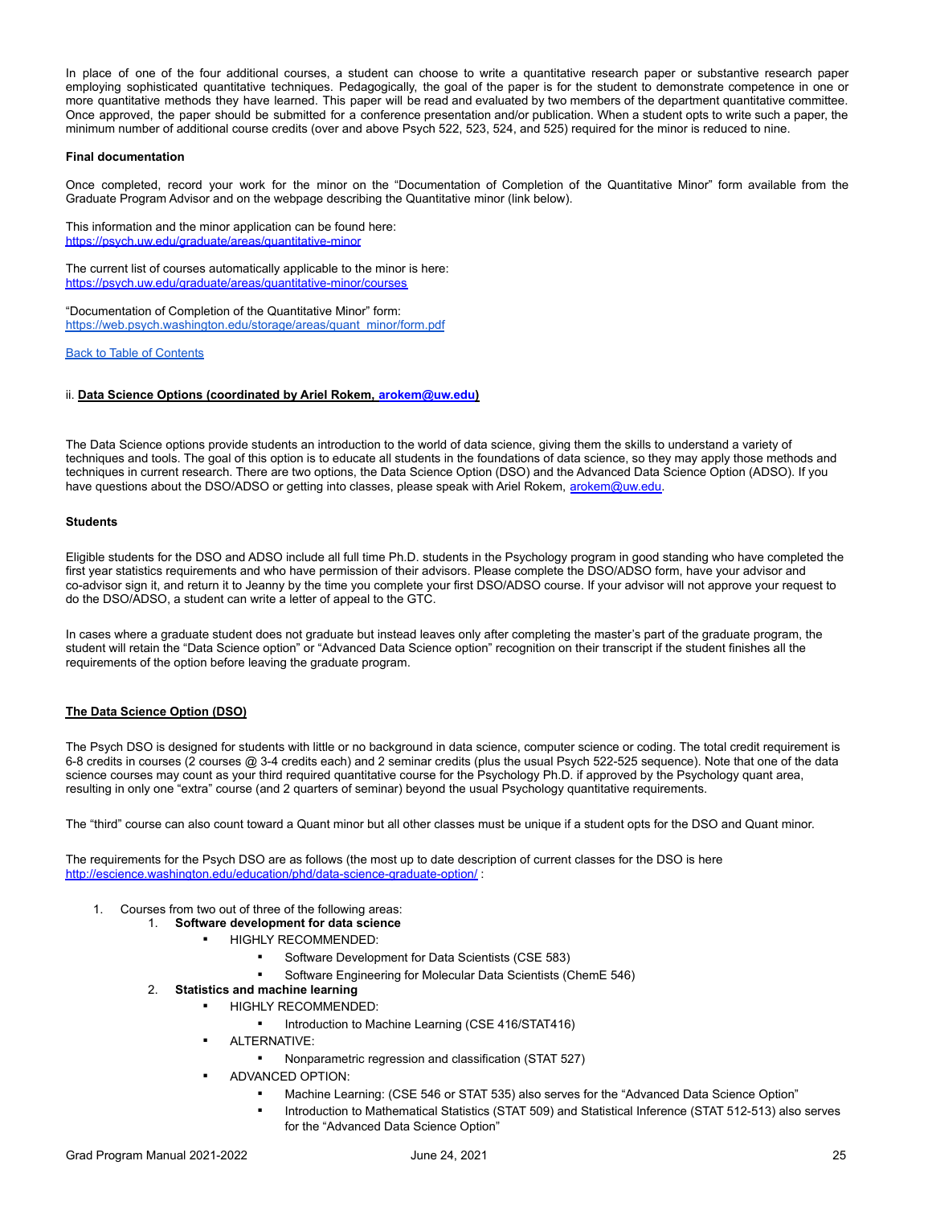In place of one of the four additional courses, a student can choose to write a quantitative research paper or substantive research paper employing sophisticated quantitative techniques. Pedagogically, the goal of the paper is for the student to demonstrate competence in one or more quantitative methods they have learned. This paper will be read and evaluated by two members of the department quantitative committee. Once approved, the paper should be submitted for a conference presentation and/or publication. When a student opts to write such a paper, the minimum number of additional course credits (over and above Psych 522, 523, 524, and 525) required for the minor is reduced to nine.

**Final documentation**

Once completed, record your work for the minor on the "Documentation of Completion of the Quantitative Minor" form available from the Graduate Program Advisor and on the webpage describing the Quantitative minor (link below).

This information and the minor application can be found here:
https://psych.uw.edu/graduate/areas/quantitative-minor

The current list of courses automatically applicable to the minor is here:
https://psych.uw.edu/graduate/areas/quantitative-minor/courses

"Documentation of Completion of the Quantitative Minor" form:
https://web.psych.washington.edu/storage/areas/quant_minor/form.pdf

Back to Table of Contents

ii. **Data Science Options (coordinated by Ariel Rokem, arokem@uw.edu)**

The Data Science options provide students an introduction to the world of data science, giving them the skills to understand a variety of techniques and tools. The goal of this option is to educate all students in the foundations of data science, so they may apply those methods and techniques in current research. There are two options, the Data Science Option (DSO) and the Advanced Data Science Option (ADSO). If you have questions about the DSO/ADSO or getting into classes, please speak with Ariel Rokem, arokem@uw.edu.

**Students**

Eligible students for the DSO and ADSO include all full time Ph.D. students in the Psychology program in good standing who have completed the first year statistics requirements and who have permission of their advisors. Please complete the DSO/ADSO form, have your advisor and co-advisor sign it, and return it to Jeanny by the time you complete your first DSO/ADSO course. If your advisor will not approve your request to do the DSO/ADSO, a student can write a letter of appeal to the GTC.

In cases where a graduate student does not graduate but instead leaves only after completing the master's part of the graduate program, the student will retain the "Data Science option" or "Advanced Data Science option" recognition on their transcript if the student finishes all the requirements of the option before leaving the graduate program.

**The Data Science Option (DSO)**

The Psych DSO is designed for students with little or no background in data science, computer science or coding. The total credit requirement is 6-8 credits in courses (2 courses @ 3-4 credits each) and 2 seminar credits (plus the usual Psych 522-525 sequence). Note that one of the data science courses may count as your third required quantitative course for the Psychology Ph.D. if approved by the Psychology quant area, resulting in only one "extra" course (and 2 quarters of seminar) beyond the usual Psychology quantitative requirements.

The "third" course can also count toward a Quant minor but all other classes must be unique if a student opts for the DSO and Quant minor.

The requirements for the Psych DSO are as follows (the most up to date description of current classes for the DSO is here http://escience.washington.edu/education/phd/data-science-graduate-option/ :

1. Courses from two out of three of the following areas:
   1. **Software development for data science**
      - HIGHLY RECOMMENDED:
        - Software Development for Data Scientists (CSE 583)
        - Software Engineering for Molecular Data Scientists (ChemE 546)
   2. **Statistics and machine learning**
      - HIGHLY RECOMMENDED:
        - Introduction to Machine Learning (CSE 416/STAT416)
      - ALTERNATIVE:
        - Nonparametric regression and classification (STAT 527)
      - ADVANCED OPTION:
        - Machine Learning: (CSE 546 or STAT 535) also serves for the "Advanced Data Science Option"
        - Introduction to Mathematical Statistics (STAT 509) and Statistical Inference (STAT 512-513) also serves for the "Advanced Data Science Option"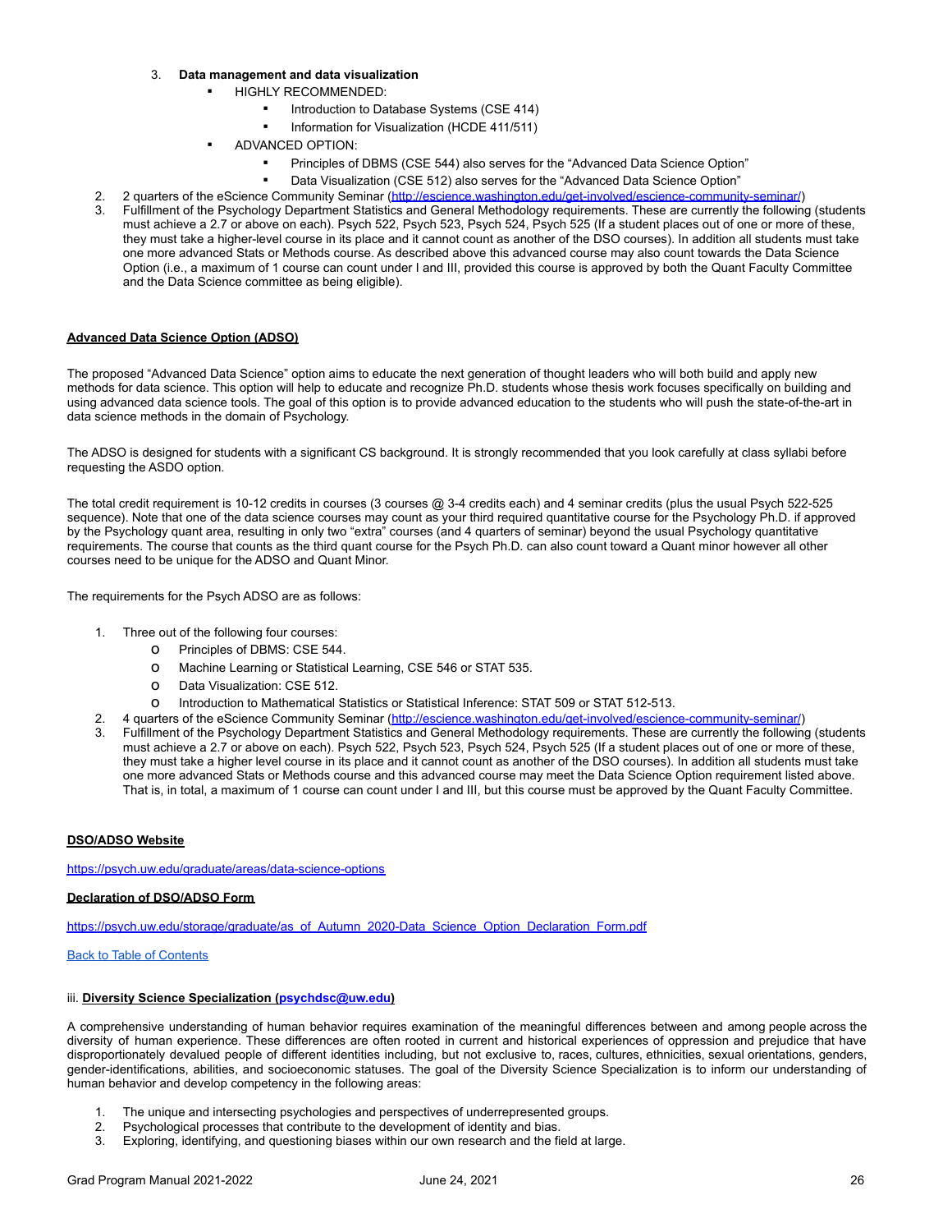3. **Data management and data visualization**
    - HIGHLY RECOMMENDED:
        - Introduction to Database Systems (CSE 414)
        - Information for Visualization (HCDE 411/511)
    - ADVANCED OPTION:
        - Principles of DBMS (CSE 544) also serves for the "Advanced Data Science Option"
        - Data Visualization (CSE 512) also serves for the "Advanced Data Science Option"

2. 2 quarters of the eScience Community Seminar (http://escience.washington.edu/get-involved/escience-community-seminar/)
3. Fulfillment of the Psychology Department Statistics and General Methodology requirements. These are currently the following (students must achieve a 2.7 or above on each). Psych 522, Psych 523, Psych 524, Psych 525 (If a student places out of one or more of these, they must take a higher-level course in its place and it cannot count as another of the DSO courses). In addition all students must take one more advanced Stats or Methods course. As described above this advanced course may also count towards the Data Science Option (i.e., a maximum of 1 course can count under I and III, provided this course is approved by both the Quant Faculty Committee and the Data Science committee as being eligible).

**Advanced Data Science Option (ADSO)**

The proposed "Advanced Data Science" option aims to educate the next generation of thought leaders who will both build and apply new methods for data science. This option will help to educate and recognize Ph.D. students whose thesis work focuses specifically on building and using advanced data science tools. The goal of this option is to provide advanced education to the students who will push the state-of-the-art in data science methods in the domain of Psychology.

The ADSO is designed for students with a significant CS background. It is strongly recommended that you look carefully at class syllabi before requesting the ASDO option.

The total credit requirement is 10-12 credits in courses (3 courses @ 3-4 credits each) and 4 seminar credits (plus the usual Psych 522-525 sequence). Note that one of the data science courses may count as your third required quantitative course for the Psychology Ph.D. if approved by the Psychology quant area, resulting in only two "extra" courses (and 4 quarters of seminar) beyond the usual Psychology quantitative requirements. The course that counts as the third quant course for the Psych Ph.D. can also count toward a Quant minor however all other courses need to be unique for the ADSO and Quant Minor.

The requirements for the Psych ADSO are as follows:

1. Three out of the following four courses:
    - Principles of DBMS: CSE 544.
    - Machine Learning or Statistical Learning, CSE 546 or STAT 535.
    - Data Visualization: CSE 512.
    - Introduction to Mathematical Statistics or Statistical Inference: STAT 509 or STAT 512-513.
2. 4 quarters of the eScience Community Seminar (http://escience.washington.edu/get-involved/escience-community-seminar/)
3. Fulfillment of the Psychology Department Statistics and General Methodology requirements. These are currently the following (students must achieve a 2.7 or above on each). Psych 522, Psych 523, Psych 524, Psych 525 (If a student places out of one or more of these, they must take a higher level course in its place and it cannot count as another of the DSO courses). In addition all students must take one more advanced Stats or Methods course and this advanced course may meet the Data Science Option requirement listed above. That is, in total, a maximum of 1 course can count under I and III, but this course must be approved by the Quant Faculty Committee.

**DSO/ADSO Website**

https://psych.uw.edu/graduate/areas/data-science-options

**Declaration of DSO/ADSO Form**

https://psych.uw.edu/storage/graduate/as_of_Autumn_2020-Data_Science_Option_Declaration_Form.pdf

Back to Table of Contents

iii. **Diversity Science Specialization (psychdsc@uw.edu)**

A comprehensive understanding of human behavior requires examination of the meaningful differences between and among people across the diversity of human experience. These differences are often rooted in current and historical experiences of oppression and prejudice that have disproportionately devalued people of different identities including, but not exclusive to, races, cultures, ethnicities, sexual orientations, genders, gender-identifications, abilities, and socioeconomic statuses. The goal of the Diversity Science Specialization is to inform our understanding of human behavior and develop competency in the following areas:

1. The unique and intersecting psychologies and perspectives of underrepresented groups.
2. Psychological processes that contribute to the development of identity and bias.
3. Exploring, identifying, and questioning biases within our own research and the field at large.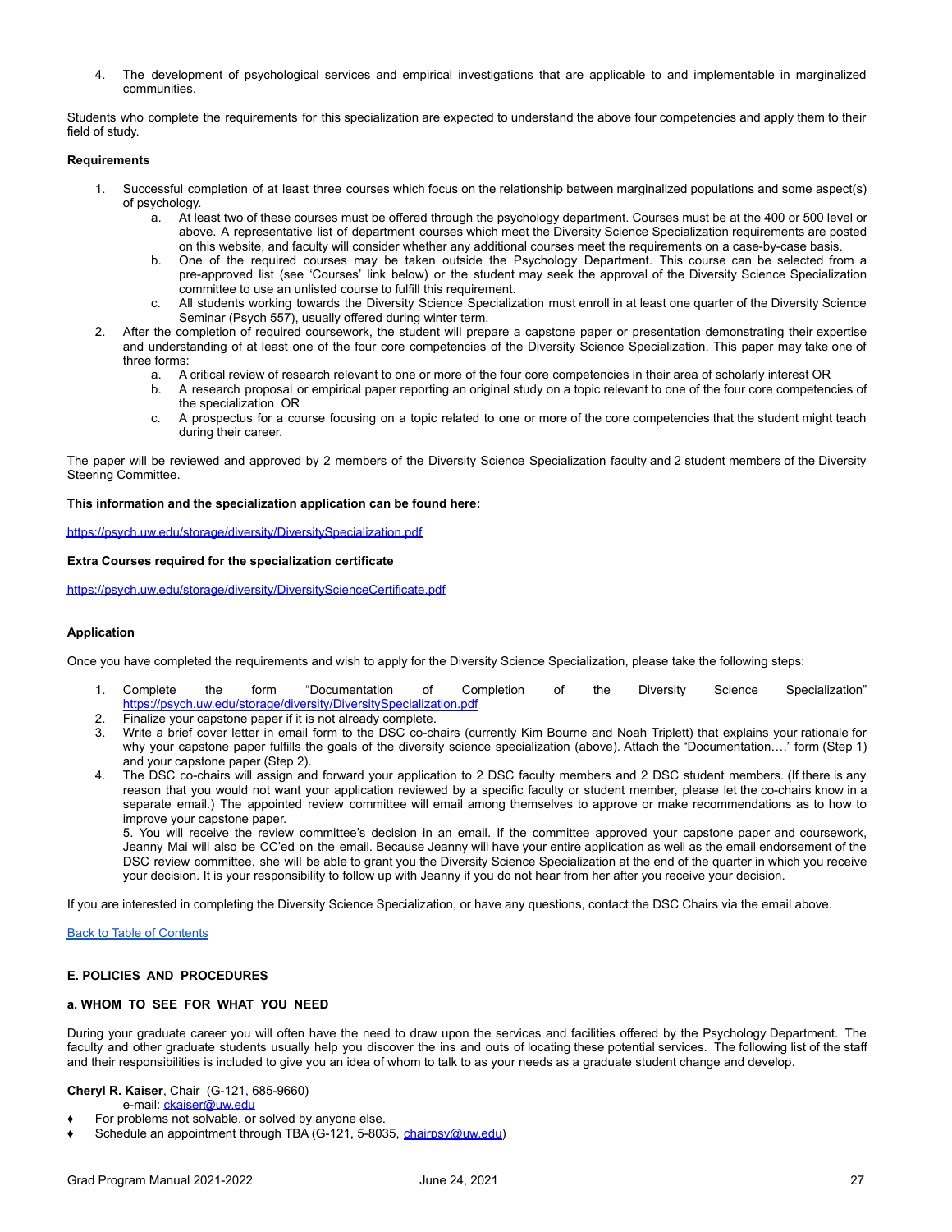4. The development of psychological services and empirical investigations that are applicable to and implementable in marginalized communities.

Students who complete the requirements for this specialization are expected to understand the above four competencies and apply them to their field of study.

**Requirements**

1. Successful completion of at least three courses which focus on the relationship between marginalized populations and some aspect(s) of psychology.
    a. At least two of these courses must be offered through the psychology department. Courses must be at the 400 or 500 level or above. A representative list of department courses which meet the Diversity Science Specialization requirements are posted on this website, and faculty will consider whether any additional courses meet the requirements on a case-by-case basis.
    b. One of the required courses may be taken outside the Psychology Department. This course can be selected from a pre-approved list (see 'Courses' link below) or the student may seek the approval of the Diversity Science Specialization committee to use an unlisted course to fulfill this requirement.
    c. All students working towards the Diversity Science Specialization must enroll in at least one quarter of the Diversity Science Seminar (Psych 557), usually offered during winter term.
2. After the completion of required coursework, the student will prepare a capstone paper or presentation demonstrating their expertise and understanding of at least one of the four core competencies of the Diversity Science Specialization. This paper may take one of three forms:
    a. A critical review of research relevant to one or more of the four core competencies in their area of scholarly interest OR
    b. A research proposal or empirical paper reporting an original study on a topic relevant to one of the four core competencies of the specialization OR
    c. A prospectus for a course focusing on a topic related to one or more of the core competencies that the student might teach during their career.

The paper will be reviewed and approved by 2 members of the Diversity Science Specialization faculty and 2 student members of the Diversity Steering Committee.

**This information and the specialization application can be found here:**

https://psych.uw.edu/storage/diversity/DiversitySpecialization.pdf

**Extra Courses required for the specialization certificate**

https://psych.uw.edu/storage/diversity/DiversityScienceCertificate.pdf

**Application**

Once you have completed the requirements and wish to apply for the Diversity Science Specialization, please take the following steps:

1. Complete the form "Documentation of Completion of the Diversity Science Specialization" https://psych.uw.edu/storage/diversity/DiversitySpecialization.pdf
2. Finalize your capstone paper if it is not already complete.
3. Write a brief cover letter in email form to the DSC co-chairs (currently Kim Bourne and Noah Triplett) that explains your rationale for why your capstone paper fulfills the goals of the diversity science specialization (above). Attach the "Documentation…." form (Step 1) and your capstone paper (Step 2).
4. The DSC co-chairs will assign and forward your application to 2 DSC faculty members and 2 DSC student members. (If there is any reason that you would not want your application reviewed by a specific faculty or student member, please let the co-chairs know in a separate email.) The appointed review committee will email among themselves to approve or make recommendations as to how to improve your capstone paper.
   5. You will receive the review committee's decision in an email. If the committee approved your capstone paper and coursework, Jeanny Mai will also be CC'ed on the email. Because Jeanny will have your entire application as well as the email endorsement of the DSC review committee, she will be able to grant you the Diversity Science Specialization at the end of the quarter in which you receive your decision. It is your responsibility to follow up with Jeanny if you do not hear from her after you receive your decision.

If you are interested in completing the Diversity Science Specialization, or have any questions, contact the DSC Chairs via the email above.

Back to Table of Contents

## E. POLICIES AND PROCEDURES

### a. WHOM TO SEE FOR WHAT YOU NEED

During your graduate career you will often have the need to draw upon the services and facilities offered by the Psychology Department. The faculty and other graduate students usually help you discover the ins and outs of locating these potential services. The following list of the staff and their responsibilities is included to give you an idea of whom to talk to as your needs as a graduate student change and develop.

**Cheryl R. Kaiser**, Chair (G-121, 685-9660)
e-mail: ckaiser@uw.edu

- For problems not solvable, or solved by anyone else.
- Schedule an appointment through TBA (G-121, 5-8035, chairpsy@uw.edu)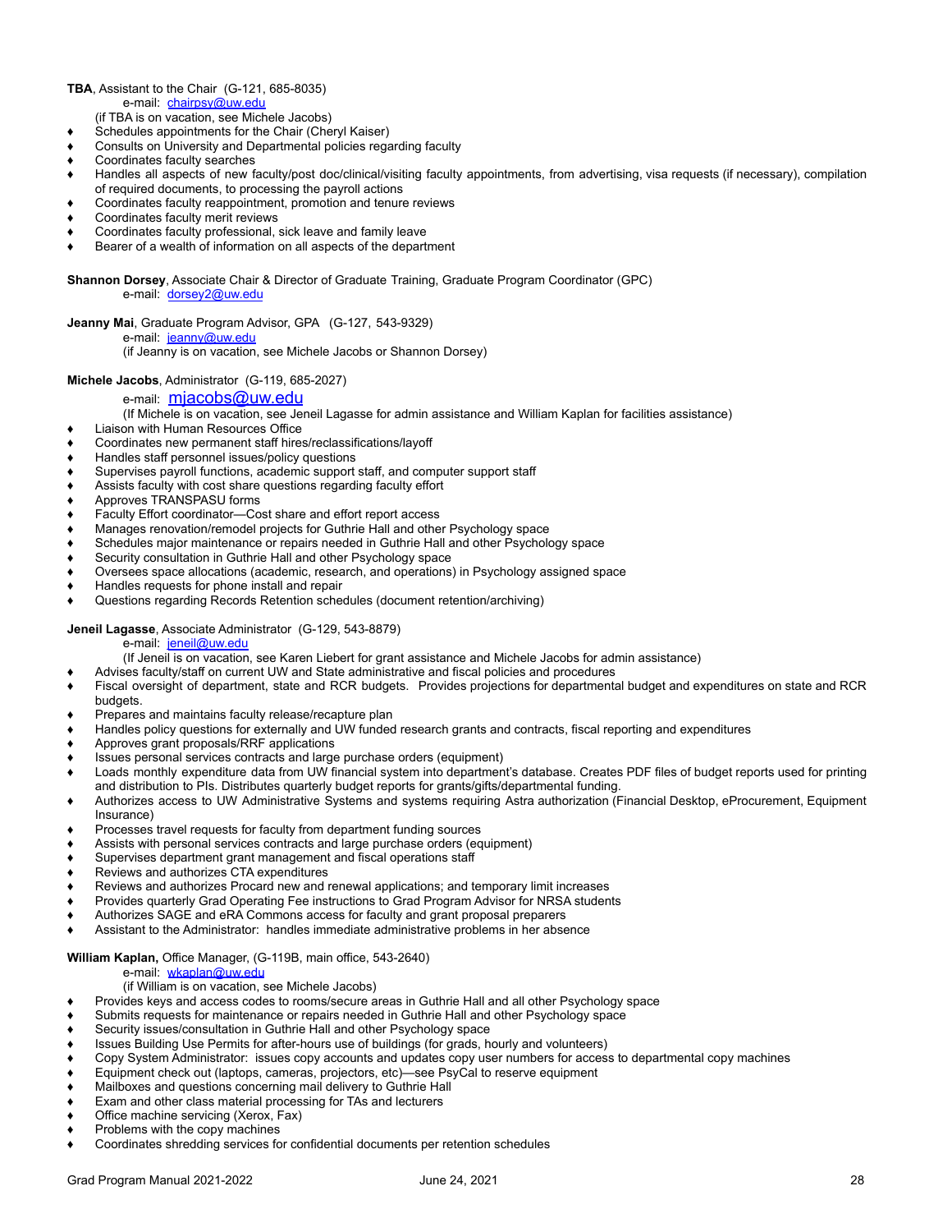**TBA**, Assistant to the Chair (G-121, 685-8035)

e-mail: chairpsy@uw.edu

(if TBA is on vacation, see Michele Jacobs)

- Schedules appointments for the Chair (Cheryl Kaiser)
- Consults on University and Departmental policies regarding faculty
- Coordinates faculty searches
- Handles all aspects of new faculty/post doc/clinical/visiting faculty appointments, from advertising, visa requests (if necessary), compilation of required documents, to processing the payroll actions
- Coordinates faculty reappointment, promotion and tenure reviews
- Coordinates faculty merit reviews
- Coordinates faculty professional, sick leave and family leave
- Bearer of a wealth of information on all aspects of the department

**Shannon Dorsey**, Associate Chair & Director of Graduate Training, Graduate Program Coordinator (GPC)

e-mail: dorsey2@uw.edu

**Jeanny Mai**, Graduate Program Advisor, GPA (G-127, 543-9329)

e-mail: jeanny@uw.edu

(if Jeanny is on vacation, see Michele Jacobs or Shannon Dorsey)

**Michele Jacobs**, Administrator (G-119, 685-2027)

e-mail: mjacobs@uw.edu

(If Michele is on vacation, see Jeneil Lagasse for admin assistance and William Kaplan for facilities assistance)

- Liaison with Human Resources Office
- Coordinates new permanent staff hires/reclassifications/layoff
- Handles staff personnel issues/policy questions
- Supervises payroll functions, academic support staff, and computer support staff
- Assists faculty with cost share questions regarding faculty effort
- Approves TRANSPASU forms
- Faculty Effort coordinator—Cost share and effort report access
- Manages renovation/remodel projects for Guthrie Hall and other Psychology space
- Schedules major maintenance or repairs needed in Guthrie Hall and other Psychology space
- Security consultation in Guthrie Hall and other Psychology space
- Oversees space allocations (academic, research, and operations) in Psychology assigned space
- Handles requests for phone install and repair
- Questions regarding Records Retention schedules (document retention/archiving)

**Jeneil Lagasse**, Associate Administrator (G-129, 543-8879)

e-mail: jeneil@uw.edu

(If Jeneil is on vacation, see Karen Liebert for grant assistance and Michele Jacobs for admin assistance)

- Advises faculty/staff on current UW and State administrative and fiscal policies and procedures
- Fiscal oversight of department, state and RCR budgets. Provides projections for departmental budget and expenditures on state and RCR budgets.
- Prepares and maintains faculty release/recapture plan
- Handles policy questions for externally and UW funded research grants and contracts, fiscal reporting and expenditures
- Approves grant proposals/RRF applications
- Issues personal services contracts and large purchase orders (equipment)
- Loads monthly expenditure data from UW financial system into department's database. Creates PDF files of budget reports used for printing and distribution to PIs. Distributes quarterly budget reports for grants/gifts/departmental funding.
- Authorizes access to UW Administrative Systems and systems requiring Astra authorization (Financial Desktop, eProcurement, Equipment Insurance)
- Processes travel requests for faculty from department funding sources
- Assists with personal services contracts and large purchase orders (equipment)
- Supervises department grant management and fiscal operations staff
- Reviews and authorizes CTA expenditures
- Reviews and authorizes Procard new and renewal applications; and temporary limit increases
- Provides quarterly Grad Operating Fee instructions to Grad Program Advisor for NRSA students
- Authorizes SAGE and eRA Commons access for faculty and grant proposal preparers
- Assistant to the Administrator: handles immediate administrative problems in her absence

**William Kaplan,** Office Manager, (G-119B, main office, 543-2640)

e-mail: wkaplan@uw.edu

(if William is on vacation, see Michele Jacobs)

- Provides keys and access codes to rooms/secure areas in Guthrie Hall and all other Psychology space
- Submits requests for maintenance or repairs needed in Guthrie Hall and other Psychology space
- Security issues/consultation in Guthrie Hall and other Psychology space
- Issues Building Use Permits for after-hours use of buildings (for grads, hourly and volunteers)
- Copy System Administrator: issues copy accounts and updates copy user numbers for access to departmental copy machines
- Equipment check out (laptops, cameras, projectors, etc)—see PsyCal to reserve equipment
- Mailboxes and questions concerning mail delivery to Guthrie Hall
- Exam and other class material processing for TAs and lecturers
- Office machine servicing (Xerox, Fax)
- Problems with the copy machines
- Coordinates shredding services for confidential documents per retention schedules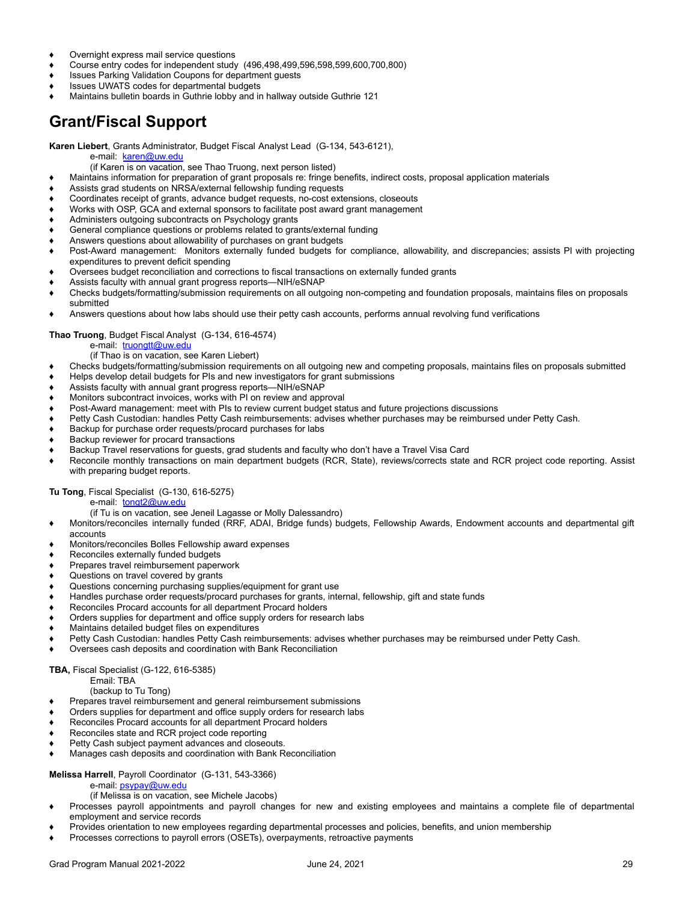- Overnight express mail service questions
- Course entry codes for independent study (496,498,499,596,598,599,600,700,800)
- Issues Parking Validation Coupons for department guests
- Issues UWATS codes for departmental budgets
- Maintains bulletin boards in Guthrie lobby and in hallway outside Guthrie 121

## Grant/Fiscal Support

**Karen Liebert**, Grants Administrator, Budget Fiscal Analyst Lead (G-134, 543-6121),
e-mail: karen@uw.edu
(if Karen is on vacation, see Thao Truong, next person listed)

- Maintains information for preparation of grant proposals re: fringe benefits, indirect costs, proposal application materials
- Assists grad students on NRSA/external fellowship funding requests
- Coordinates receipt of grants, advance budget requests, no-cost extensions, closeouts
- Works with OSP, GCA and external sponsors to facilitate post award grant management
- Administers outgoing subcontracts on Psychology grants
- General compliance questions or problems related to grants/external funding
- Answers questions about allowability of purchases on grant budgets
- Post-Award management: Monitors externally funded budgets for compliance, allowability, and discrepancies; assists PI with projecting expenditures to prevent deficit spending
- Oversees budget reconciliation and corrections to fiscal transactions on externally funded grants
- Assists faculty with annual grant progress reports—NIH/eSNAP
- Checks budgets/formatting/submission requirements on all outgoing non-competing and foundation proposals, maintains files on proposals submitted
- Answers questions about how labs should use their petty cash accounts, performs annual revolving fund verifications

**Thao Truong**, Budget Fiscal Analyst (G-134, 616-4574)
e-mail: truongtt@uw.edu
(if Thao is on vacation, see Karen Liebert)

- Checks budgets/formatting/submission requirements on all outgoing new and competing proposals, maintains files on proposals submitted
- Helps develop detail budgets for PIs and new investigators for grant submissions
- Assists faculty with annual grant progress reports—NIH/eSNAP
- Monitors subcontract invoices, works with PI on review and approval
- Post-Award management: meet with PIs to review current budget status and future projections discussions
- Petty Cash Custodian: handles Petty Cash reimbursements: advises whether purchases may be reimbursed under Petty Cash.
- Backup for purchase order requests/procard purchases for labs
- Backup reviewer for procard transactions
- Backup Travel reservations for guests, grad students and faculty who don't have a Travel Visa Card
- Reconcile monthly transactions on main department budgets (RCR, State), reviews/corrects state and RCR project code reporting. Assist with preparing budget reports.

**Tu Tong**, Fiscal Specialist (G-130, 616-5275)
e-mail: tongt2@uw.edu
(if Tu is on vacation, see Jeneil Lagasse or Molly Dalessandro)

- Monitors/reconciles internally funded (RRF, ADAI, Bridge funds) budgets, Fellowship Awards, Endowment accounts and departmental gift accounts
- Monitors/reconciles Bolles Fellowship award expenses
- Reconciles externally funded budgets
- Prepares travel reimbursement paperwork
- Questions on travel covered by grants
- Questions concerning purchasing supplies/equipment for grant use
- Handles purchase order requests/procard purchases for grants, internal, fellowship, gift and state funds
- Reconciles Procard accounts for all department Procard holders
- Orders supplies for department and office supply orders for research labs
- Maintains detailed budget files on expenditures
- Petty Cash Custodian: handles Petty Cash reimbursements: advises whether purchases may be reimbursed under Petty Cash.
- Oversees cash deposits and coordination with Bank Reconciliation

**TBA,** Fiscal Specialist (G-122, 616-5385)
Email: TBA
(backup to Tu Tong)

- Prepares travel reimbursement and general reimbursement submissions
- Orders supplies for department and office supply orders for research labs
- Reconciles Procard accounts for all department Procard holders
- Reconciles state and RCR project code reporting
- Petty Cash subject payment advances and closeouts.
- Manages cash deposits and coordination with Bank Reconciliation

**Melissa Harrell**, Payroll Coordinator (G-131, 543-3366)
e-mail: psypay@uw.edu
(if Melissa is on vacation, see Michele Jacobs)

- Processes payroll appointments and payroll changes for new and existing employees and maintains a complete file of departmental employment and service records
- Provides orientation to new employees regarding departmental processes and policies, benefits, and union membership
- Processes corrections to payroll errors (OSETs), overpayments, retroactive payments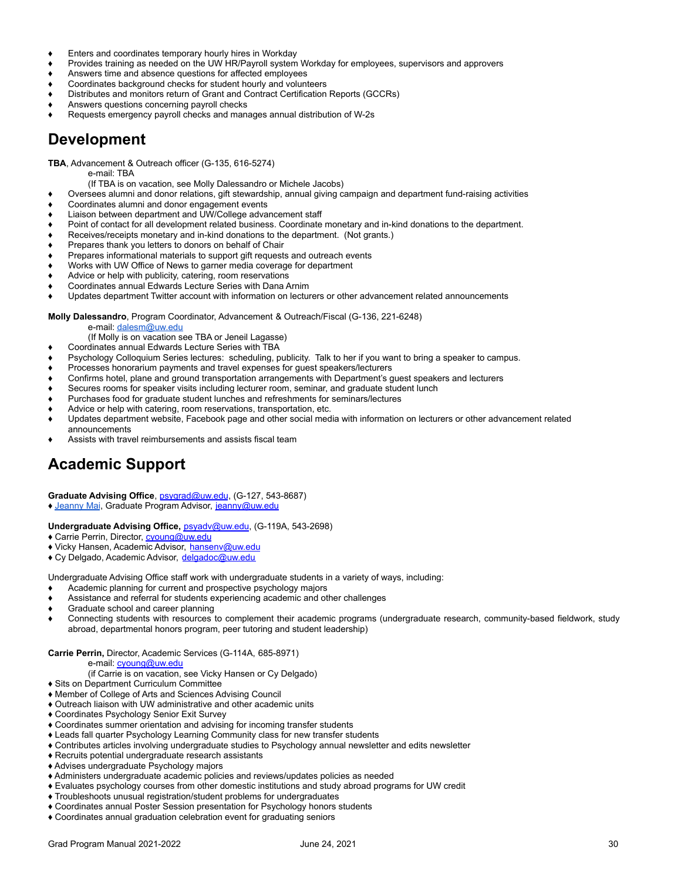- Enters and coordinates temporary hourly hires in Workday
- Provides training as needed on the UW HR/Payroll system Workday for employees, supervisors and approvers
- Answers time and absence questions for affected employees
- Coordinates background checks for student hourly and volunteers
- Distributes and monitors return of Grant and Contract Certification Reports (GCCRs)
- Answers questions concerning payroll checks
- Requests emergency payroll checks and manages annual distribution of W-2s

## Development

**TBA**, Advancement & Outreach officer (G-135, 616-5274)
e-mail: TBA
(If TBA is on vacation, see Molly Dalessandro or Michele Jacobs)

- Oversees alumni and donor relations, gift stewardship, annual giving campaign and department fund-raising activities
- Coordinates alumni and donor engagement events
- Liaison between department and UW/College advancement staff
- Point of contact for all development related business. Coordinate monetary and in-kind donations to the department.
- Receives/receipts monetary and in-kind donations to the department. (Not grants.)
- Prepares thank you letters to donors on behalf of Chair
- Prepares informational materials to support gift requests and outreach events
- Works with UW Office of News to garner media coverage for department
- Advice or help with publicity, catering, room reservations
- Coordinates annual Edwards Lecture Series with Dana Arnim
- Updates department Twitter account with information on lecturers or other advancement related announcements

**Molly Dalessandro**, Program Coordinator, Advancement & Outreach/Fiscal (G-136, 221-6248)
e-mail: dalesm@uw.edu
(If Molly is on vacation see TBA or Jeneil Lagasse)

- Coordinates annual Edwards Lecture Series with TBA
- Psychology Colloquium Series lectures: scheduling, publicity. Talk to her if you want to bring a speaker to campus.
- Processes honorarium payments and travel expenses for guest speakers/lecturers
- Confirms hotel, plane and ground transportation arrangements with Department's guest speakers and lecturers
- Secures rooms for speaker visits including lecturer room, seminar, and graduate student lunch
- Purchases food for graduate student lunches and refreshments for seminars/lectures
- Advice or help with catering, room reservations, transportation, etc.
- Updates department website, Facebook page and other social media with information on lecturers or other advancement related announcements
- Assists with travel reimbursements and assists fiscal team

## Academic Support

**Graduate Advising Office**, psygrad@uw.edu, (G-127, 543-8687)
- Jeanny Mai, Graduate Program Advisor, jeanny@uw.edu

**Undergraduate Advising Office,** psyadv@uw.edu, (G-119A, 543-2698)
- Carrie Perrin, Director, cyoung@uw.edu
- Vicky Hansen, Academic Advisor, hansenv@uw.edu
- Cy Delgado, Academic Advisor, delgadoc@uw.edu

Undergraduate Advising Office staff work with undergraduate students in a variety of ways, including:

- Academic planning for current and prospective psychology majors
- Assistance and referral for students experiencing academic and other challenges
- Graduate school and career planning
- Connecting students with resources to complement their academic programs (undergraduate research, community-based fieldwork, study abroad, departmental honors program, peer tutoring and student leadership)

**Carrie Perrin,** Director, Academic Services (G-114A, 685-8971)
e-mail: cyoung@uw.edu
(if Carrie is on vacation, see Vicky Hansen or Cy Delgado)

- Sits on Department Curriculum Committee
- Member of College of Arts and Sciences Advising Council
- Outreach liaison with UW administrative and other academic units
- Coordinates Psychology Senior Exit Survey
- Coordinates summer orientation and advising for incoming transfer students
- Leads fall quarter Psychology Learning Community class for new transfer students
- Contributes articles involving undergraduate studies to Psychology annual newsletter and edits newsletter
- Recruits potential undergraduate research assistants
- Advises undergraduate Psychology majors
- Administers undergraduate academic policies and reviews/updates policies as needed
- Evaluates psychology courses from other domestic institutions and study abroad programs for UW credit
- Troubleshoots unusual registration/student problems for undergraduates
- Coordinates annual Poster Session presentation for Psychology honors students
- Coordinates annual graduation celebration event for graduating seniors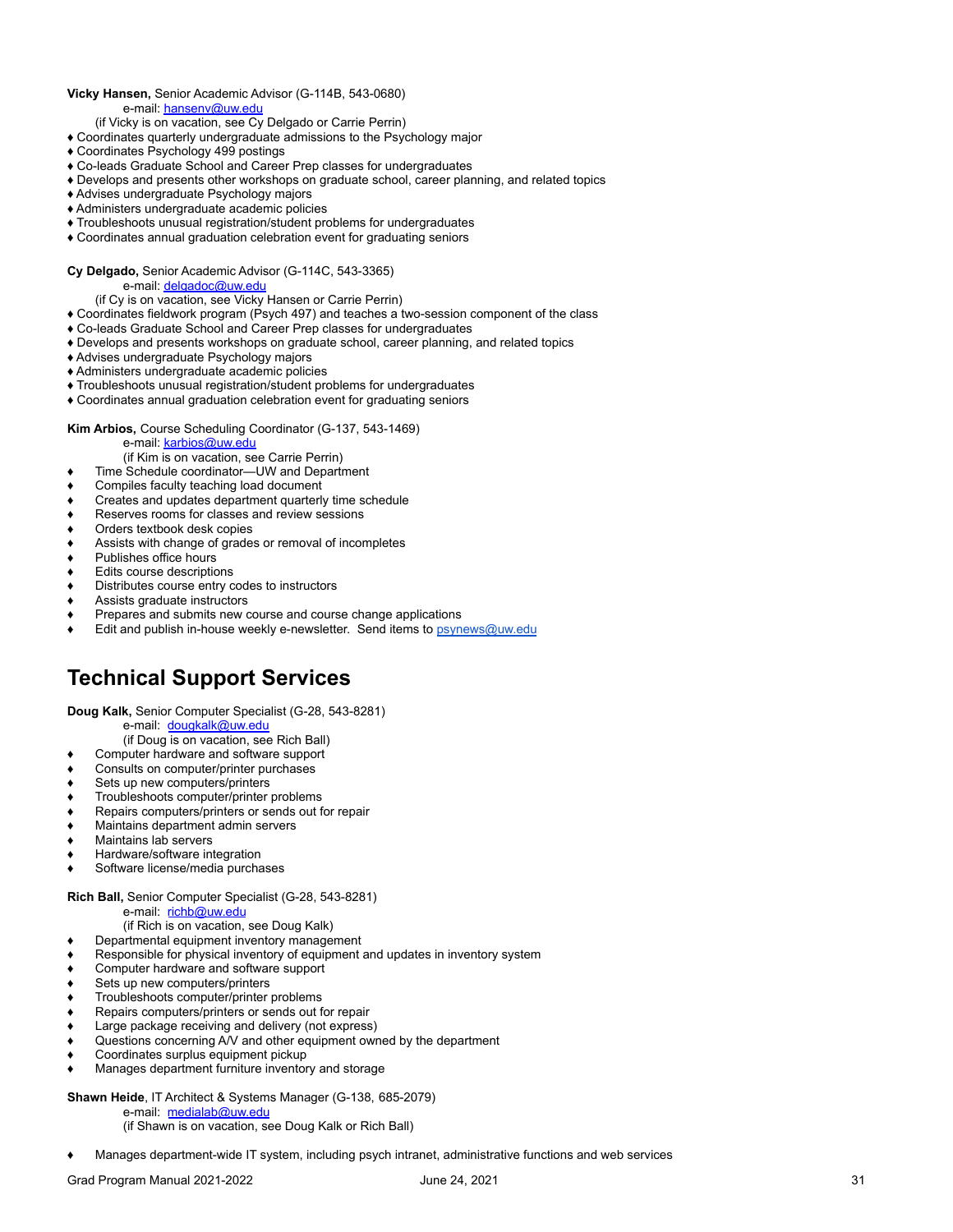**Vicky Hansen,** Senior Academic Advisor (G-114B, 543-0680)
e-mail: hansenv@uw.edu
(if Vicky is on vacation, see Cy Delgado or Carrie Perrin)

- Coordinates quarterly undergraduate admissions to the Psychology major
- Coordinates Psychology 499 postings
- Co-leads Graduate School and Career Prep classes for undergraduates
- Develops and presents other workshops on graduate school, career planning, and related topics
- Advises undergraduate Psychology majors
- Administers undergraduate academic policies
- Troubleshoots unusual registration/student problems for undergraduates
- Coordinates annual graduation celebration event for graduating seniors

**Cy Delgado,** Senior Academic Advisor (G-114C, 543-3365)
e-mail: delgadoc@uw.edu
(if Cy is on vacation, see Vicky Hansen or Carrie Perrin)

- Coordinates fieldwork program (Psych 497) and teaches a two-session component of the class
- Co-leads Graduate School and Career Prep classes for undergraduates
- Develops and presents workshops on graduate school, career planning, and related topics
- Advises undergraduate Psychology majors
- Administers undergraduate academic policies
- Troubleshoots unusual registration/student problems for undergraduates
- Coordinates annual graduation celebration event for graduating seniors

**Kim Arbios,** Course Scheduling Coordinator (G-137, 543-1469)
e-mail: karbios@uw.edu
(if Kim is on vacation, see Carrie Perrin)

- Time Schedule coordinator—UW and Department
- Compiles faculty teaching load document
- Creates and updates department quarterly time schedule
- Reserves rooms for classes and review sessions
- Orders textbook desk copies
- Assists with change of grades or removal of incompletes
- Publishes office hours
- Edits course descriptions
- Distributes course entry codes to instructors
- Assists graduate instructors
- Prepares and submits new course and course change applications
- Edit and publish in-house weekly e-newsletter. Send items to psynews@uw.edu

# Technical Support Services

**Doug Kalk,** Senior Computer Specialist (G-28, 543-8281)
e-mail: dougkalk@uw.edu
(if Doug is on vacation, see Rich Ball)

- Computer hardware and software support
- Consults on computer/printer purchases
- Sets up new computers/printers
- Troubleshoots computer/printer problems
- Repairs computers/printers or sends out for repair
- Maintains department admin servers
- Maintains lab servers
- Hardware/software integration
- Software license/media purchases

**Rich Ball,** Senior Computer Specialist (G-28, 543-8281)
e-mail: richb@uw.edu
(if Rich is on vacation, see Doug Kalk)

- Departmental equipment inventory management
- Responsible for physical inventory of equipment and updates in inventory system
- Computer hardware and software support
- Sets up new computers/printers
- Troubleshoots computer/printer problems
- Repairs computers/printers or sends out for repair
- Large package receiving and delivery (not express)
- Questions concerning A/V and other equipment owned by the department
- Coordinates surplus equipment pickup
- Manages department furniture inventory and storage

**Shawn Heide**, IT Architect & Systems Manager (G-138, 685-2079)
e-mail: medialab@uw.edu
(if Shawn is on vacation, see Doug Kalk or Rich Ball)

- Manages department-wide IT system, including psych intranet, administrative functions and web services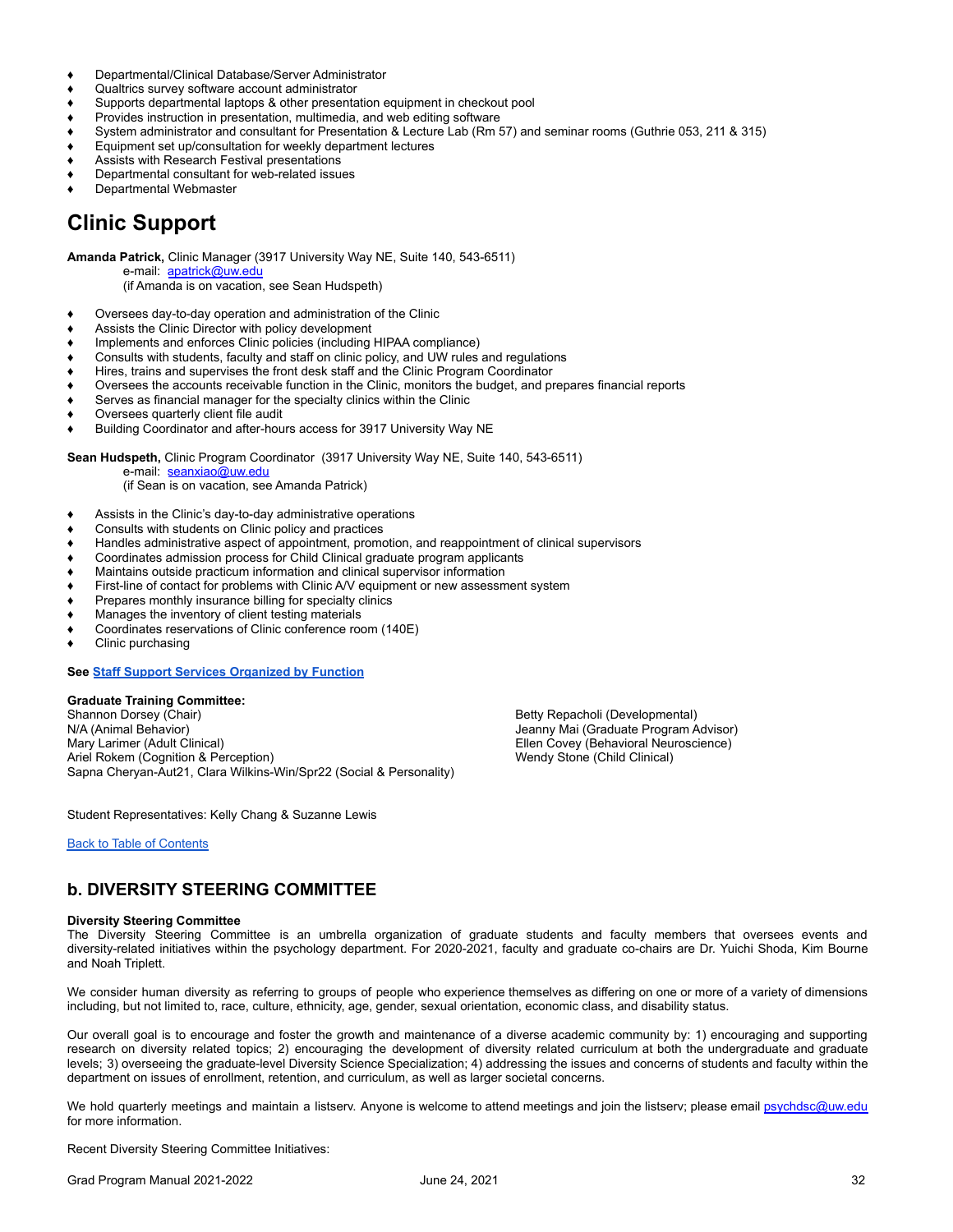- Departmental/Clinical Database/Server Administrator
- Qualtrics survey software account administrator
- Supports departmental laptops & other presentation equipment in checkout pool
- Provides instruction in presentation, multimedia, and web editing software
- System administrator and consultant for Presentation & Lecture Lab (Rm 57) and seminar rooms (Guthrie 053, 211 & 315)
- Equipment set up/consultation for weekly department lectures
- Assists with Research Festival presentations
- Departmental consultant for web-related issues
- Departmental Webmaster

## Clinic Support

**Amanda Patrick,** Clinic Manager (3917 University Way NE, Suite 140, 543-6511)
e-mail: apatrick@uw.edu
(if Amanda is on vacation, see Sean Hudspeth)

- Oversees day-to-day operation and administration of the Clinic
- Assists the Clinic Director with policy development
- Implements and enforces Clinic policies (including HIPAA compliance)
- Consults with students, faculty and staff on clinic policy, and UW rules and regulations
- Hires, trains and supervises the front desk staff and the Clinic Program Coordinator
- Oversees the accounts receivable function in the Clinic, monitors the budget, and prepares financial reports
- Serves as financial manager for the specialty clinics within the Clinic
- Oversees quarterly client file audit
- Building Coordinator and after-hours access for 3917 University Way NE

**Sean Hudspeth,** Clinic Program Coordinator (3917 University Way NE, Suite 140, 543-6511)
e-mail: seanxiao@uw.edu
(if Sean is on vacation, see Amanda Patrick)

- Assists in the Clinic's day-to-day administrative operations
- Consults with students on Clinic policy and practices
- Handles administrative aspect of appointment, promotion, and reappointment of clinical supervisors
- Coordinates admission process for Child Clinical graduate program applicants
- Maintains outside practicum information and clinical supervisor information
- First-line of contact for problems with Clinic A/V equipment or new assessment system
- Prepares monthly insurance billing for specialty clinics
- Manages the inventory of client testing materials
- Coordinates reservations of Clinic conference room (140E)
- Clinic purchasing

**See Staff Support Services Organized by Function**

**Graduate Training Committee:**
Shannon Dorsey (Chair)
N/A (Animal Behavior)
Mary Larimer (Adult Clinical)
Ariel Rokem (Cognition & Perception)
Sapna Cheryan-Aut21, Clara Wilkins-Win/Spr22 (Social & Personality)
Betty Repacholi (Developmental)
Jeanny Mai (Graduate Program Advisor)
Ellen Covey (Behavioral Neuroscience)
Wendy Stone (Child Clinical)

Student Representatives: Kelly Chang & Suzanne Lewis

Back to Table of Contents

## b. DIVERSITY STEERING COMMITTEE

**Diversity Steering Committee**
The Diversity Steering Committee is an umbrella organization of graduate students and faculty members that oversees events and diversity-related initiatives within the psychology department. For 2020-2021, faculty and graduate co-chairs are Dr. Yuichi Shoda, Kim Bourne and Noah Triplett.

We consider human diversity as referring to groups of people who experience themselves as differing on one or more of a variety of dimensions including, but not limited to, race, culture, ethnicity, age, gender, sexual orientation, economic class, and disability status.

Our overall goal is to encourage and foster the growth and maintenance of a diverse academic community by: 1) encouraging and supporting research on diversity related topics; 2) encouraging the development of diversity related curriculum at both the undergraduate and graduate levels; 3) overseeing the graduate-level Diversity Science Specialization; 4) addressing the issues and concerns of students and faculty within the department on issues of enrollment, retention, and curriculum, as well as larger societal concerns.

We hold quarterly meetings and maintain a listserv. Anyone is welcome to attend meetings and join the listserv; please email psychdsc@uw.edu for more information.

Recent Diversity Steering Committee Initiatives: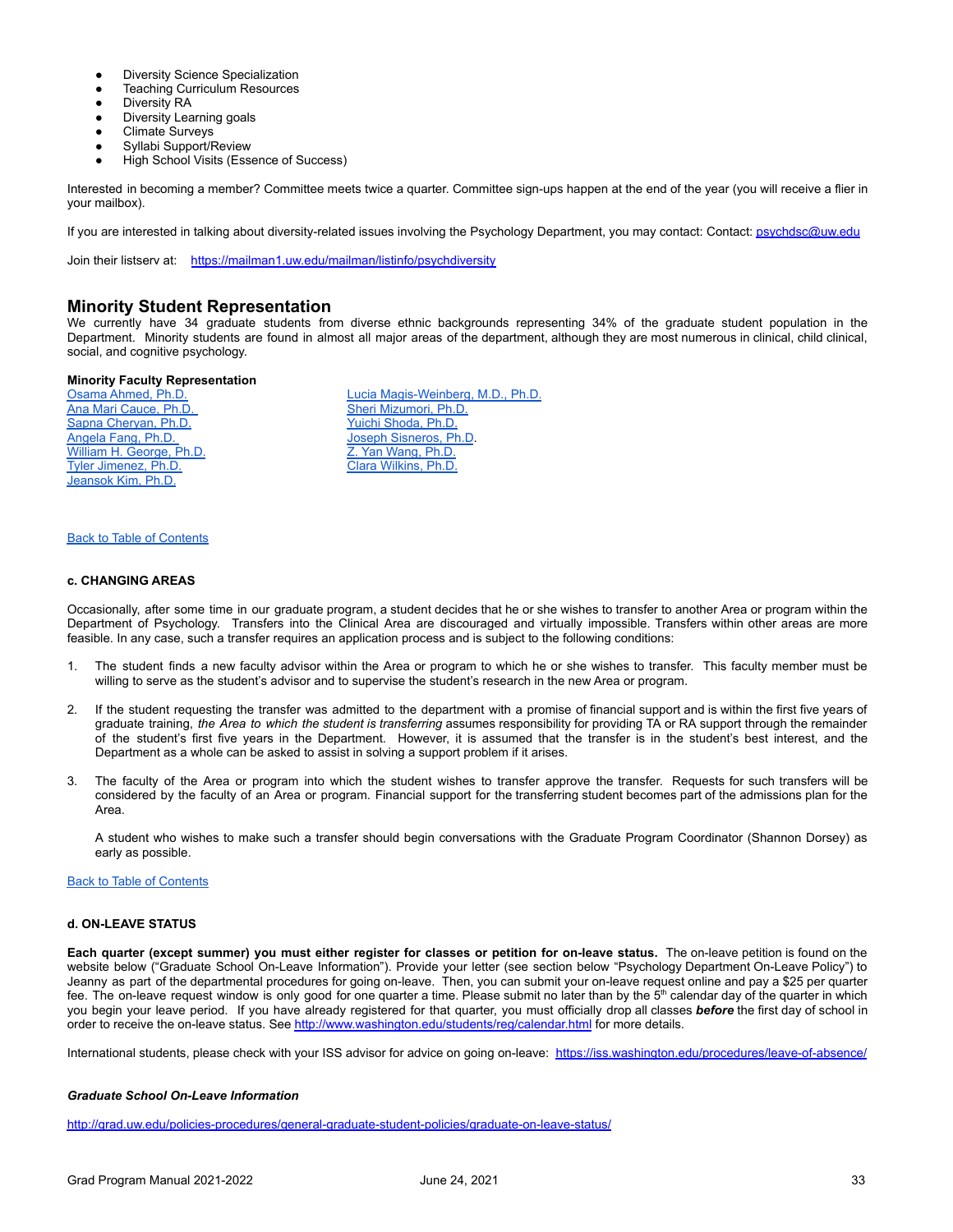- Diversity Science Specialization
- Teaching Curriculum Resources
- Diversity RA
- Diversity Learning goals
- Climate Surveys
- Syllabi Support/Review
- High School Visits (Essence of Success)

Interested in becoming a member? Committee meets twice a quarter. Committee sign-ups happen at the end of the year (you will receive a flier in your mailbox).

If you are interested in talking about diversity-related issues involving the Psychology Department, you may contact: Contact: [psychdsc@uw.edu](mailto:psychdsc@uw.edu)

Join their listserv at: [https://mailman1.uw.edu/mailman/listinfo/psychdiversity](https://mailman1.uw.edu/mailman/listinfo/psychdiversity)

## Minority Student Representation

We currently have 34 graduate students from diverse ethnic backgrounds representing 34% of the graduate student population in the Department. Minority students are found in almost all major areas of the department, although they are most numerous in clinical, child clinical, social, and cognitive psychology.

**Minority Faculty Representation**

- Osama Ahmed, Ph.D.
- Ana Mari Cauce, Ph.D.
- Sapna Cheryan, Ph.D.
- Angela Fang, Ph.D.
- William H. George, Ph.D.
- Tyler Jimenez, Ph.D.
- Jeansok Kim, Ph.D.
- Lucia Magis-Weinberg, M.D., Ph.D.
- Sheri Mizumori, Ph.D.
- Yuichi Shoda, Ph.D.
- Joseph Sisneros, Ph.D.
- Z. Yan Wang, Ph.D.
- Clara Wilkins, Ph.D.

Back to Table of Contents

#### c. CHANGING AREAS

Occasionally, after some time in our graduate program, a student decides that he or she wishes to transfer to another Area or program within the Department of Psychology. Transfers into the Clinical Area are discouraged and virtually impossible. Transfers within other areas are more feasible. In any case, such a transfer requires an application process and is subject to the following conditions:

1. The student finds a new faculty advisor within the Area or program to which he or she wishes to transfer. This faculty member must be willing to serve as the student's advisor and to supervise the student's research in the new Area or program.

2. If the student requesting the transfer was admitted to the department with a promise of financial support and is within the first five years of graduate training, *the Area to which the student is transferring* assumes responsibility for providing TA or RA support through the remainder of the student's first five years in the Department. However, it is assumed that the transfer is in the student's best interest, and the Department as a whole can be asked to assist in solving a support problem if it arises.

3. The faculty of the Area or program into which the student wishes to transfer approve the transfer. Requests for such transfers will be considered by the faculty of an Area or program. Financial support for the transferring student becomes part of the admissions plan for the Area.

   A student who wishes to make such a transfer should begin conversations with the Graduate Program Coordinator (Shannon Dorsey) as early as possible.

Back to Table of Contents

#### d. ON-LEAVE STATUS

**Each quarter (except summer) you must either register for classes or petition for on-leave status.** The on-leave petition is found on the website below ("Graduate School On-Leave Information"). Provide your letter (see section below "Psychology Department On-Leave Policy") to Jeanny as part of the departmental procedures for going on-leave. Then, you can submit your on-leave request online and pay a $25 per quarter fee. The on-leave request window is only good for one quarter a time. Please submit no later than by the 5th calendar day of the quarter in which you begin your leave period. If you have already registered for that quarter, you must officially drop all classes ***before*** the first day of school in order to receive the on-leave status. See [http://www.washington.edu/students/reg/calendar.html](http://www.washington.edu/students/reg/calendar.html) for more details.

International students, please check with your ISS advisor for advice on going on-leave: [https://iss.washington.edu/procedures/leave-of-absence/](https://iss.washington.edu/procedures/leave-of-absence/)

***Graduate School On-Leave Information***

[http://grad.uw.edu/policies-procedures/general-graduate-student-policies/graduate-on-leave-status/](http://grad.uw.edu/policies-procedures/general-graduate-student-policies/graduate-on-leave-status/)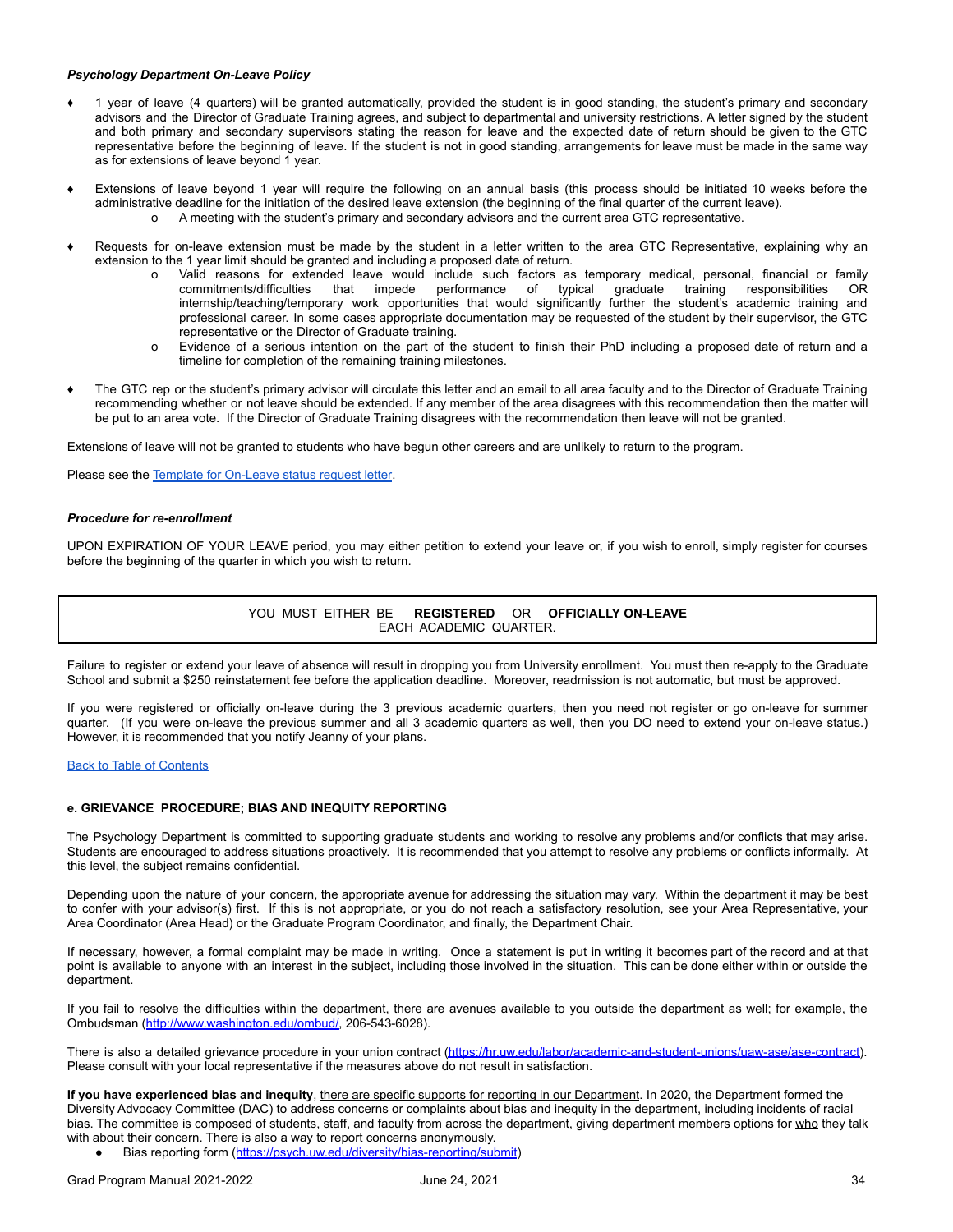***Psychology Department On-Leave Policy***

- 1 year of leave (4 quarters) will be granted automatically, provided the student is in good standing, the student's primary and secondary advisors and the Director of Graduate Training agrees, and subject to departmental and university restrictions. A letter signed by the student and both primary and secondary supervisors stating the reason for leave and the expected date of return should be given to the GTC representative before the beginning of leave. If the student is not in good standing, arrangements for leave must be made in the same way as for extensions of leave beyond 1 year.

- Extensions of leave beyond 1 year will require the following on an annual basis (this process should be initiated 10 weeks before the administrative deadline for the initiation of the desired leave extension (the beginning of the final quarter of the current leave).
  - A meeting with the student's primary and secondary advisors and the current area GTC representative.

- Requests for on-leave extension must be made by the student in a letter written to the area GTC Representative, explaining why an extension to the 1 year limit should be granted and including a proposed date of return.
  - Valid reasons for extended leave would include such factors as temporary medical, personal, financial or family commitments/difficulties that impede performance of typical graduate training responsibilities OR internship/teaching/temporary work opportunities that would significantly further the student's academic training and professional career. In some cases appropriate documentation may be requested of the student by their supervisor, the GTC representative or the Director of Graduate training.
  - Evidence of a serious intention on the part of the student to finish their PhD including a proposed date of return and a timeline for completion of the remaining training milestones.

- The GTC rep or the student's primary advisor will circulate this letter and an email to all area faculty and to the Director of Graduate Training recommending whether or not leave should be extended. If any member of the area disagrees with this recommendation then the matter will be put to an area vote. If the Director of Graduate Training disagrees with the recommendation then leave will not be granted.

Extensions of leave will not be granted to students who have begun other careers and are unlikely to return to the program.

Please see the Template for On-Leave status request letter.

***Procedure for re-enrollment***

UPON EXPIRATION OF YOUR LEAVE period, you may either petition to extend your leave or, if you wish to enroll, simply register for courses before the beginning of the quarter in which you wish to return.

| YOU MUST EITHER BE **REGISTERED** OR **OFFICIALLY ON-LEAVE** EACH ACADEMIC QUARTER. |
|---|

Failure to register or extend your leave of absence will result in dropping you from University enrollment. You must then re-apply to the Graduate School and submit a $250 reinstatement fee before the application deadline. Moreover, readmission is not automatic, but must be approved.

If you were registered or officially on-leave during the 3 previous academic quarters, then you need not register or go on-leave for summer quarter. (If you were on-leave the previous summer and all 3 academic quarters as well, then you DO need to extend your on-leave status.) However, it is recommended that you notify Jeanny of your plans.

Back to Table of Contents

**e. GRIEVANCE PROCEDURE; BIAS AND INEQUITY REPORTING**

The Psychology Department is committed to supporting graduate students and working to resolve any problems and/or conflicts that may arise. Students are encouraged to address situations proactively. It is recommended that you attempt to resolve any problems or conflicts informally. At this level, the subject remains confidential.

Depending upon the nature of your concern, the appropriate avenue for addressing the situation may vary. Within the department it may be best to confer with your advisor(s) first. If this is not appropriate, or you do not reach a satisfactory resolution, see your Area Representative, your Area Coordinator (Area Head) or the Graduate Program Coordinator, and finally, the Department Chair.

If necessary, however, a formal complaint may be made in writing. Once a statement is put in writing it becomes part of the record and at that point is available to anyone with an interest in the subject, including those involved in the situation. This can be done either within or outside the department.

If you fail to resolve the difficulties within the department, there are avenues available to you outside the department as well; for example, the Ombudsman (http://www.washington.edu/ombud/, 206-543-6028).

There is also a detailed grievance procedure in your union contract (https://hr.uw.edu/labor/academic-and-student-unions/uaw-ase/ase-contract). Please consult with your local representative if the measures above do not result in satisfaction.

**If you have experienced bias and inequity**, there are specific supports for reporting in our Department. In 2020, the Department formed the Diversity Advocacy Committee (DAC) to address concerns or complaints about bias and inequity in the department, including incidents of racial bias. The committee is composed of students, staff, and faculty from across the department, giving department members options for who they talk with about their concern. There is also a way to report concerns anonymously.

- Bias reporting form (https://psych.uw.edu/diversity/bias-reporting/submit)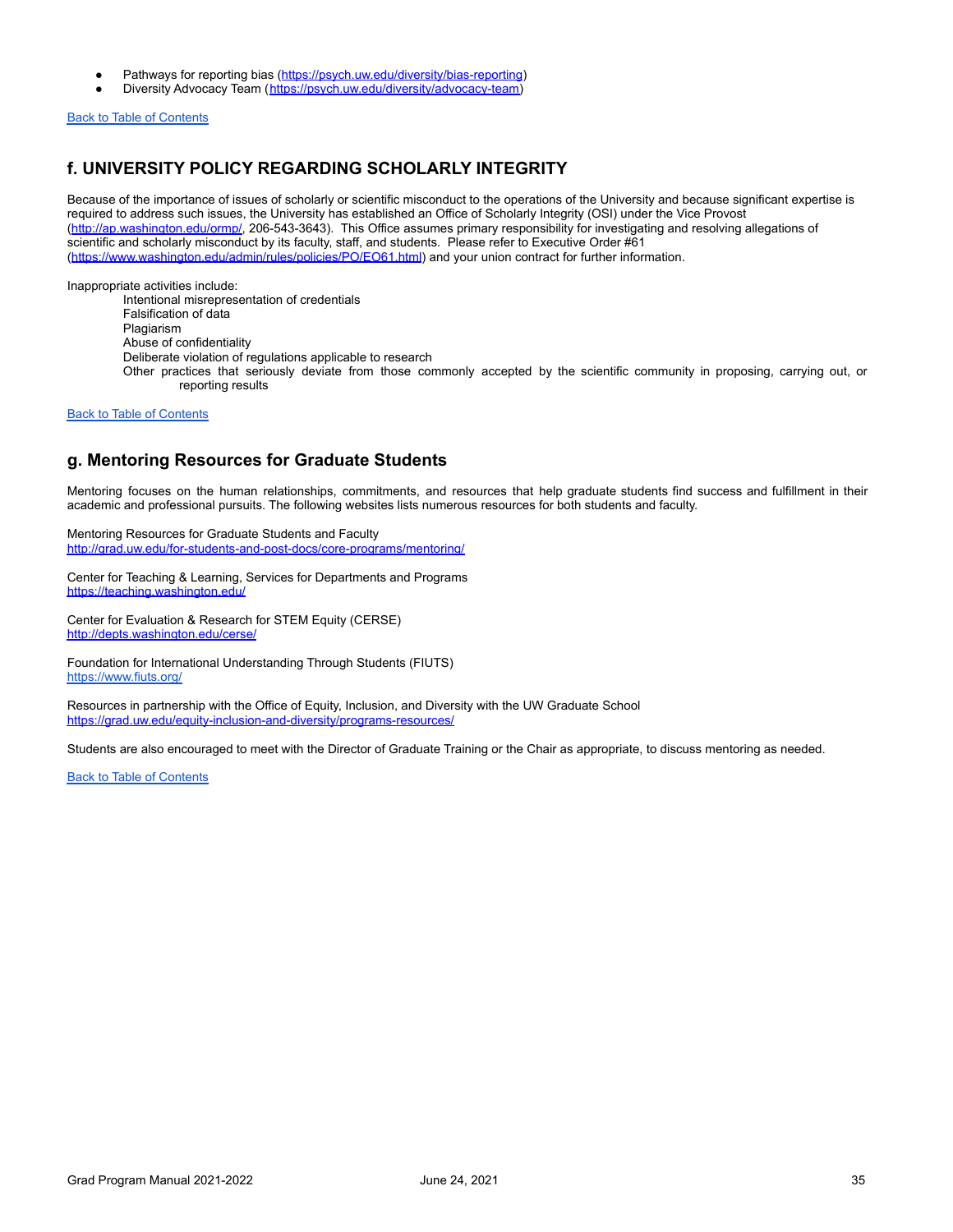- Pathways for reporting bias (https://psych.uw.edu/diversity/bias-reporting)
- Diversity Advocacy Team (https://psych.uw.edu/diversity/advocacy-team)

Back to Table of Contents

## f. UNIVERSITY POLICY REGARDING SCHOLARLY INTEGRITY

Because of the importance of issues of scholarly or scientific misconduct to the operations of the University and because significant expertise is required to address such issues, the University has established an Office of Scholarly Integrity (OSI) under the Vice Provost (http://ap.washington.edu/ormp/, 206-543-3643). This Office assumes primary responsibility for investigating and resolving allegations of scientific and scholarly misconduct by its faculty, staff, and students. Please refer to Executive Order #61 (https://www.washington.edu/admin/rules/policies/PO/EO61.html) and your union contract for further information.

Inappropriate activities include:

- Intentional misrepresentation of credentials
- Falsification of data
- Plagiarism
- Abuse of confidentiality
- Deliberate violation of regulations applicable to research
- Other practices that seriously deviate from those commonly accepted by the scientific community in proposing, carrying out, or reporting results

Back to Table of Contents

## g. Mentoring Resources for Graduate Students

Mentoring focuses on the human relationships, commitments, and resources that help graduate students find success and fulfillment in their academic and professional pursuits. The following websites lists numerous resources for both students and faculty.

Mentoring Resources for Graduate Students and Faculty
http://grad.uw.edu/for-students-and-post-docs/core-programs/mentoring/

Center for Teaching & Learning, Services for Departments and Programs
https://teaching.washington.edu/

Center for Evaluation & Research for STEM Equity (CERSE)
http://depts.washington.edu/cerse/

Foundation for International Understanding Through Students (FIUTS)
https://www.fiuts.org/

Resources in partnership with the Office of Equity, Inclusion, and Diversity with the UW Graduate School
https://grad.uw.edu/equity-inclusion-and-diversity/programs-resources/

Students are also encouraged to meet with the Director of Graduate Training or the Chair as appropriate, to discuss mentoring as needed.

Back to Table of Contents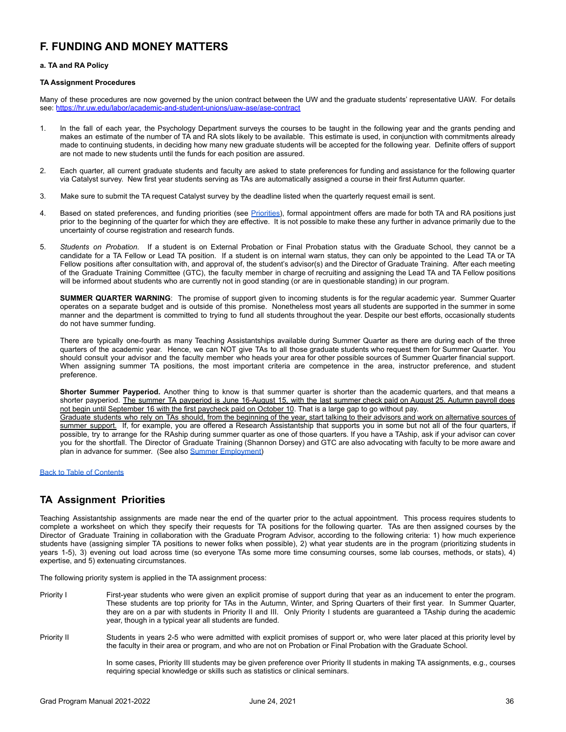# F. FUNDING AND MONEY MATTERS

**a. TA and RA Policy**

**TA Assignment Procedures**

Many of these procedures are now governed by the union contract between the UW and the graduate students' representative UAW. For details see: https://hr.uw.edu/labor/academic-and-student-unions/uaw-ase/ase-contract

1. In the fall of each year, the Psychology Department surveys the courses to be taught in the following year and the grants pending and makes an estimate of the number of TA and RA slots likely to be available. This estimate is used, in conjunction with commitments already made to continuing students, in deciding how many new graduate students will be accepted for the following year. Definite offers of support are not made to new students until the funds for each position are assured.

2. Each quarter, all current graduate students and faculty are asked to state preferences for funding and assistance for the following quarter via Catalyst survey. New first year students serving as TAs are automatically assigned a course in their first Autumn quarter.

3. Make sure to submit the TA request Catalyst survey by the deadline listed when the quarterly request email is sent.

4. Based on stated preferences, and funding priorities (see Priorities), formal appointment offers are made for both TA and RA positions just prior to the beginning of the quarter for which they are effective. It is not possible to make these any further in advance primarily due to the uncertainty of course registration and research funds.

5. *Students on Probation*. If a student is on External Probation or Final Probation status with the Graduate School, they cannot be a candidate for a TA Fellow or Lead TA position. If a student is on internal warn status, they can only be appointed to the Lead TA or TA Fellow positions after consultation with, and approval of, the student's advisor(s) and the Director of Graduate Training. After each meeting of the Graduate Training Committee (GTC), the faculty member in charge of recruiting and assigning the Lead TA and TA Fellow positions will be informed about students who are currently not in good standing (or are in questionable standing) in our program.

   **SUMMER QUARTER WARNING**: The promise of support given to incoming students is for the regular academic year. Summer Quarter operates on a separate budget and is outside of this promise. Nonetheless most years all students are supported in the summer in some manner and the department is committed to trying to fund all students throughout the year. Despite our best efforts, occasionally students do not have summer funding.

   There are typically one-fourth as many Teaching Assistantships available during Summer Quarter as there are during each of the three quarters of the academic year. Hence, we can NOT give TAs to all those graduate students who request them for Summer Quarter. You should consult your advisor and the faculty member who heads your area for other possible sources of Summer Quarter financial support. When assigning summer TA positions, the most important criteria are competence in the area, instructor preference, and student preference.

   **Shorter Summer Payperiod.** Another thing to know is that summer quarter is shorter than the academic quarters, and that means a shorter payperiod. <u>The summer TA payperiod is June 16-August 15, with the last summer check paid on August 25. Autumn payroll does not begin until September 16 with the first paycheck paid on October 10</u>. That is a large gap to go without pay.
   <u>Graduate students who rely on TAs should, from the beginning of the year, start talking to their advisors and work on alternative sources of summer support.</u> If, for example, you are offered a Research Assistantship that supports you in some but not all of the four quarters, if possible, try to arrange for the RAship during summer quarter as one of those quarters. If you have a TAship, ask if your advisor can cover you for the shortfall. The Director of Graduate Training (Shannon Dorsey) and GTC are also advocating with faculty to be more aware and plan in advance for summer. (See also Summer Employment)

Back to Table of Contents

## TA Assignment Priorities

Teaching Assistantship assignments are made near the end of the quarter prior to the actual appointment. This process requires students to complete a worksheet on which they specify their requests for TA positions for the following quarter. TAs are then assigned courses by the Director of Graduate Training in collaboration with the Graduate Program Advisor, according to the following criteria: 1) how much experience students have (assigning simpler TA positions to newer folks when possible), 2) what year students are in the program (prioritizing students in years 1-5), 3) evening out load across time (so everyone TAs some more time consuming courses, some lab courses, methods, or stats), 4) expertise, and 5) extenuating circumstances.

The following priority system is applied in the TA assignment process:

**Priority I** — First-year students who were given an explicit promise of support during that year as an inducement to enter the program. These students are top priority for TAs in the Autumn, Winter, and Spring Quarters of their first year. In Summer Quarter, they are on a par with students in Priority II and III. Only Priority I students are guaranteed a TAship during the academic year, though in a typical year all students are funded.

**Priority II** — Students in years 2-5 who were admitted with explicit promises of support or, who were later placed at this priority level by the faculty in their area or program, and who are not on Probation or Final Probation with the Graduate School.

In some cases, Priority III students may be given preference over Priority II students in making TA assignments, e.g., courses requiring special knowledge or skills such as statistics or clinical seminars.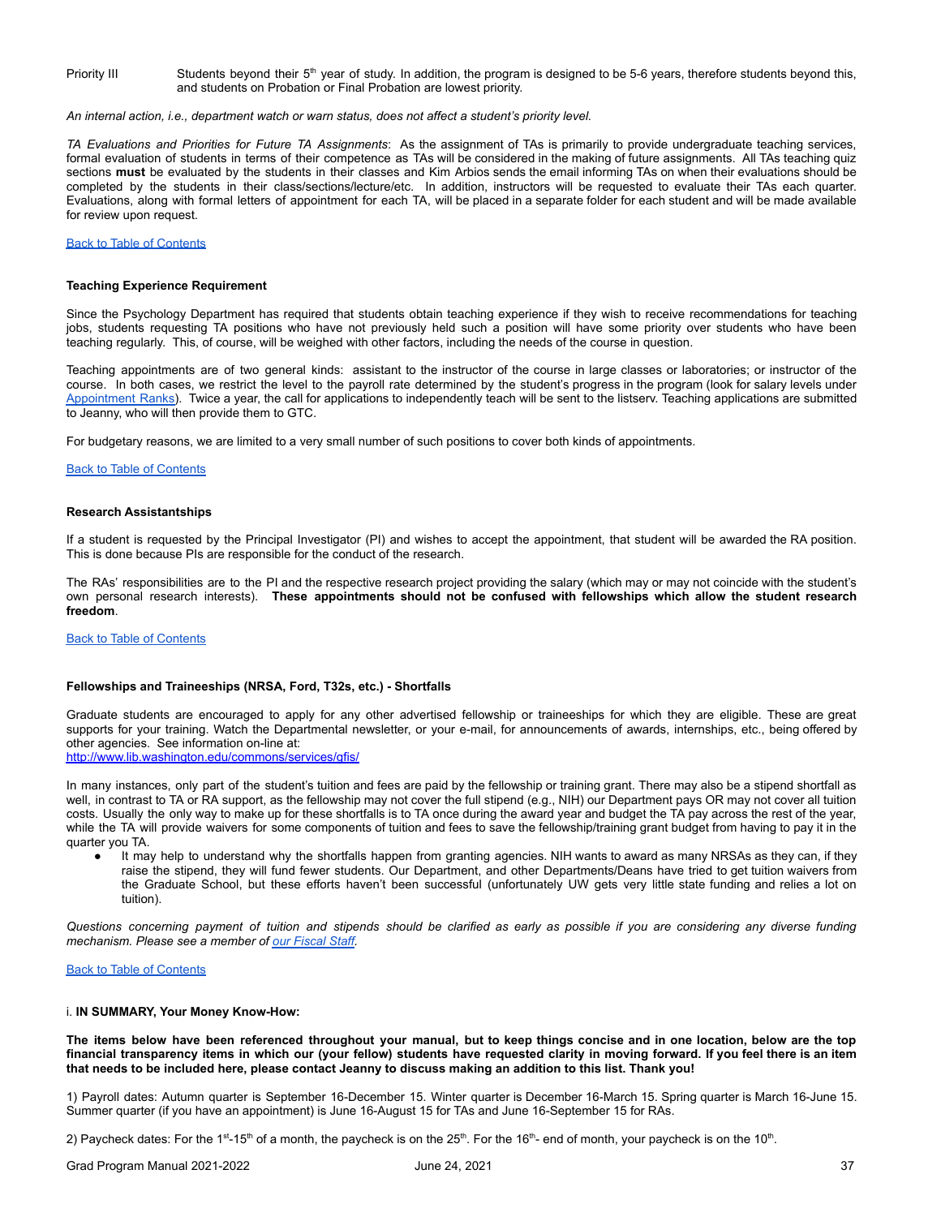Priority III Students beyond their 5th year of study. In addition, the program is designed to be 5-6 years, therefore students beyond this, and students on Probation or Final Probation are lowest priority.

*An internal action, i.e., department watch or warn status, does not affect a student's priority level.*

*TA Evaluations and Priorities for Future TA Assignments*: As the assignment of TAs is primarily to provide undergraduate teaching services, formal evaluation of students in terms of their competence as TAs will be considered in the making of future assignments. All TAs teaching quiz sections **must** be evaluated by the students in their classes and Kim Arbios sends the email informing TAs on when their evaluations should be completed by the students in their class/sections/lecture/etc. In addition, instructors will be requested to evaluate their TAs each quarter. Evaluations, along with formal letters of appointment for each TA, will be placed in a separate folder for each student and will be made available for review upon request.

Back to Table of Contents

**Teaching Experience Requirement**

Since the Psychology Department has required that students obtain teaching experience if they wish to receive recommendations for teaching jobs, students requesting TA positions who have not previously held such a position will have some priority over students who have been teaching regularly. This, of course, will be weighed with other factors, including the needs of the course in question.

Teaching appointments are of two general kinds: assistant to the instructor of the course in large classes or laboratories; or instructor of the course. In both cases, we restrict the level to the payroll rate determined by the student's progress in the program (look for salary levels under Appointment Ranks). Twice a year, the call for applications to independently teach will be sent to the listserv. Teaching applications are submitted to Jeanny, who will then provide them to GTC.

For budgetary reasons, we are limited to a very small number of such positions to cover both kinds of appointments.

Back to Table of Contents

**Research Assistantships**

If a student is requested by the Principal Investigator (PI) and wishes to accept the appointment, that student will be awarded the RA position. This is done because PIs are responsible for the conduct of the research.

The RAs' responsibilities are to the PI and the respective research project providing the salary (which may or may not coincide with the student's own personal research interests). **These appointments should not be confused with fellowships which allow the student research freedom**.

Back to Table of Contents

**Fellowships and Traineeships (NRSA, Ford, T32s, etc.) - Shortfalls**

Graduate students are encouraged to apply for any other advertised fellowship or traineeships for which they are eligible. These are great supports for your training. Watch the Departmental newsletter, or your e-mail, for announcements of awards, internships, etc., being offered by other agencies. See information on-line at:
http://www.lib.washington.edu/commons/services/gfis/

In many instances, only part of the student's tuition and fees are paid by the fellowship or training grant. There may also be a stipend shortfall as well, in contrast to TA or RA support, as the fellowship may not cover the full stipend (e.g., NIH) our Department pays OR may not cover all tuition costs. Usually the only way to make up for these shortfalls is to TA once during the award year and budget the TA pay across the rest of the year, while the TA will provide waivers for some components of tuition and fees to save the fellowship/training grant budget from having to pay it in the quarter you TA.

- It may help to understand why the shortfalls happen from granting agencies. NIH wants to award as many NRSAs as they can, if they raise the stipend, they will fund fewer students. Our Department, and other Departments/Deans have tried to get tuition waivers from the Graduate School, but these efforts haven't been successful (unfortunately UW gets very little state funding and relies a lot on tuition).

*Questions concerning payment of tuition and stipends should be clarified as early as possible if you are considering any diverse funding mechanism. Please see a member of our Fiscal Staff.*

Back to Table of Contents

i. **IN SUMMARY, Your Money Know-How:**

**The items below have been referenced throughout your manual, but to keep things concise and in one location, below are the top financial transparency items in which our (your fellow) students have requested clarity in moving forward. If you feel there is an item that needs to be included here, please contact Jeanny to discuss making an addition to this list. Thank you!**

1) Payroll dates: Autumn quarter is September 16-December 15. Winter quarter is December 16-March 15. Spring quarter is March 16-June 15. Summer quarter (if you have an appointment) is June 16-August 15 for TAs and June 16-September 15 for RAs.

2) Paycheck dates: For the 1st-15th of a month, the paycheck is on the 25th. For the 16th- end of month, your paycheck is on the 10th.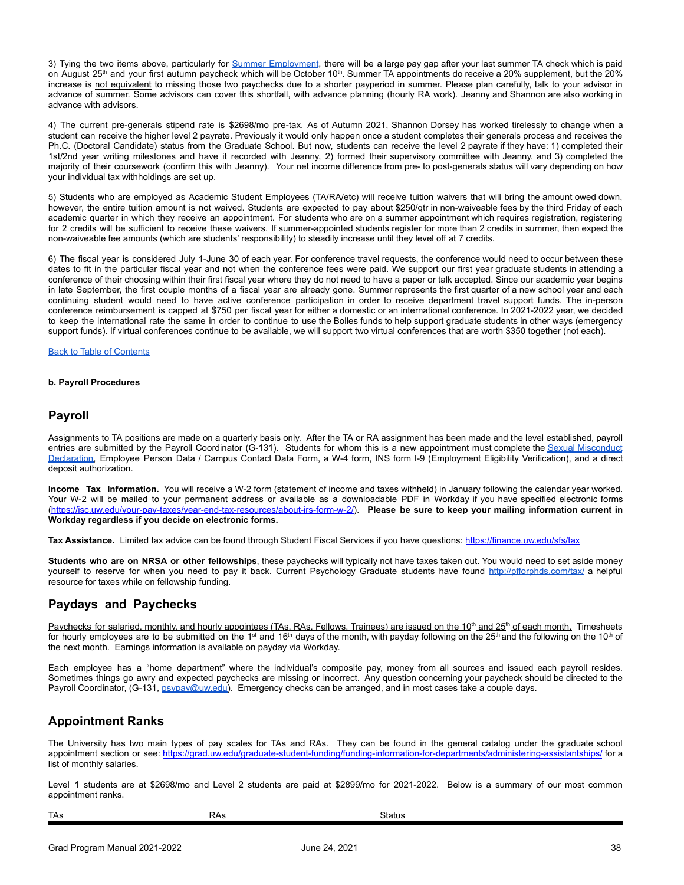3) Tying the two items above, particularly for [Summer Employment](), there will be a large pay gap after your last summer TA check which is paid on August 25th and your first autumn paycheck which will be October 10th. Summer TA appointments do receive a 20% supplement, but the 20% increase is not equivalent to missing those two paychecks due to a shorter payperiod in summer. Please plan carefully, talk to your advisor in advance of summer. Some advisors can cover this shortfall, with advance planning (hourly RA work). Jeanny and Shannon are also working in advance with advisors.

4) The current pre-generals stipend rate is $2698/mo pre-tax. As of Autumn 2021, Shannon Dorsey has worked tirelessly to change when a student can receive the higher level 2 payrate. Previously it would only happen once a student completes their generals process and receives the Ph.C. (Doctoral Candidate) status from the Graduate School. But now, students can receive the level 2 payrate if they have: 1) completed their 1st/2nd year writing milestones and have it recorded with Jeanny, 2) formed their supervisory committee with Jeanny, and 3) completed the majority of their coursework (confirm this with Jeanny). Your net income difference from pre- to post-generals status will vary depending on how your individual tax withholdings are set up.

5) Students who are employed as Academic Student Employees (TA/RA/etc) will receive tuition waivers that will bring the amount owed down, however, the entire tuition amount is not waived. Students are expected to pay about $250/qtr in non-waiveable fees by the third Friday of each academic quarter in which they receive an appointment. For students who are on a summer appointment which requires registration, registering for 2 credits will be sufficient to receive these waivers. If summer-appointed students register for more than 2 credits in summer, then expect the non-waiveable fee amounts (which are students' responsibility) to steadily increase until they level off at 7 credits.

6) The fiscal year is considered July 1-June 30 of each year. For conference travel requests, the conference would need to occur between these dates to fit in the particular fiscal year and not when the conference fees were paid. We support our first year graduate students in attending a conference of their choosing within their first fiscal year where they do not need to have a paper or talk accepted. Since our academic year begins in late September, the first couple months of a fiscal year are already gone. Summer represents the first quarter of a new school year and each continuing student would need to have active conference participation in order to receive department travel support funds. The in-person conference reimbursement is capped at $750 per fiscal year for either a domestic or an international conference. In 2021-2022 year, we decided to keep the international rate the same in order to continue to use the Bolles funds to help support graduate students in other ways (emergency support funds). If virtual conferences continue to be available, we will support two virtual conferences that are worth $350 together (not each).

[Back to Table of Contents]()

**b. Payroll Procedures**

## Payroll

Assignments to TA positions are made on a quarterly basis only. After the TA or RA assignment has been made and the level established, payroll entries are submitted by the Payroll Coordinator (G-131). Students for whom this is a new appointment must complete the [Sexual Misconduct Declaration](), Employee Person Data / Campus Contact Data Form, a W-4 form, INS form I-9 (Employment Eligibility Verification), and a direct deposit authorization.

**Income Tax Information.** You will receive a W-2 form (statement of income and taxes withheld) in January following the calendar year worked. Your W-2 will be mailed to your permanent address or available as a downloadable PDF in Workday if you have specified electronic forms (https://isc.uw.edu/your-pay-taxes/year-end-tax-resources/about-irs-form-w-2/). **Please be sure to keep your mailing information current in Workday regardless if you decide on electronic forms.**

**Tax Assistance.** Limited tax advice can be found through Student Fiscal Services if you have questions: https://finance.uw.edu/sfs/tax

**Students who are on NRSA or other fellowships**, these paychecks will typically not have taxes taken out. You would need to set aside money yourself to reserve for when you need to pay it back. Current Psychology Graduate students have found http://pfforphds.com/tax/ a helpful resource for taxes while on fellowship funding.

## Paydays and Paychecks

Paychecks for salaried, monthly, and hourly appointees (TAs, RAs, Fellows, Trainees) are issued on the 10th and 25th of each month. Timesheets for hourly employees are to be submitted on the 1st and 16th days of the month, with payday following on the 25th and the following on the 10th of the next month. Earnings information is available on payday via Workday.

Each employee has a "home department" where the individual's composite pay, money from all sources and issued each payroll resides. Sometimes things go awry and expected paychecks are missing or incorrect. Any question concerning your paycheck should be directed to the Payroll Coordinator, (G-131, psypay@uw.edu). Emergency checks can be arranged, and in most cases take a couple days.

## Appointment Ranks

The University has two main types of pay scales for TAs and RAs. They can be found in the general catalog under the graduate school appointment section or see: https://grad.uw.edu/graduate-student-funding/funding-information-for-departments/administering-assistantships/ for a list of monthly salaries.

Level 1 students are at $2698/mo and Level 2 students are paid at $2899/mo for 2021-2022. Below is a summary of our most common appointment ranks.

| TAs | RAs | Status |
|---|---|---|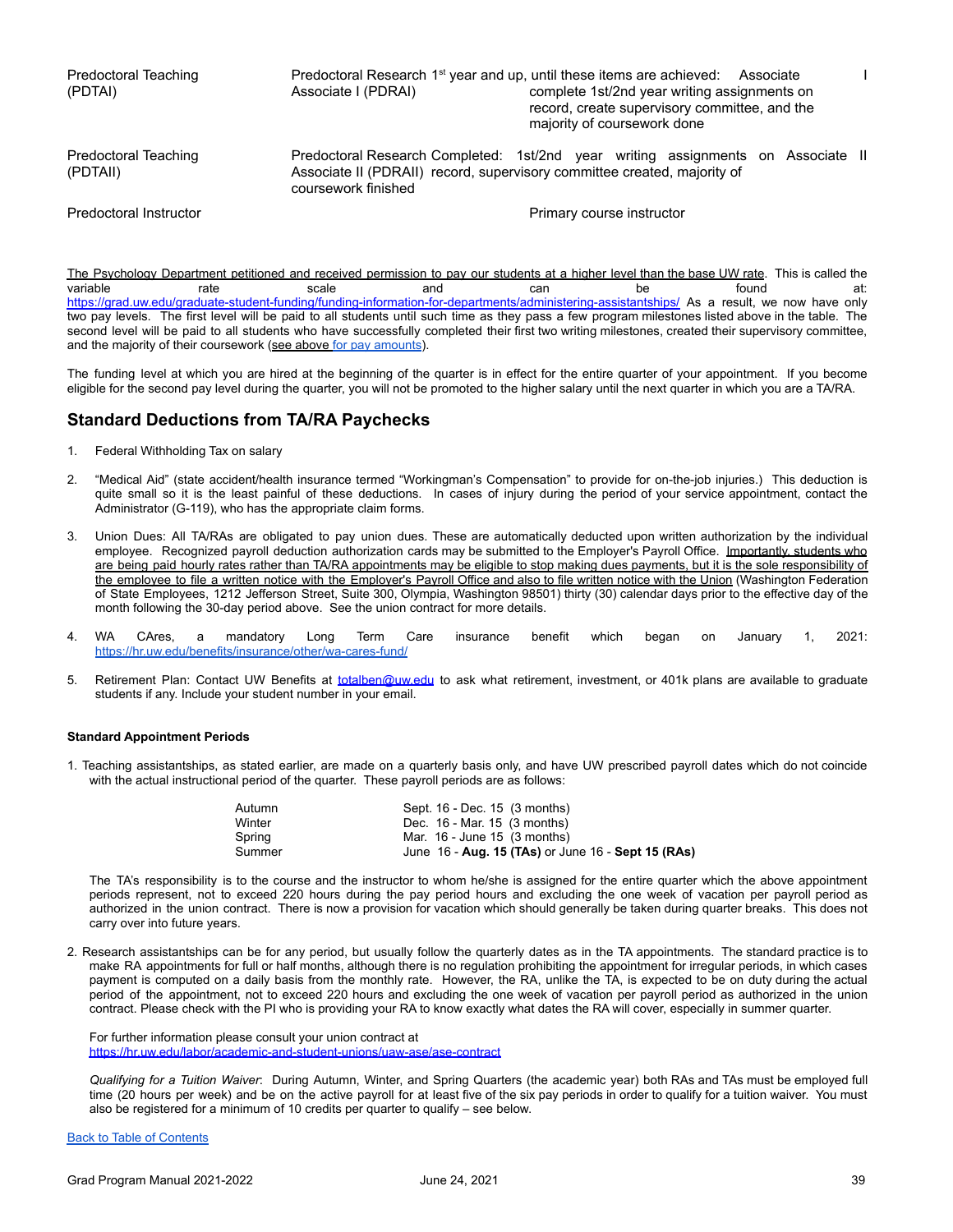| | | | |
|---|---|---|---|
| Predoctoral Teaching Associate I (PDTAI) | Predoctoral Research Associate I (PDRAI) | 1st year and up, until these items are achieved: complete 1st/2nd year writing assignments on record, create supervisory committee, and the majority of coursework done | |
| Predoctoral Teaching Associate II (PDTAII) | Predoctoral Research Associate II (PDRAII) | Completed: 1st/2nd year writing assignments on record, supervisory committee created, majority of coursework finished | |
| Predoctoral Instructor | | Primary course instructor | |

The Psychology Department petitioned and received permission to pay our students at a higher level than the base UW rate. This is called the variable rate scale and can be found at: https://grad.uw.edu/graduate-student-funding/funding-information-for-departments/administering-assistantships/ As a result, we now have only two pay levels. The first level will be paid to all students until such time as they pass a few program milestones listed above in the table. The second level will be paid to all students who have successfully completed their first two writing milestones, created their supervisory committee, and the majority of their coursework (see above for pay amounts).

The funding level at which you are hired at the beginning of the quarter is in effect for the entire quarter of your appointment. If you become eligible for the second pay level during the quarter, you will not be promoted to the higher salary until the next quarter in which you are a TA/RA.

## Standard Deductions from TA/RA Paychecks

1. Federal Withholding Tax on salary
2. "Medical Aid" (state accident/health insurance termed "Workingman's Compensation" to provide for on-the-job injuries.) This deduction is quite small so it is the least painful of these deductions. In cases of injury during the period of your service appointment, contact the Administrator (G-119), who has the appropriate claim forms.
3. Union Dues: All TA/RAs are obligated to pay union dues. These are automatically deducted upon written authorization by the individual employee. Recognized payroll deduction authorization cards may be submitted to the Employer's Payroll Office. Importantly, students who are being paid hourly rates rather than TA/RA appointments may be eligible to stop making dues payments, but it is the sole responsibility of the employee to file a written notice with the Employer's Payroll Office and also to file written notice with the Union (Washington Federation of State Employees, 1212 Jefferson Street, Suite 300, Olympia, Washington 98501) thirty (30) calendar days prior to the effective day of the month following the 30-day period above. See the union contract for more details.
4. WA CAres, a mandatory Long Term Care insurance benefit which began on January 1, 2021: https://hr.uw.edu/benefits/insurance/other/wa-cares-fund/
5. Retirement Plan: Contact UW Benefits at totalben@uw.edu to ask what retirement, investment, or 401k plans are available to graduate students if any. Include your student number in your email.

#### Standard Appointment Periods

1. Teaching assistantships, as stated earlier, are made on a quarterly basis only, and have UW prescribed payroll dates which do not coincide with the actual instructional period of the quarter. These payroll periods are as follows:

| | |
|---|---|
| Autumn | Sept. 16 - Dec. 15 (3 months) |
| Winter | Dec. 16 - Mar. 15 (3 months) |
| Spring | Mar. 16 - June 15 (3 months) |
| Summer | June 16 - **Aug. 15 (TAs)** or June 16 - **Sept 15 (RAs)** |

The TA's responsibility is to the course and the instructor to whom he/she is assigned for the entire quarter which the above appointment periods represent, not to exceed 220 hours during the pay period hours and excluding the one week of vacation per payroll period as authorized in the union contract. There is now a provision for vacation which should generally be taken during quarter breaks. This does not carry over into future years.

2. Research assistantships can be for any period, but usually follow the quarterly dates as in the TA appointments. The standard practice is to make RA appointments for full or half months, although there is no regulation prohibiting the appointment for irregular periods, in which cases payment is computed on a daily basis from the monthly rate. However, the RA, unlike the TA, is expected to be on duty during the actual period of the appointment, not to exceed 220 hours and excluding the one week of vacation per payroll period as authorized in the union contract. Please check with the PI who is providing your RA to know exactly what dates the RA will cover, especially in summer quarter.

For further information please consult your union contract at https://hr.uw.edu/labor/academic-and-student-unions/uaw-ase/ase-contract

*Qualifying for a Tuition Waiver*: During Autumn, Winter, and Spring Quarters (the academic year) both RAs and TAs must be employed full time (20 hours per week) and be on the active payroll for at least five of the six pay periods in order to qualify for a tuition waiver. You must also be registered for a minimum of 10 credits per quarter to qualify – see below.

Back to Table of Contents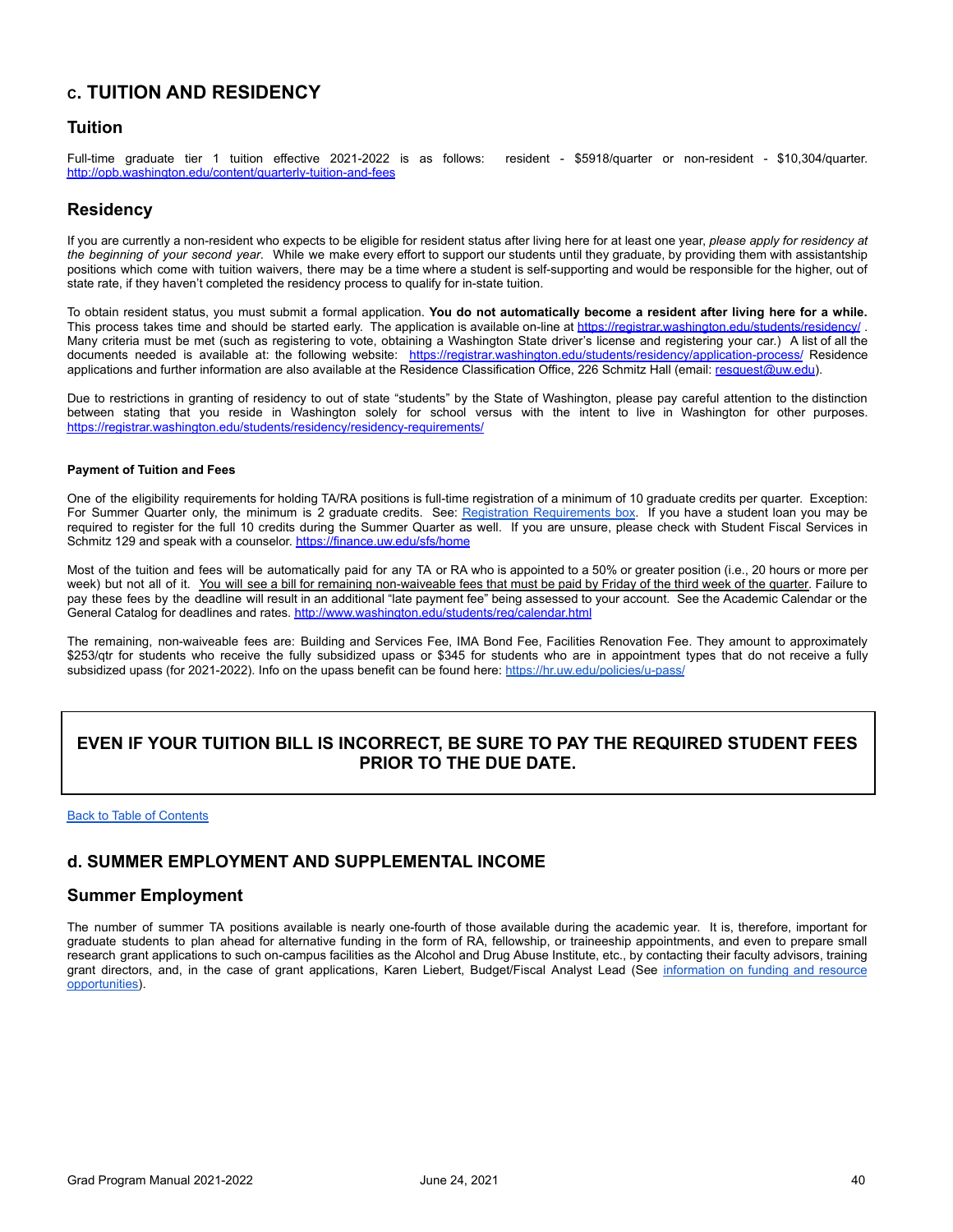## c. TUITION AND RESIDENCY

### Tuition

Full-time graduate tier 1 tuition effective 2021-2022 is as follows: resident - $5918/quarter or non-resident - $10,304/quarter. http://opb.washington.edu/content/quarterly-tuition-and-fees

### Residency

If you are currently a non-resident who expects to be eligible for resident status after living here for at least one year, *please apply for residency at the beginning of your second year*. While we make every effort to support our students until they graduate, by providing them with assistantship positions which come with tuition waivers, there may be a time where a student is self-supporting and would be responsible for the higher, out of state rate, if they haven't completed the residency process to qualify for in-state tuition.

To obtain resident status, you must submit a formal application. **You do not automatically become a resident after living here for a while.** This process takes time and should be started early. The application is available on-line at https://registrar.washington.edu/students/residency/ . Many criteria must be met (such as registering to vote, obtaining a Washington State driver's license and registering your car.) A list of all the documents needed is available at: the following website: https://registrar.washington.edu/students/residency/application-process/ Residence applications and further information are also available at the Residence Classification Office, 226 Schmitz Hall (email: resquest@uw.edu).

Due to restrictions in granting of residency to out of state "students" by the State of Washington, please pay careful attention to the distinction between stating that you reside in Washington solely for school versus with the intent to live in Washington for other purposes. https://registrar.washington.edu/students/residency/residency-requirements/

#### Payment of Tuition and Fees

One of the eligibility requirements for holding TA/RA positions is full-time registration of a minimum of 10 graduate credits per quarter. Exception: For Summer Quarter only, the minimum is 2 graduate credits. See: Registration Requirements box. If you have a student loan you may be required to register for the full 10 credits during the Summer Quarter as well. If you are unsure, please check with Student Fiscal Services in Schmitz 129 and speak with a counselor. https://finance.uw.edu/sfs/home

Most of the tuition and fees will be automatically paid for any TA or RA who is appointed to a 50% or greater position (i.e., 20 hours or more per week) but not all of it. You will see a bill for remaining non-waiveable fees that must be paid by Friday of the third week of the quarter. Failure to pay these fees by the deadline will result in an additional "late payment fee" being assessed to your account. See the Academic Calendar or the General Catalog for deadlines and rates. http://www.washington.edu/students/reg/calendar.html

The remaining, non-waiveable fees are: Building and Services Fee, IMA Bond Fee, Facilities Renovation Fee. They amount to approximately $253/qtr for students who receive the fully subsidized upass or $345 for students who are in appointment types that do not receive a fully subsidized upass (for 2021-2022). Info on the upass benefit can be found here: https://hr.uw.edu/policies/u-pass/

**EVEN IF YOUR TUITION BILL IS INCORRECT, BE SURE TO PAY THE REQUIRED STUDENT FEES PRIOR TO THE DUE DATE.**

Back to Table of Contents

## d. SUMMER EMPLOYMENT AND SUPPLEMENTAL INCOME

### Summer Employment

The number of summer TA positions available is nearly one-fourth of those available during the academic year. It is, therefore, important for graduate students to plan ahead for alternative funding in the form of RA, fellowship, or traineeship appointments, and even to prepare small research grant applications to such on-campus facilities as the Alcohol and Drug Abuse Institute, etc., by contacting their faculty advisors, training grant directors, and, in the case of grant applications, Karen Liebert, Budget/Fiscal Analyst Lead (See information on funding and resource opportunities).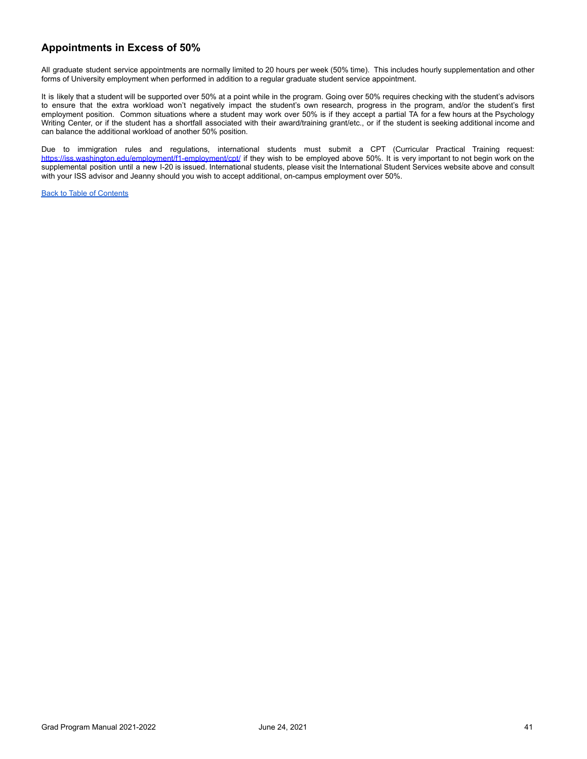## Appointments in Excess of 50%

All graduate student service appointments are normally limited to 20 hours per week (50% time). This includes hourly supplementation and other forms of University employment when performed in addition to a regular graduate student service appointment.

It is likely that a student will be supported over 50% at a point while in the program. Going over 50% requires checking with the student's advisors to ensure that the extra workload won't negatively impact the student's own research, progress in the program, and/or the student's first employment position. Common situations where a student may work over 50% is if they accept a partial TA for a few hours at the Psychology Writing Center, or if the student has a shortfall associated with their award/training grant/etc., or if the student is seeking additional income and can balance the additional workload of another 50% position.

Due to immigration rules and regulations, international students must submit a CPT (Curricular Practical Training request: [https://iss.washington.edu/employment/f1-employment/cpt/](https://iss.washington.edu/employment/f1-employment/cpt/) if they wish to be employed above 50%. It is very important to not begin work on the supplemental position until a new I-20 is issued. International students, please visit the International Student Services website above and consult with your ISS advisor and Jeanny should you wish to accept additional, on-campus employment over 50%.

Back to Table of Contents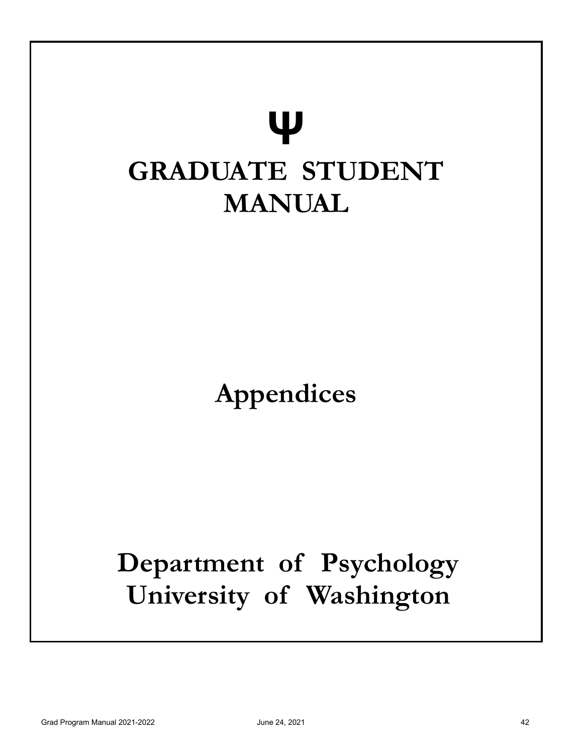Ψ

# GRADUATE STUDENT MANUAL

## Appendices

# Department of Psychology
# University of Washington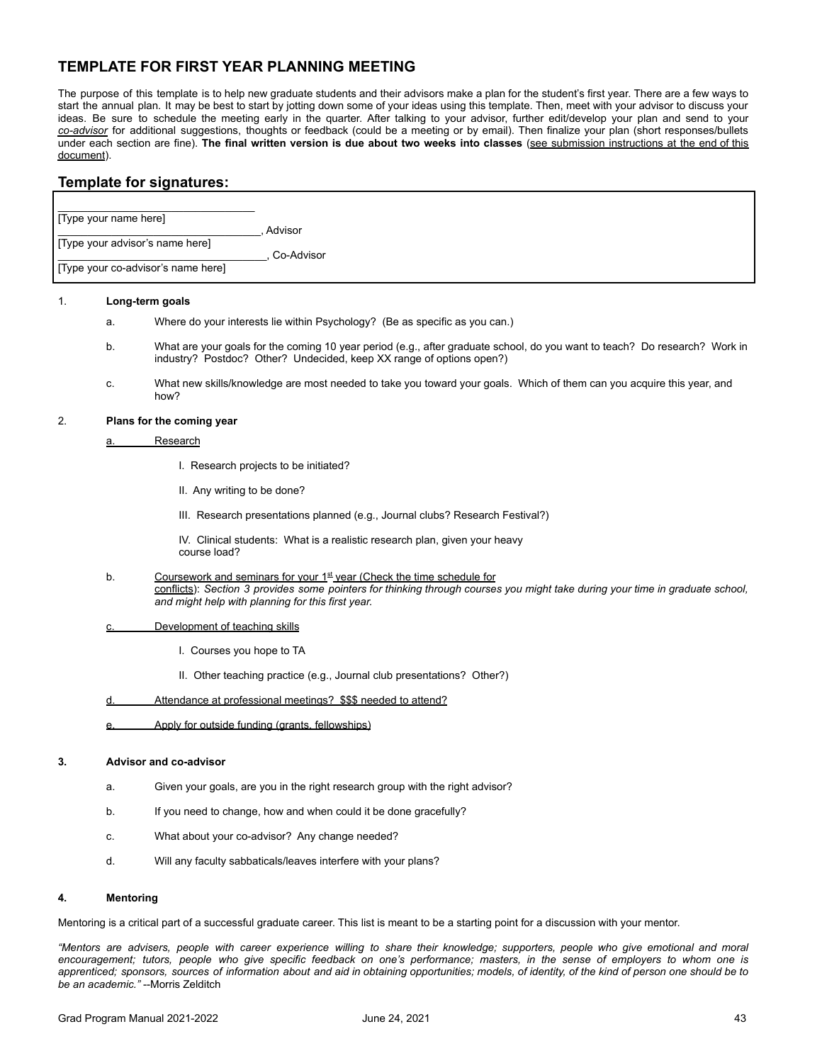## TEMPLATE FOR FIRST YEAR PLANNING MEETING

The purpose of this template is to help new graduate students and their advisors make a plan for the student's first year. There are a few ways to start the annual plan. It may be best to start by jotting down some of your ideas using this template. Then, meet with your advisor to discuss your ideas. Be sure to schedule the meeting early in the quarter. After talking to your advisor, further edit/develop your plan and send to your *co-advisor* for additional suggestions, thoughts or feedback (could be a meeting or by email). Then finalize your plan (short responses/bullets under each section are fine). **The final written version is due about two weeks into classes** (see submission instructions at the end of this document).

## Template for signatures:

\_\_\_\_\_\_\_\_\_\_\_\_\_\_\_\_\_\_\_\_\_\_\_\_\_\_\_\_\_\_\_\_
[Type your name here]
\_\_\_\_\_\_\_\_\_\_\_\_\_\_\_\_\_\_\_\_\_\_\_\_\_\_\_\_\_\_\_\_, Advisor
[Type your advisor's name here]
\_\_\_\_\_\_\_\_\_\_\_\_\_\_\_\_\_\_\_\_\_\_\_\_\_\_\_\_\_\_\_\_, Co-Advisor
[Type your co-advisor's name here]

1. **Long-term goals**

   a. Where do your interests lie within Psychology? (Be as specific as you can.)

   b. What are your goals for the coming 10 year period (e.g., after graduate school, do you want to teach? Do research? Work in industry? Postdoc? Other? Undecided, keep XX range of options open?)

   c. What new skills/knowledge are most needed to take you toward your goals. Which of them can you acquire this year, and how?

2. **Plans for the coming year**

   a. Research

      I. Research projects to be initiated?

      II. Any writing to be done?

      III. Research presentations planned (e.g., Journal clubs? Research Festival?)

      IV. Clinical students: What is a realistic research plan, given your heavy course load?

   b. Coursework and seminars for your 1st year (Check the time schedule for conflicts): *Section 3 provides some pointers for thinking through courses you might take during your time in graduate school, and might help with planning for this first year.*

   c. Development of teaching skills

      I. Courses you hope to TA

      II. Other teaching practice (e.g., Journal club presentations? Other?)

   d. Attendance at professional meetings? $$$ needed to attend?

   e. Apply for outside funding (grants, fellowships)

3. **Advisor and co-advisor**

   a. Given your goals, are you in the right research group with the right advisor?

   b. If you need to change, how and when could it be done gracefully?

   c. What about your co-advisor? Any change needed?

   d. Will any faculty sabbaticals/leaves interfere with your plans?

4. **Mentoring**

Mentoring is a critical part of a successful graduate career. This list is meant to be a starting point for a discussion with your mentor.

*"Mentors are advisers, people with career experience willing to share their knowledge; supporters, people who give emotional and moral encouragement; tutors, people who give specific feedback on one's performance; masters, in the sense of employers to whom one is apprenticed; sponsors, sources of information about and aid in obtaining opportunities; models, of identity, of the kind of person one should be to be an academic."* --Morris Zelditch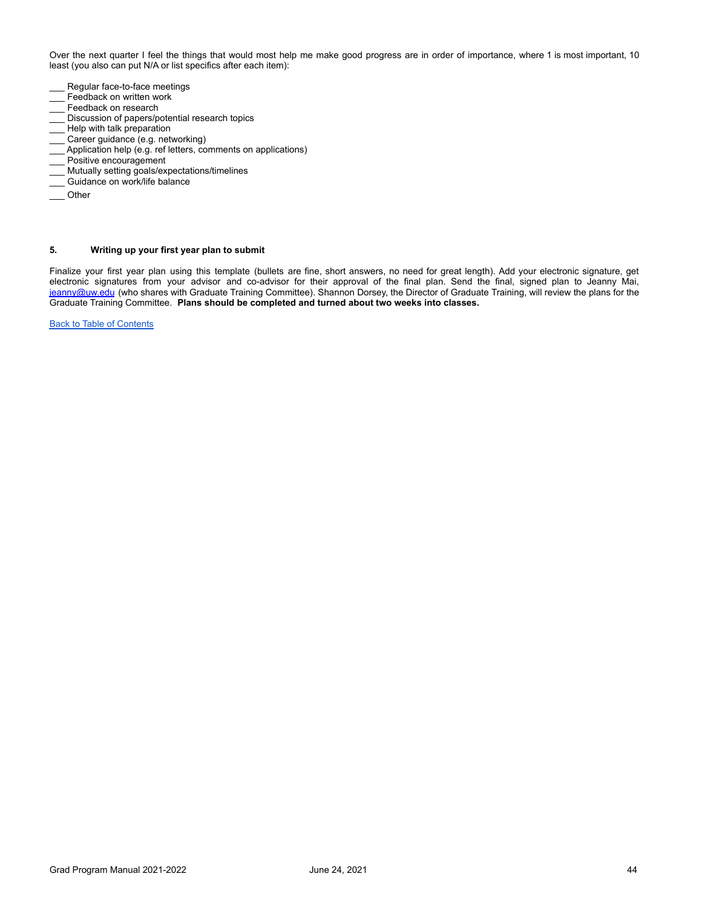Over the next quarter I feel the things that would most help me make good progress are in order of importance, where 1 is most important, 10 least (you also can put N/A or list specifics after each item):

___ Regular face-to-face meetings
___ Feedback on written work
___ Feedback on research
___ Discussion of papers/potential research topics
___ Help with talk preparation
___ Career guidance (e.g. networking)
___ Application help (e.g. ref letters, comments on applications)
___ Positive encouragement
___ Mutually setting goals/expectations/timelines
___ Guidance on work/life balance
___ Other

**5. Writing up your first year plan to submit**

Finalize your first year plan using this template (bullets are fine, short answers, no need for great length). Add your electronic signature, get electronic signatures from your advisor and co-advisor for their approval of the final plan. Send the final, signed plan to Jeanny Mai, jeanny@uw.edu (who shares with Graduate Training Committee). Shannon Dorsey, the Director of Graduate Training, will review the plans for the Graduate Training Committee. **Plans should be completed and turned about two weeks into classes.**

Back to Table of Contents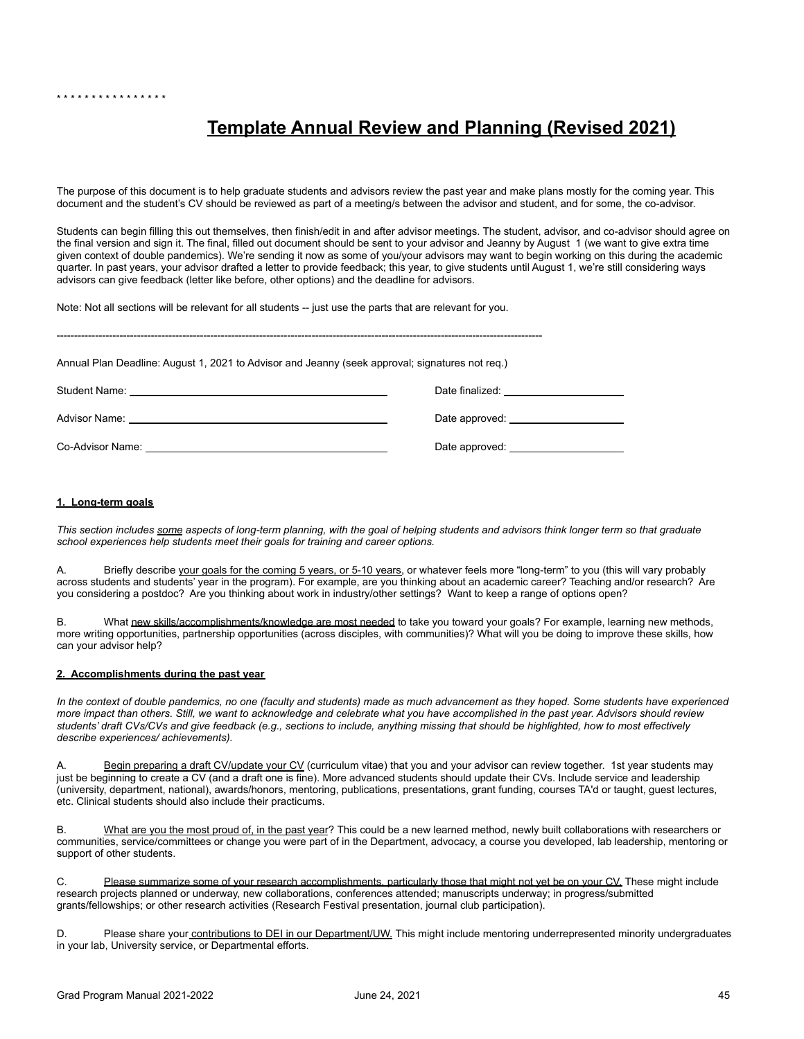\* \* \* \* \* \* \* \* \* \* \* \* \* \* \* \*

# Template Annual Review and Planning (Revised 2021)

The purpose of this document is to help graduate students and advisors review the past year and make plans mostly for the coming year. This document and the student's CV should be reviewed as part of a meeting/s between the advisor and student, and for some, the co-advisor.

Students can begin filling this out themselves, then finish/edit in and after advisor meetings. The student, advisor, and co-advisor should agree on the final version and sign it. The final, filled out document should be sent to your advisor and Jeanny by August 1 (we want to give extra time given context of double pandemics). We're sending it now as some of you/your advisors may want to begin working on this during the academic quarter. In past years, your advisor drafted a letter to provide feedback; this year, to give students until August 1, we're still considering ways advisors can give feedback (letter like before, other options) and the deadline for advisors.

Note: Not all sections will be relevant for all students -- just use the parts that are relevant for you.

---

Annual Plan Deadline: August 1, 2021 to Advisor and Jeanny (seek approval; signatures not req.)

Student Name: ______________________________ Date finalized: ____________________

Advisor Name: ______________________________ Date approved: ____________________

Co-Advisor Name: ____________________________ Date approved: ____________________

**1. Long-term goals**

*This section includes some aspects of long-term planning, with the goal of helping students and advisors think longer term so that graduate school experiences help students meet their goals for training and career options.*

A. Briefly describe your goals for the coming 5 years, or 5-10 years, or whatever feels more "long-term" to you (this will vary probably across students and students' year in the program). For example, are you thinking about an academic career? Teaching and/or research? Are you considering a postdoc? Are you thinking about work in industry/other settings? Want to keep a range of options open?

B. What new skills/accomplishments/knowledge are most needed to take you toward your goals? For example, learning new methods, more writing opportunities, partnership opportunities (across disciples, with communities)? What will you be doing to improve these skills, how can your advisor help?

**2. Accomplishments during the past year**

*In the context of double pandemics, no one (faculty and students) made as much advancement as they hoped. Some students have experienced more impact than others. Still, we want to acknowledge and celebrate what you have accomplished in the past year. Advisors should review students' draft CVs/CVs and give feedback (e.g., sections to include, anything missing that should be highlighted, how to most effectively describe experiences/ achievements).*

A. Begin preparing a draft CV/update your CV (curriculum vitae) that you and your advisor can review together. 1st year students may just be beginning to create a CV (and a draft one is fine). More advanced students should update their CVs. Include service and leadership (university, department, national), awards/honors, mentoring, publications, presentations, grant funding, courses TA'd or taught, guest lectures, etc. Clinical students should also include their practicums.

B. What are you the most proud of, in the past year? This could be a new learned method, newly built collaborations with researchers or communities, service/committees or change you were part of in the Department, advocacy, a course you developed, lab leadership, mentoring or support of other students.

C. Please summarize some of your research accomplishments, particularly those that might not yet be on your CV. These might include research projects planned or underway, new collaborations, conferences attended; manuscripts underway; in progress/submitted grants/fellowships; or other research activities (Research Festival presentation, journal club participation).

D. Please share your contributions to DEI in our Department/UW. This might include mentoring underrepresented minority undergraduates in your lab, University service, or Departmental efforts.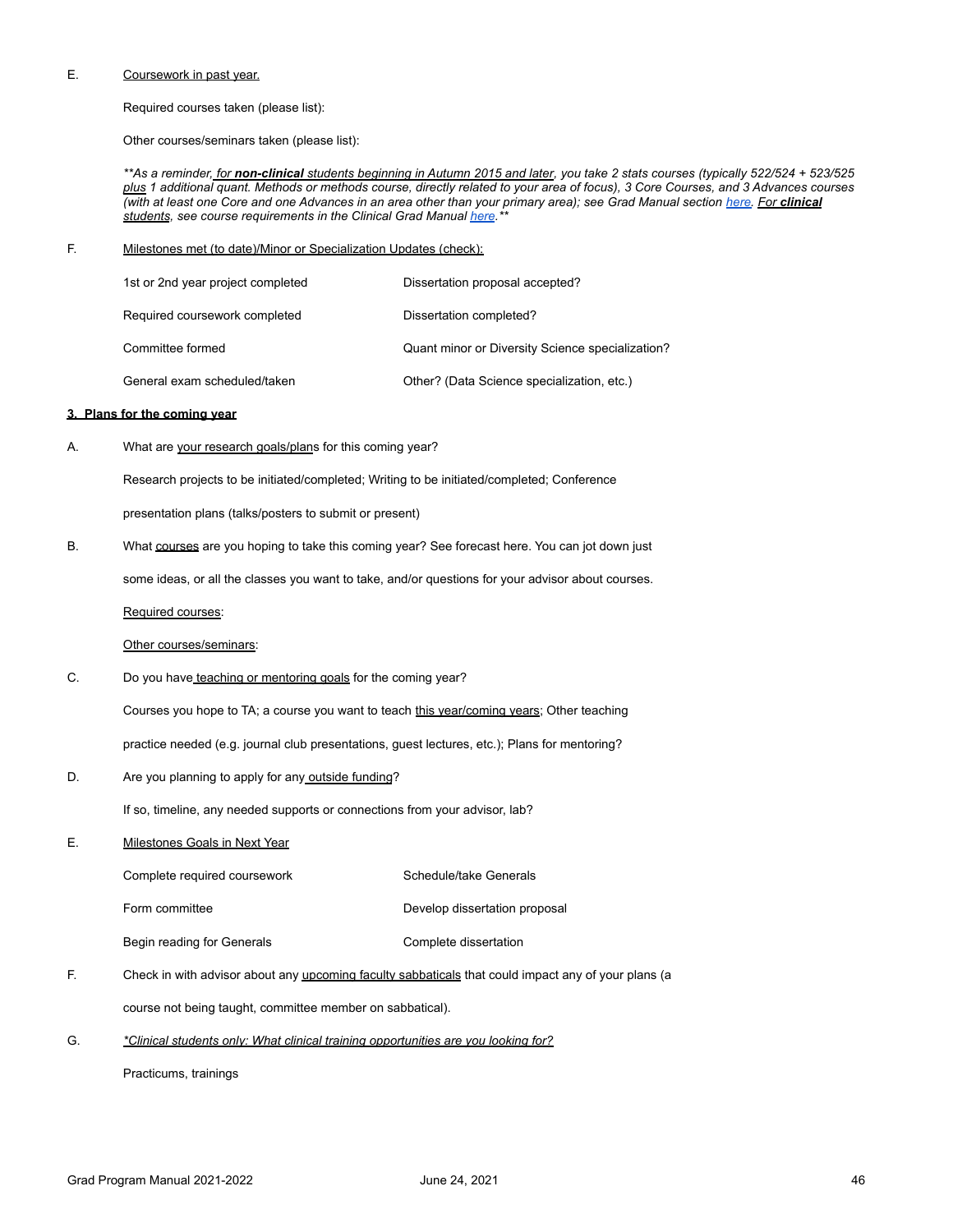E. Coursework in past year.

Required courses taken (please list):

Other courses/seminars taken (please list):

***As a reminder, for **non-clinical** students beginning in Autumn 2015 and later, you take 2 stats courses (typically 522/524 + 523/525 plus 1 additional quant. Methods or methods course, directly related to your area of focus), 3 Core Courses, and 3 Advances courses (with at least one Core and one Advances in an area other than your primary area); see Grad Manual section [here](). For **clinical** students, see course requirements in the Clinical Grad Manual [here]().***

F. Milestones met (to date)/Minor or Specialization Updates (check):

| | |
|---|---|
| 1st or 2nd year project completed | Dissertation proposal accepted? |
| Required coursework completed | Dissertation completed? |
| Committee formed | Quant minor or Diversity Science specialization? |
| General exam scheduled/taken | Other? (Data Science specialization, etc.) |

**3. Plans for the coming year**

A. What are your research goals/plans for this coming year?

Research projects to be initiated/completed; Writing to be initiated/completed; Conference presentation plans (talks/posters to submit or present)

B. What courses are you hoping to take this coming year? See forecast here. You can jot down just some ideas, or all the classes you want to take, and/or questions for your advisor about courses.

Required courses:

Other courses/seminars:

C. Do you have teaching or mentoring goals for the coming year?

Courses you hope to TA; a course you want to teach this year/coming years; Other teaching practice needed (e.g. journal club presentations, guest lectures, etc.); Plans for mentoring?

D. Are you planning to apply for any outside funding?

If so, timeline, any needed supports or connections from your advisor, lab?

E. Milestones Goals in Next Year

| | |
|---|---|
| Complete required coursework | Schedule/take Generals |
| Form committee | Develop dissertation proposal |
| Begin reading for Generals | Complete dissertation |

F. Check in with advisor about any upcoming faculty sabbaticals that could impact any of your plans (a course not being taught, committee member on sabbatical).

G. *\*Clinical students only: What clinical training opportunities are you looking for?*

Practicums, trainings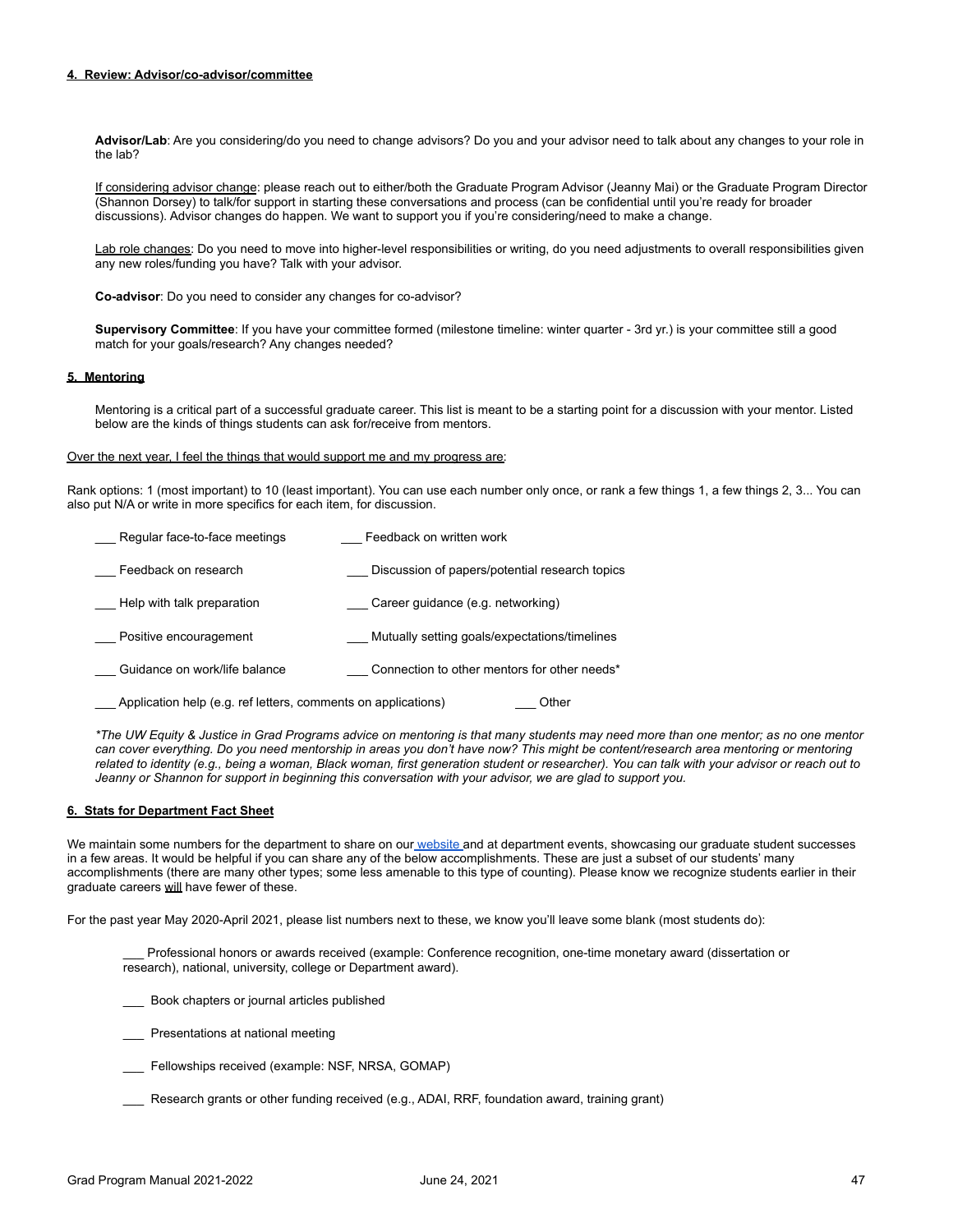**4. Review: Advisor/co-advisor/committee**

**Advisor/Lab**: Are you considering/do you need to change advisors? Do you and your advisor need to talk about any changes to your role in the lab?

If considering advisor change: please reach out to either/both the Graduate Program Advisor (Jeanny Mai) or the Graduate Program Director (Shannon Dorsey) to talk/for support in starting these conversations and process (can be confidential until you're ready for broader discussions). Advisor changes do happen. We want to support you if you're considering/need to make a change.

Lab role changes: Do you need to move into higher-level responsibilities or writing, do you need adjustments to overall responsibilities given any new roles/funding you have? Talk with your advisor.

**Co-advisor**: Do you need to consider any changes for co-advisor?

**Supervisory Committee**: If you have your committee formed (milestone timeline: winter quarter - 3rd yr.) is your committee still a good match for your goals/research? Any changes needed?

**5. Mentoring**

Mentoring is a critical part of a successful graduate career. This list is meant to be a starting point for a discussion with your mentor. Listed below are the kinds of things students can ask for/receive from mentors.

Over the next year, I feel the things that would support me and my progress are:

Rank options: 1 (most important) to 10 (least important). You can use each number only once, or rank a few things 1, a few things 2, 3... You can also put N/A or write in more specifics for each item, for discussion.

___ Regular face-to-face meetings

___ Feedback on written work

___ Feedback on research

___ Discussion of papers/potential research topics

___ Help with talk preparation

___ Career guidance (e.g. networking)

___ Positive encouragement

___ Mutually setting goals/expectations/timelines

___ Guidance on work/life balance

___ Connection to other mentors for other needs*

___ Application help (e.g. ref letters, comments on applications)

___ Other

*\*The UW Equity & Justice in Grad Programs advice on mentoring is that many students may need more than one mentor; as no one mentor can cover everything. Do you need mentorship in areas you don't have now? This might be content/research area mentoring or mentoring related to identity (e.g., being a woman, Black woman, first generation student or researcher). You can talk with your advisor or reach out to Jeanny or Shannon for support in beginning this conversation with your advisor, we are glad to support you.*

**6. Stats for Department Fact Sheet**

We maintain some numbers for the department to share on our website and at department events, showcasing our graduate student successes in a few areas. It would be helpful if you can share any of the below accomplishments. These are just a subset of our students' many accomplishments (there are many other types; some less amenable to this type of counting). Please know we recognize students earlier in their graduate careers will have fewer of these.

For the past year May 2020-April 2021, please list numbers next to these, we know you'll leave some blank (most students do):

___ Professional honors or awards received (example: Conference recognition, one-time monetary award (dissertation or research), national, university, college or Department award).

___ Book chapters or journal articles published

___ Presentations at national meeting

___ Fellowships received (example: NSF, NRSA, GOMAP)

___ Research grants or other funding received (e.g., ADAI, RRF, foundation award, training grant)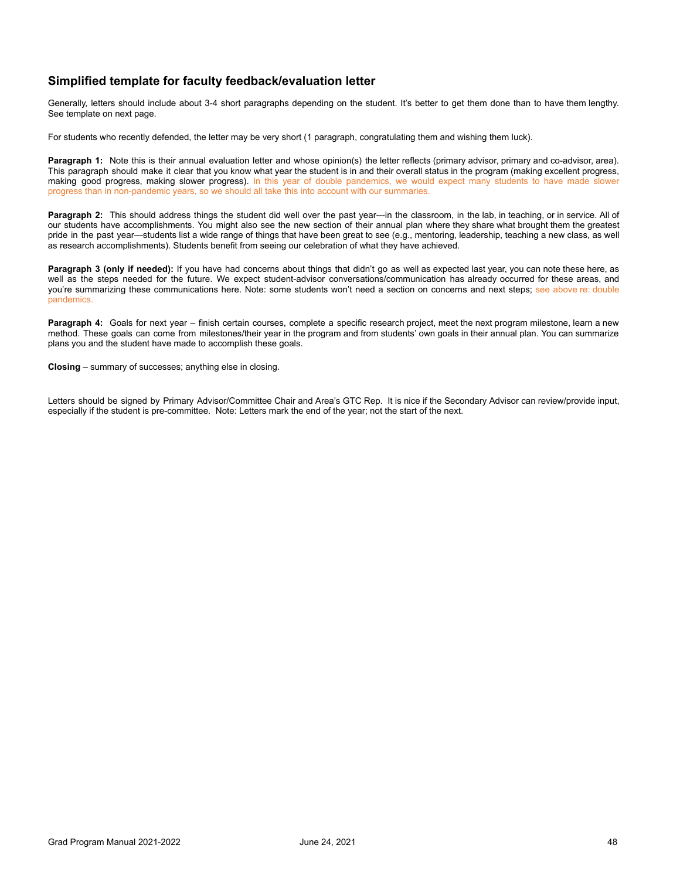## Simplified template for faculty feedback/evaluation letter

Generally, letters should include about 3-4 short paragraphs depending on the student. It's better to get them done than to have them lengthy. See template on next page.

For students who recently defended, the letter may be very short (1 paragraph, congratulating them and wishing them luck).

**Paragraph 1:** Note this is their annual evaluation letter and whose opinion(s) the letter reflects (primary advisor, primary and co-advisor, area). This paragraph should make it clear that you know what year the student is in and their overall status in the program (making excellent progress, making good progress, making slower progress). In this year of double pandemics, we would expect many students to have made slower progress than in non-pandemic years, so we should all take this into account with our summaries.

**Paragraph 2:** This should address things the student did well over the past year---in the classroom, in the lab, in teaching, or in service. All of our students have accomplishments. You might also see the new section of their annual plan where they share what brought them the greatest pride in the past year—students list a wide range of things that have been great to see (e.g., mentoring, leadership, teaching a new class, as well as research accomplishments). Students benefit from seeing our celebration of what they have achieved.

**Paragraph 3 (only if needed):** If you have had concerns about things that didn't go as well as expected last year, you can note these here, as well as the steps needed for the future. We expect student-advisor conversations/communication has already occurred for these areas, and you're summarizing these communications here. Note: some students won't need a section on concerns and next steps; see above re: double pandemics.

**Paragraph 4:** Goals for next year – finish certain courses, complete a specific research project, meet the next program milestone, learn a new method. These goals can come from milestones/their year in the program and from students' own goals in their annual plan. You can summarize plans you and the student have made to accomplish these goals.

**Closing** – summary of successes; anything else in closing.

Letters should be signed by Primary Advisor/Committee Chair and Area's GTC Rep. It is nice if the Secondary Advisor can review/provide input, especially if the student is pre-committee. Note: Letters mark the end of the year; not the start of the next.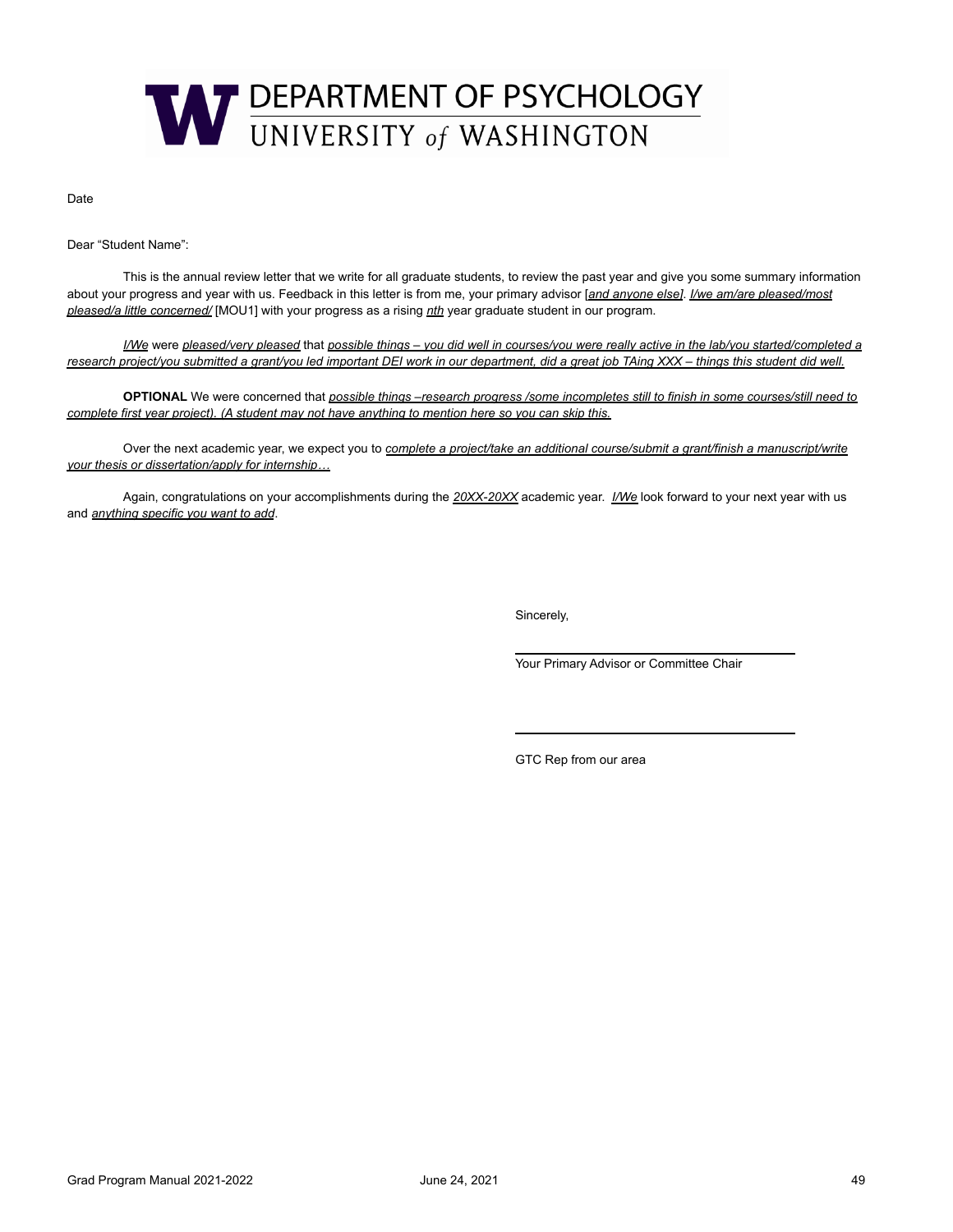# DEPARTMENT OF PSYCHOLOGY
## UNIVERSITY of WASHINGTON

Date

Dear "Student Name":

This is the annual review letter that we write for all graduate students, to review the past year and give you some summary information about your progress and year with us. Feedback in this letter is from me, your primary advisor [*and anyone else*]. *I/we am/are pleased/most pleased/a little concerned/* [MOU1] with your progress as a rising *nth* year graduate student in our program.

*I/We* were *pleased/very pleased* that *possible things – you did well in courses/you were really active in the lab/you started/completed a research project/you submitted a grant/you led important DEI work in our department, did a great job TAing XXX – things this student did well.*

**OPTIONAL** We were concerned that *possible things –research progress /some incompletes still to finish in some courses/still need to complete first year project). (A student may not have anything to mention here so you can skip this.*

Over the next academic year, we expect you to *complete a project/take an additional course/submit a grant/finish a manuscript/write your thesis or dissertation/apply for internship…*

Again, congratulations on your accomplishments during the *20XX-20XX* academic year. *I/We* look forward to your next year with us and *anything specific you want to add*.

Sincerely,

______________________________

Your Primary Advisor or Committee Chair

______________________________

GTC Rep from our area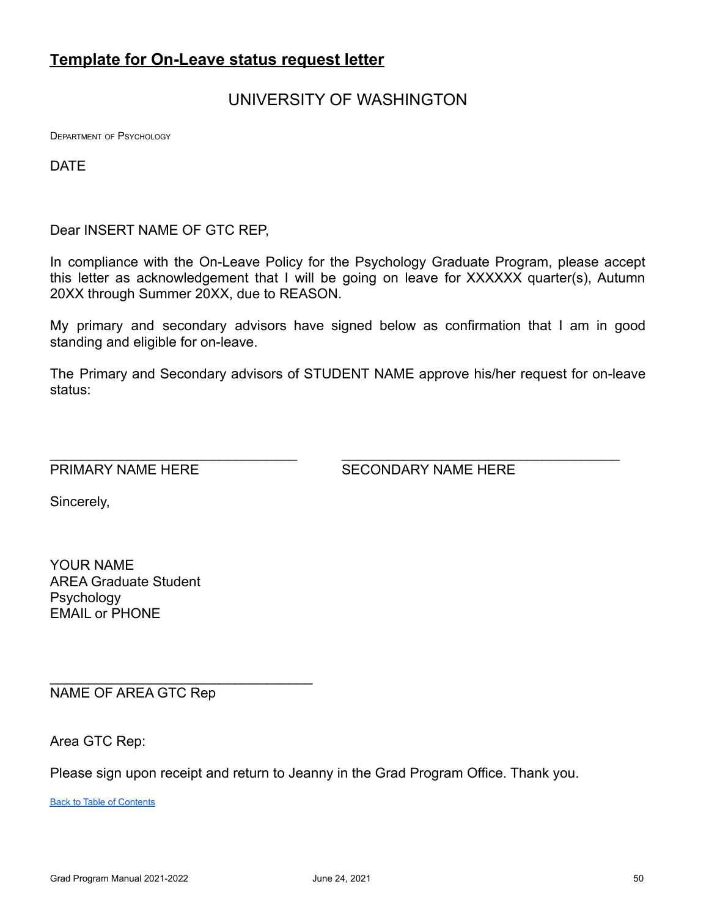## **Template for On-Leave status request letter**

UNIVERSITY OF WASHINGTON

DEPARTMENT OF PSYCHOLOGY

DATE

Dear INSERT NAME OF GTC REP,

In compliance with the On-Leave Policy for the Psychology Graduate Program, please accept this letter as acknowledgement that I will be going on leave for XXXXXX quarter(s), Autumn 20XX through Summer 20XX, due to REASON.

My primary and secondary advisors have signed below as confirmation that I am in good standing and eligible for on-leave.

The Primary and Secondary advisors of STUDENT NAME approve his/her request for on-leave status:

\_\_\_\_\_\_\_\_\_\_\_\_\_\_\_\_\_\_\_\_\_\_\_\_\_\_\_\_\_\_\_\_\_\_\_
PRIMARY NAME HERE

\_\_\_\_\_\_\_\_\_\_\_\_\_\_\_\_\_\_\_\_\_\_\_\_\_\_\_\_\_\_\_\_\_\_\_
SECONDARY NAME HERE

Sincerely,

YOUR NAME
AREA Graduate Student
Psychology
EMAIL or PHONE

\_\_\_\_\_\_\_\_\_\_\_\_\_\_\_\_\_\_\_\_\_\_\_\_\_\_\_\_\_\_\_\_\_\_\_
NAME OF AREA GTC Rep

Area GTC Rep:

Please sign upon receipt and return to Jeanny in the Grad Program Office. Thank you.

Back to Table of Contents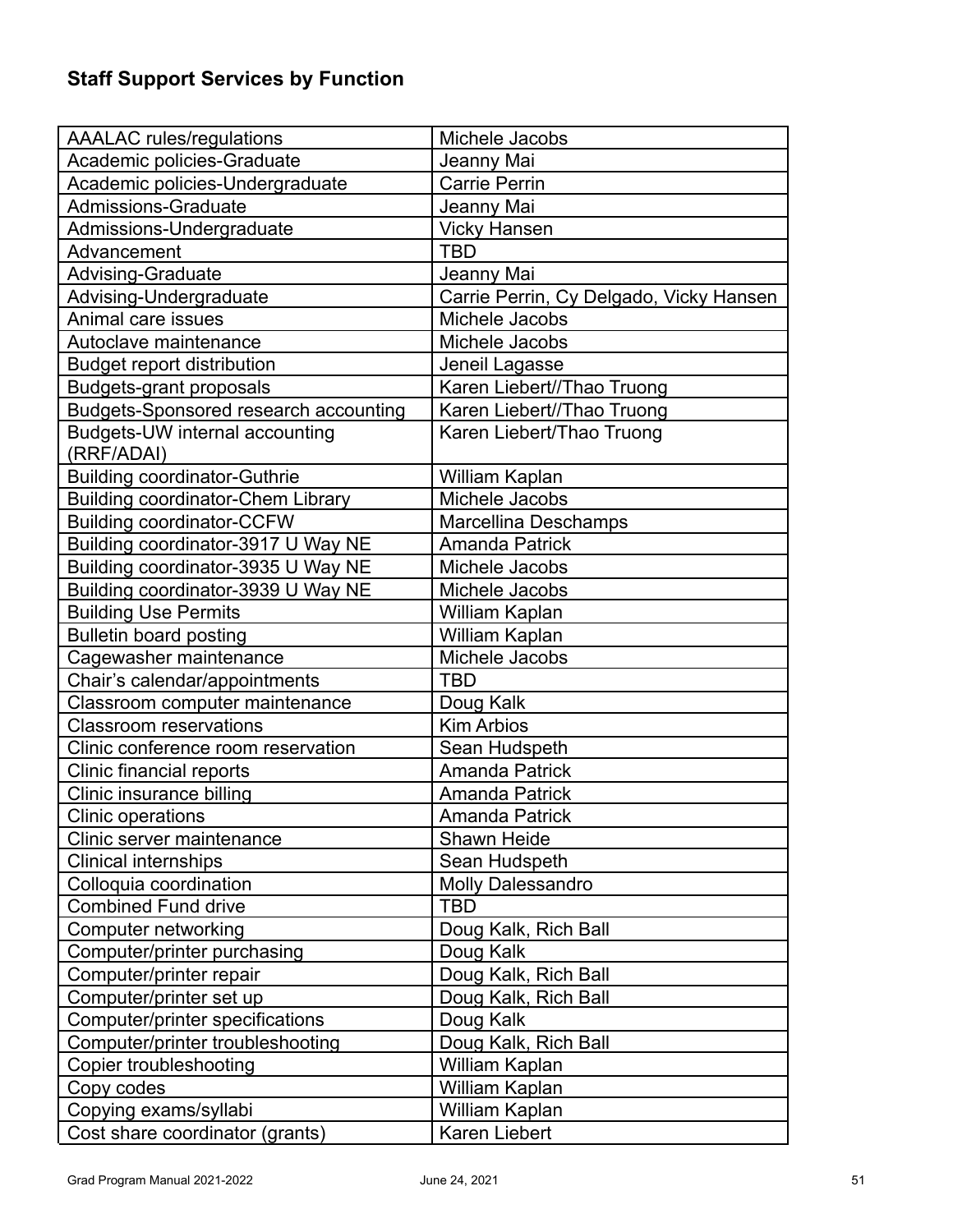## Staff Support Services by Function

| | |
|---|---|
| AAALAC rules/regulations | Michele Jacobs |
| Academic policies-Graduate | Jeanny Mai |
| Academic policies-Undergraduate | Carrie Perrin |
| Admissions-Graduate | Jeanny Mai |
| Admissions-Undergraduate | Vicky Hansen |
| Advancement | TBD |
| Advising-Graduate | Jeanny Mai |
| Advising-Undergraduate | Carrie Perrin, Cy Delgado, Vicky Hansen |
| Animal care issues | Michele Jacobs |
| Autoclave maintenance | Michele Jacobs |
| Budget report distribution | Jeneil Lagasse |
| Budgets-grant proposals | Karen Liebert//Thao Truong |
| Budgets-Sponsored research accounting | Karen Liebert//Thao Truong |
| Budgets-UW internal accounting (RRF/ADAI) | Karen Liebert/Thao Truong |
| Building coordinator-Guthrie | William Kaplan |
| Building coordinator-Chem Library | Michele Jacobs |
| Building coordinator-CCFW | Marcellina Deschamps |
| Building coordinator-3917 U Way NE | Amanda Patrick |
| Building coordinator-3935 U Way NE | Michele Jacobs |
| Building coordinator-3939 U Way NE | Michele Jacobs |
| Building Use Permits | William Kaplan |
| Bulletin board posting | William Kaplan |
| Cagewasher maintenance | Michele Jacobs |
| Chair's calendar/appointments | TBD |
| Classroom computer maintenance | Doug Kalk |
| Classroom reservations | Kim Arbios |
| Clinic conference room reservation | Sean Hudspeth |
| Clinic financial reports | Amanda Patrick |
| Clinic insurance billing | Amanda Patrick |
| Clinic operations | Amanda Patrick |
| Clinic server maintenance | Shawn Heide |
| Clinical internships | Sean Hudspeth |
| Colloquia coordination | Molly Dalessandro |
| Combined Fund drive | TBD |
| Computer networking | Doug Kalk, Rich Ball |
| Computer/printer purchasing | Doug Kalk |
| Computer/printer repair | Doug Kalk, Rich Ball |
| Computer/printer set up | Doug Kalk, Rich Ball |
| Computer/printer specifications | Doug Kalk |
| Computer/printer troubleshooting | Doug Kalk, Rich Ball |
| Copier troubleshooting | William Kaplan |
| Copy codes | William Kaplan |
| Copying exams/syllabi | William Kaplan |
| Cost share coordinator (grants) | Karen Liebert |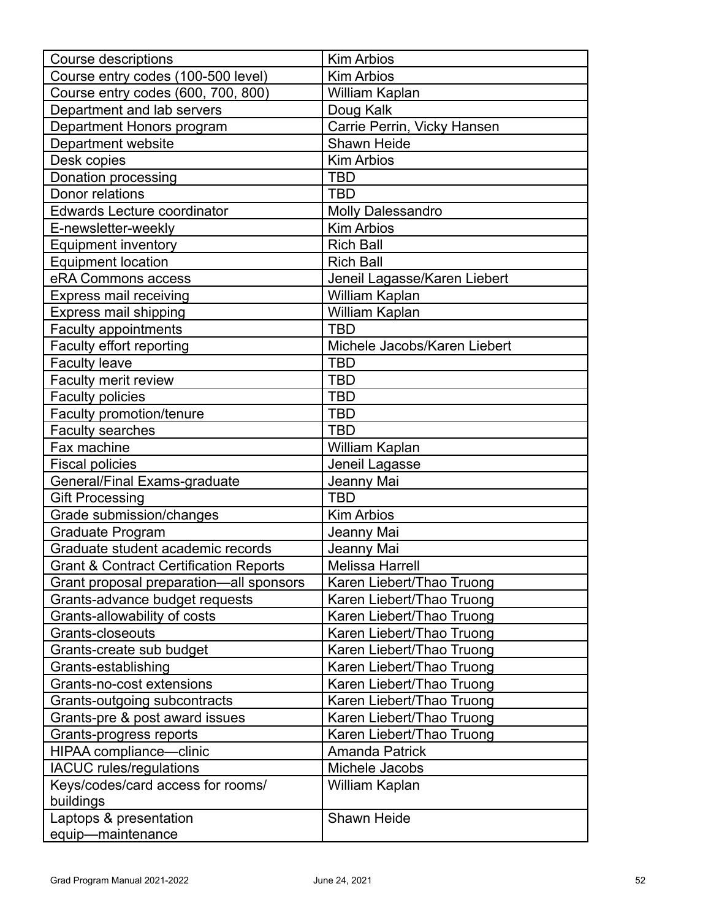| Course descriptions | Kim Arbios |
|---|---|
| Course entry codes (100-500 level) | Kim Arbios |
| Course entry codes (600, 700, 800) | William Kaplan |
| Department and lab servers | Doug Kalk |
| Department Honors program | Carrie Perrin, Vicky Hansen |
| Department website | Shawn Heide |
| Desk copies | Kim Arbios |
| Donation processing | TBD |
| Donor relations | TBD |
| Edwards Lecture coordinator | Molly Dalessandro |
| E-newsletter-weekly | Kim Arbios |
| Equipment inventory | Rich Ball |
| Equipment location | Rich Ball |
| eRA Commons access | Jeneil Lagasse/Karen Liebert |
| Express mail receiving | William Kaplan |
| Express mail shipping | William Kaplan |
| Faculty appointments | TBD |
| Faculty effort reporting | Michele Jacobs/Karen Liebert |
| Faculty leave | TBD |
| Faculty merit review | TBD |
| Faculty policies | TBD |
| Faculty promotion/tenure | TBD |
| Faculty searches | TBD |
| Fax machine | William Kaplan |
| Fiscal policies | Jeneil Lagasse |
| General/Final Exams-graduate | Jeanny Mai |
| Gift Processing | TBD |
| Grade submission/changes | Kim Arbios |
| Graduate Program | Jeanny Mai |
| Graduate student academic records | Jeanny Mai |
| Grant & Contract Certification Reports | Melissa Harrell |
| Grant proposal preparation—all sponsors | Karen Liebert/Thao Truong |
| Grants-advance budget requests | Karen Liebert/Thao Truong |
| Grants-allowability of costs | Karen Liebert/Thao Truong |
| Grants-closeouts | Karen Liebert/Thao Truong |
| Grants-create sub budget | Karen Liebert/Thao Truong |
| Grants-establishing | Karen Liebert/Thao Truong |
| Grants-no-cost extensions | Karen Liebert/Thao Truong |
| Grants-outgoing subcontracts | Karen Liebert/Thao Truong |
| Grants-pre & post award issues | Karen Liebert/Thao Truong |
| Grants-progress reports | Karen Liebert/Thao Truong |
| HIPAA compliance—clinic | Amanda Patrick |
| IACUC rules/regulations | Michele Jacobs |
| Keys/codes/card access for rooms/ buildings | William Kaplan |
| Laptops & presentation equip—maintenance | Shawn Heide |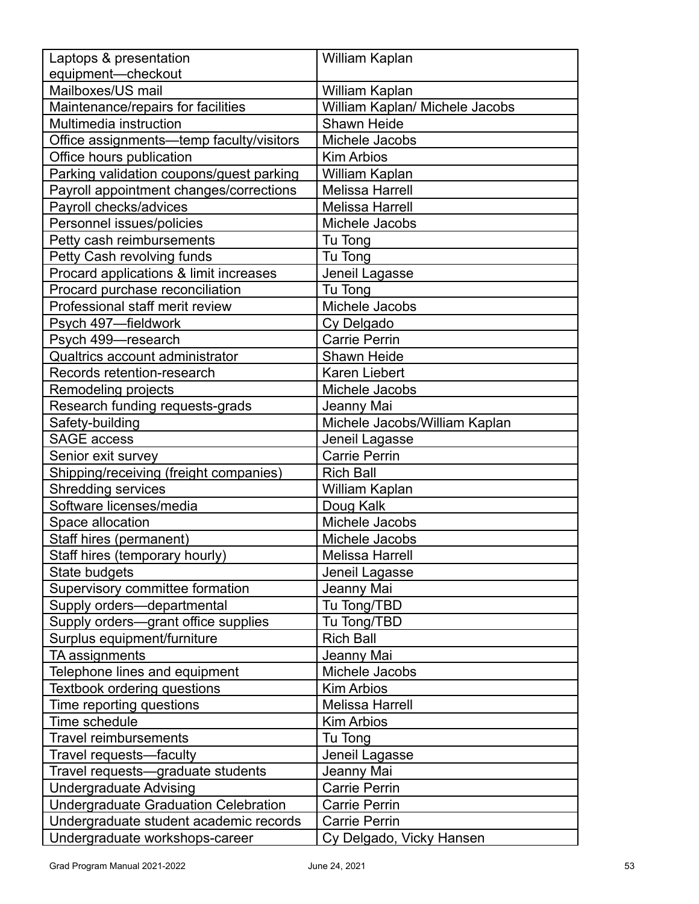| | |
|---|---|
| Laptops & presentation equipment—checkout | William Kaplan |
| Mailboxes/US mail | William Kaplan |
| Maintenance/repairs for facilities | William Kaplan/ Michele Jacobs |
| Multimedia instruction | Shawn Heide |
| Office assignments—temp faculty/visitors | Michele Jacobs |
| Office hours publication | Kim Arbios |
| Parking validation coupons/guest parking | William Kaplan |
| Payroll appointment changes/corrections | Melissa Harrell |
| Payroll checks/advices | Melissa Harrell |
| Personnel issues/policies | Michele Jacobs |
| Petty cash reimbursements | Tu Tong |
| Petty Cash revolving funds | Tu Tong |
| Procard applications & limit increases | Jeneil Lagasse |
| Procard purchase reconciliation | Tu Tong |
| Professional staff merit review | Michele Jacobs |
| Psych 497—fieldwork | Cy Delgado |
| Psych 499—research | Carrie Perrin |
| Qualtrics account administrator | Shawn Heide |
| Records retention-research | Karen Liebert |
| Remodeling projects | Michele Jacobs |
| Research funding requests-grads | Jeanny Mai |
| Safety-building | Michele Jacobs/William Kaplan |
| SAGE access | Jeneil Lagasse |
| Senior exit survey | Carrie Perrin |
| Shipping/receiving (freight companies) | Rich Ball |
| Shredding services | William Kaplan |
| Software licenses/media | Doug Kalk |
| Space allocation | Michele Jacobs |
| Staff hires (permanent) | Michele Jacobs |
| Staff hires (temporary hourly) | Melissa Harrell |
| State budgets | Jeneil Lagasse |
| Supervisory committee formation | Jeanny Mai |
| Supply orders—departmental | Tu Tong/TBD |
| Supply orders—grant office supplies | Tu Tong/TBD |
| Surplus equipment/furniture | Rich Ball |
| TA assignments | Jeanny Mai |
| Telephone lines and equipment | Michele Jacobs |
| Textbook ordering questions | Kim Arbios |
| Time reporting questions | Melissa Harrell |
| Time schedule | Kim Arbios |
| Travel reimbursements | Tu Tong |
| Travel requests—faculty | Jeneil Lagasse |
| Travel requests—graduate students | Jeanny Mai |
| Undergraduate Advising | Carrie Perrin |
| Undergraduate Graduation Celebration | Carrie Perrin |
| Undergraduate student academic records | Carrie Perrin |
| Undergraduate workshops-career | Cy Delgado, Vicky Hansen |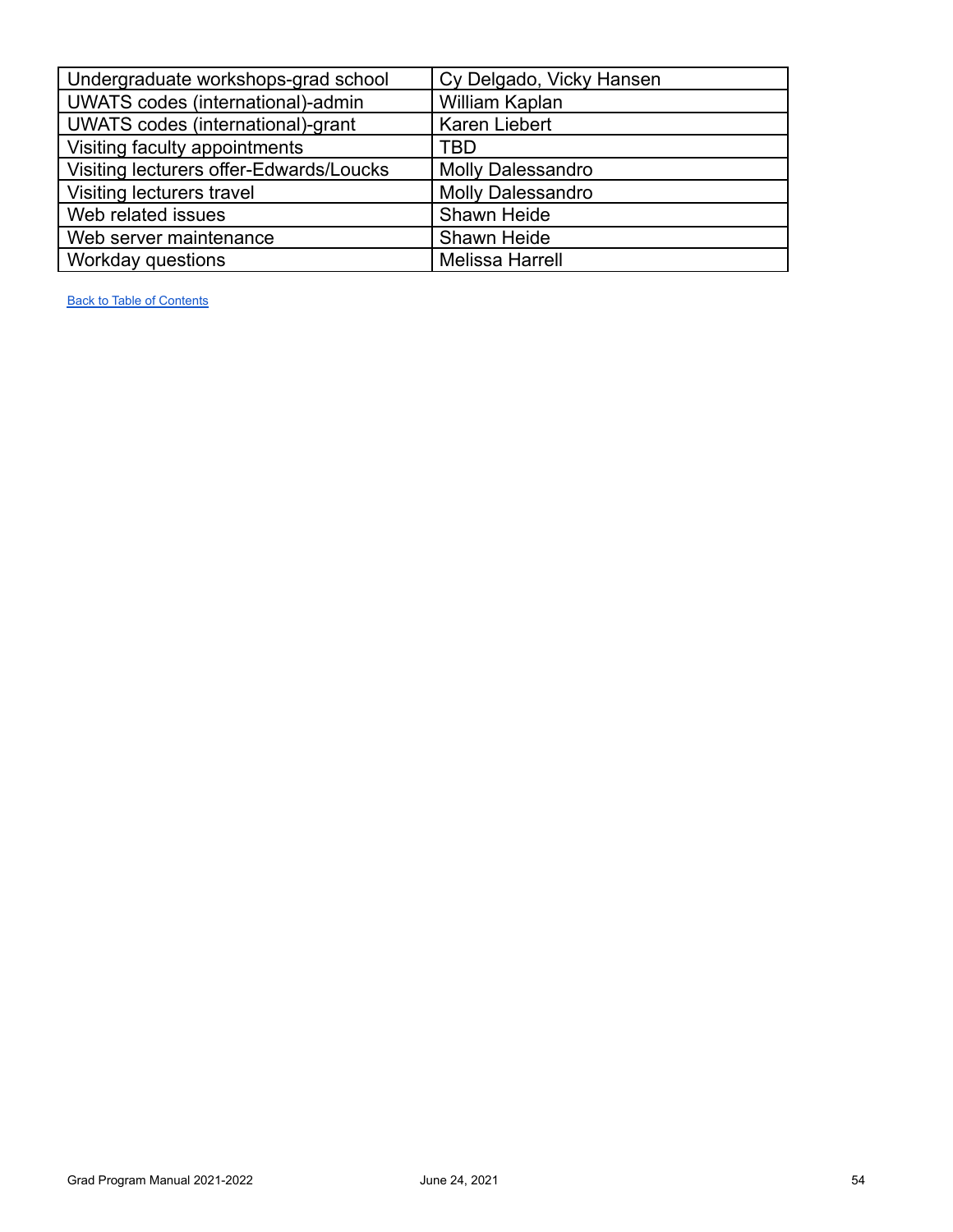| | |
|---|---|
| Undergraduate workshops-grad school | Cy Delgado, Vicky Hansen |
| UWATS codes (international)-admin | William Kaplan |
| UWATS codes (international)-grant | Karen Liebert |
| Visiting faculty appointments | TBD |
| Visiting lecturers offer-Edwards/Loucks | Molly Dalessandro |
| Visiting lecturers travel | Molly Dalessandro |
| Web related issues | Shawn Heide |
| Web server maintenance | Shawn Heide |
| Workday questions | Melissa Harrell |

Back to Table of Contents